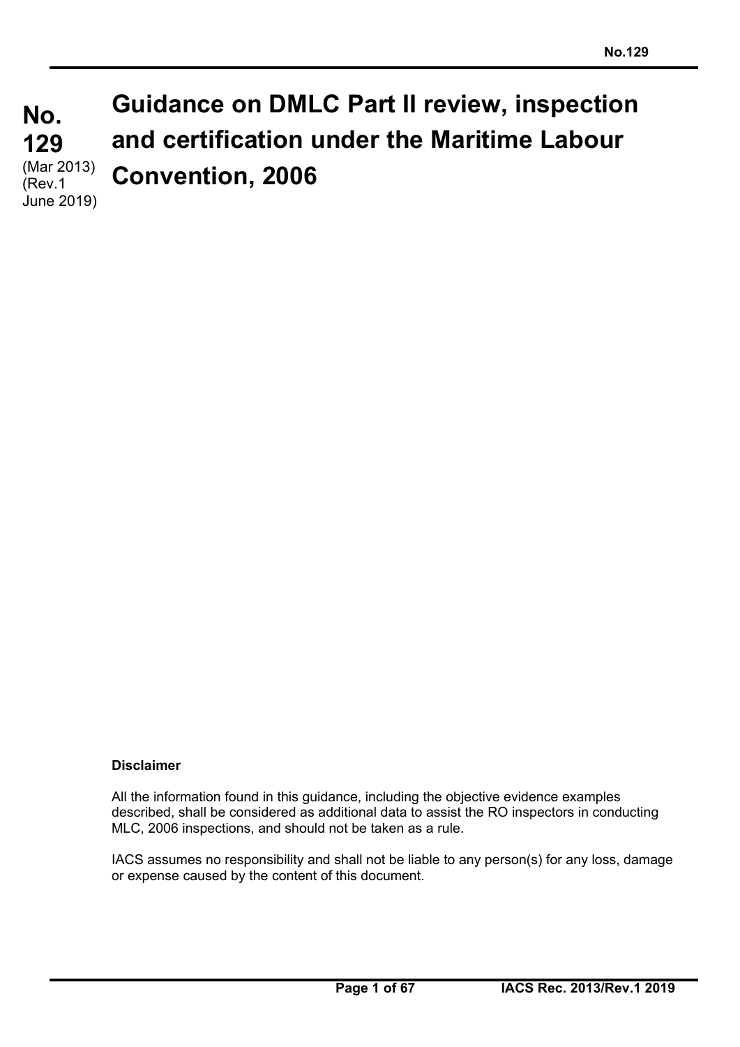# No. 129

(Mar 2013)
(Rev.1 June 2019)

# Guidance on DMLC Part II review, inspection and certification under the Maritime Labour Convention, 2006

**Disclaimer**

All the information found in this guidance, including the objective evidence examples described, shall be considered as additional data to assist the RO inspectors in conducting MLC, 2006 inspections, and should not be taken as a rule.

IACS assumes no responsibility and shall not be liable to any person(s) for any loss, damage or expense caused by the content of this document.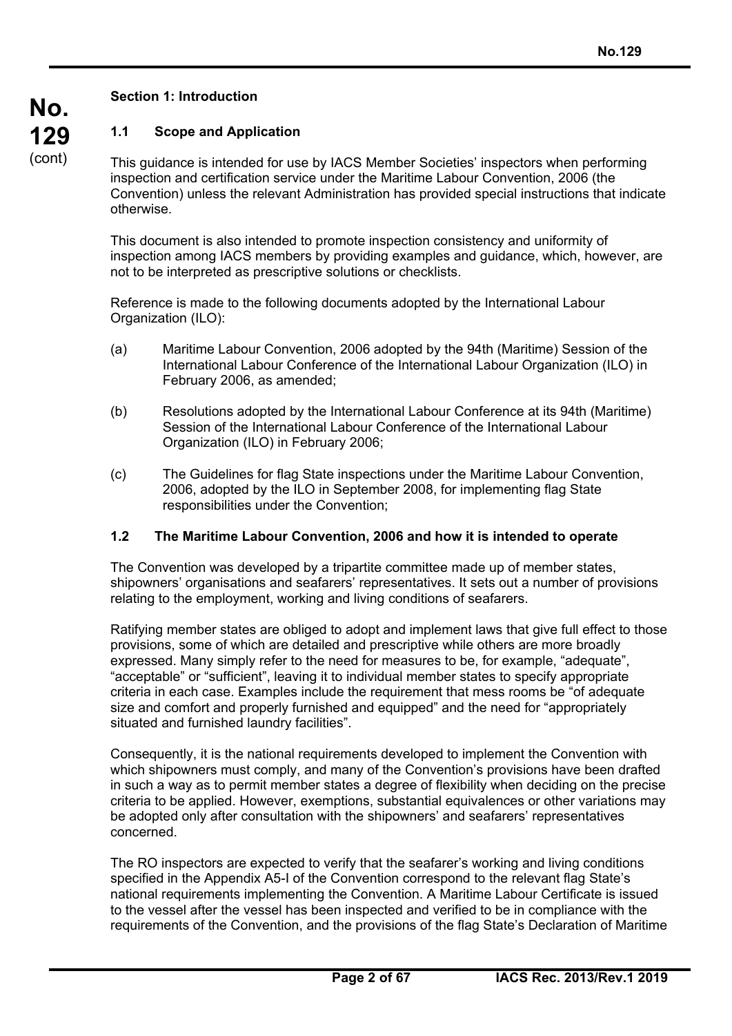## Section 1: Introduction

### 1.1 Scope and Application

This guidance is intended for use by IACS Member Societies' inspectors when performing inspection and certification service under the Maritime Labour Convention, 2006 (the Convention) unless the relevant Administration has provided special instructions that indicate otherwise.

This document is also intended to promote inspection consistency and uniformity of inspection among IACS members by providing examples and guidance, which, however, are not to be interpreted as prescriptive solutions or checklists.

Reference is made to the following documents adopted by the International Labour Organization (ILO):

(a) Maritime Labour Convention, 2006 adopted by the 94th (Maritime) Session of the International Labour Conference of the International Labour Organization (ILO) in February 2006, as amended;

(b) Resolutions adopted by the International Labour Conference at its 94th (Maritime) Session of the International Labour Conference of the International Labour Organization (ILO) in February 2006;

(c) The Guidelines for flag State inspections under the Maritime Labour Convention, 2006, adopted by the ILO in September 2008, for implementing flag State responsibilities under the Convention;

### 1.2 The Maritime Labour Convention, 2006 and how it is intended to operate

The Convention was developed by a tripartite committee made up of member states, shipowners' organisations and seafarers' representatives. It sets out a number of provisions relating to the employment, working and living conditions of seafarers.

Ratifying member states are obliged to adopt and implement laws that give full effect to those provisions, some of which are detailed and prescriptive while others are more broadly expressed. Many simply refer to the need for measures to be, for example, "adequate", "acceptable" or "sufficient", leaving it to individual member states to specify appropriate criteria in each case. Examples include the requirement that mess rooms be "of adequate size and comfort and properly furnished and equipped" and the need for "appropriately situated and furnished laundry facilities".

Consequently, it is the national requirements developed to implement the Convention with which shipowners must comply, and many of the Convention's provisions have been drafted in such a way as to permit member states a degree of flexibility when deciding on the precise criteria to be applied. However, exemptions, substantial equivalences or other variations may be adopted only after consultation with the shipowners' and seafarers' representatives concerned.

The RO inspectors are expected to verify that the seafarer's working and living conditions specified in the Appendix A5-I of the Convention correspond to the relevant flag State's national requirements implementing the Convention. A Maritime Labour Certificate is issued to the vessel after the vessel has been inspected and verified to be in compliance with the requirements of the Convention, and the provisions of the flag State's Declaration of Maritime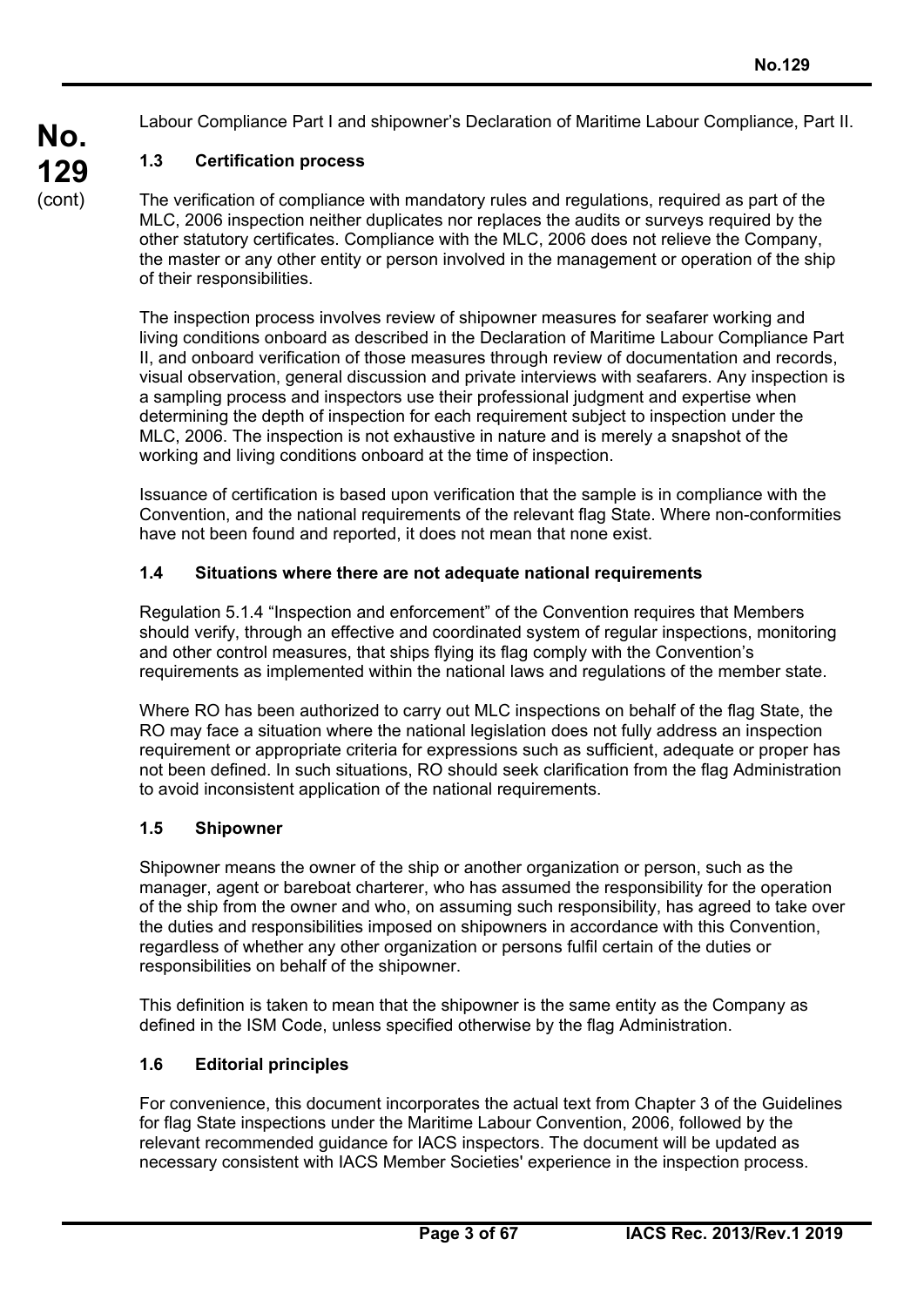Labour Compliance Part I and shipowner's Declaration of Maritime Labour Compliance, Part II.

### 1.3 Certification process

The verification of compliance with mandatory rules and regulations, required as part of the MLC, 2006 inspection neither duplicates nor replaces the audits or surveys required by the other statutory certificates. Compliance with the MLC, 2006 does not relieve the Company, the master or any other entity or person involved in the management or operation of the ship of their responsibilities.

The inspection process involves review of shipowner measures for seafarer working and living conditions onboard as described in the Declaration of Maritime Labour Compliance Part II, and onboard verification of those measures through review of documentation and records, visual observation, general discussion and private interviews with seafarers. Any inspection is a sampling process and inspectors use their professional judgment and expertise when determining the depth of inspection for each requirement subject to inspection under the MLC, 2006. The inspection is not exhaustive in nature and is merely a snapshot of the working and living conditions onboard at the time of inspection.

Issuance of certification is based upon verification that the sample is in compliance with the Convention, and the national requirements of the relevant flag State. Where non-conformities have not been found and reported, it does not mean that none exist.

### 1.4 Situations where there are not adequate national requirements

Regulation 5.1.4 "Inspection and enforcement" of the Convention requires that Members should verify, through an effective and coordinated system of regular inspections, monitoring and other control measures, that ships flying its flag comply with the Convention's requirements as implemented within the national laws and regulations of the member state.

Where RO has been authorized to carry out MLC inspections on behalf of the flag State, the RO may face a situation where the national legislation does not fully address an inspection requirement or appropriate criteria for expressions such as sufficient, adequate or proper has not been defined. In such situations, RO should seek clarification from the flag Administration to avoid inconsistent application of the national requirements.

### 1.5 Shipowner

Shipowner means the owner of the ship or another organization or person, such as the manager, agent or bareboat charterer, who has assumed the responsibility for the operation of the ship from the owner and who, on assuming such responsibility, has agreed to take over the duties and responsibilities imposed on shipowners in accordance with this Convention, regardless of whether any other organization or persons fulfil certain of the duties or responsibilities on behalf of the shipowner.

This definition is taken to mean that the shipowner is the same entity as the Company as defined in the ISM Code, unless specified otherwise by the flag Administration.

### 1.6 Editorial principles

For convenience, this document incorporates the actual text from Chapter 3 of the Guidelines for flag State inspections under the Maritime Labour Convention, 2006, followed by the relevant recommended guidance for IACS inspectors. The document will be updated as necessary consistent with IACS Member Societies' experience in the inspection process.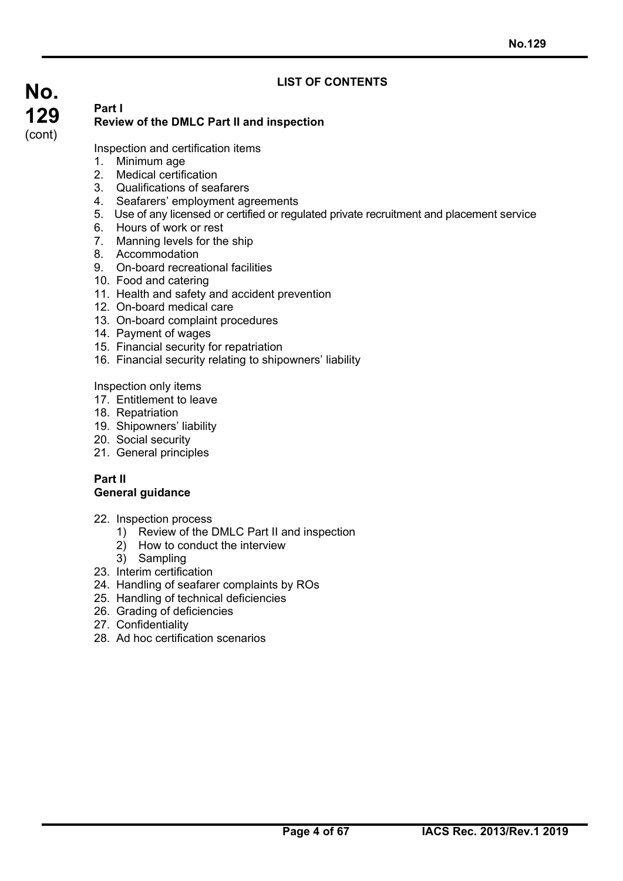## LIST OF CONTENTS

**Part I**
**Review of the DMLC Part II and inspection**

Inspection and certification items

1. Minimum age
2. Medical certification
3. Qualifications of seafarers
4. Seafarers' employment agreements
5. Use of any licensed or certified or regulated private recruitment and placement service
6. Hours of work or rest
7. Manning levels for the ship
8. Accommodation
9. On-board recreational facilities
10. Food and catering
11. Health and safety and accident prevention
12. On-board medical care
13. On-board complaint procedures
14. Payment of wages
15. Financial security for repatriation
16. Financial security relating to shipowners' liability

Inspection only items

17. Entitlement to leave
18. Repatriation
19. Shipowners' liability
20. Social security
21. General principles

**Part II**
**General guidance**

22. Inspection process
    1) Review of the DMLC Part II and inspection
    2) How to conduct the interview
    3) Sampling
23. Interim certification
24. Handling of seafarer complaints by ROs
25. Handling of technical deficiencies
26. Grading of deficiencies
27. Confidentiality
28. Ad hoc certification scenarios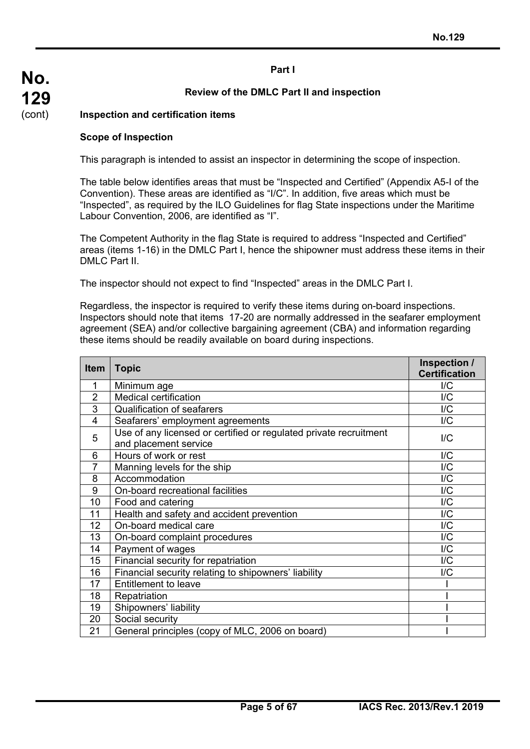## Part I

## Review of the DMLC Part II and inspection

### Inspection and certification items

**Scope of Inspection**

This paragraph is intended to assist an inspector in determining the scope of inspection.

The table below identifies areas that must be "Inspected and Certified" (Appendix A5-I of the Convention). These areas are identified as "I/C". In addition, five areas which must be "Inspected", as required by the ILO Guidelines for flag State inspections under the Maritime Labour Convention, 2006, are identified as "I".

The Competent Authority in the flag State is required to address "Inspected and Certified" areas (items 1-16) in the DMLC Part I, hence the shipowner must address these items in their DMLC Part II.

The inspector should not expect to find "Inspected" areas in the DMLC Part I.

Regardless, the inspector is required to verify these items during on-board inspections. Inspectors should note that items 17-20 are normally addressed in the seafarer employment agreement (SEA) and/or collective bargaining agreement (CBA) and information regarding these items should be readily available on board during inspections.

| Item | Topic | Inspection / Certification |
|---|---|---|
| 1 | Minimum age | I/C |
| 2 | Medical certification | I/C |
| 3 | Qualification of seafarers | I/C |
| 4 | Seafarers' employment agreements | I/C |
| 5 | Use of any licensed or certified or regulated private recruitment and placement service | I/C |
| 6 | Hours of work or rest | I/C |
| 7 | Manning levels for the ship | I/C |
| 8 | Accommodation | I/C |
| 9 | On-board recreational facilities | I/C |
| 10 | Food and catering | I/C |
| 11 | Health and safety and accident prevention | I/C |
| 12 | On-board medical care | I/C |
| 13 | On-board complaint procedures | I/C |
| 14 | Payment of wages | I/C |
| 15 | Financial security for repatriation | I/C |
| 16 | Financial security relating to shipowners' liability | I/C |
| 17 | Entitlement to leave | I |
| 18 | Repatriation | I |
| 19 | Shipowners' liability | I |
| 20 | Social security | I |
| 21 | General principles (copy of MLC, 2006 on board) | I |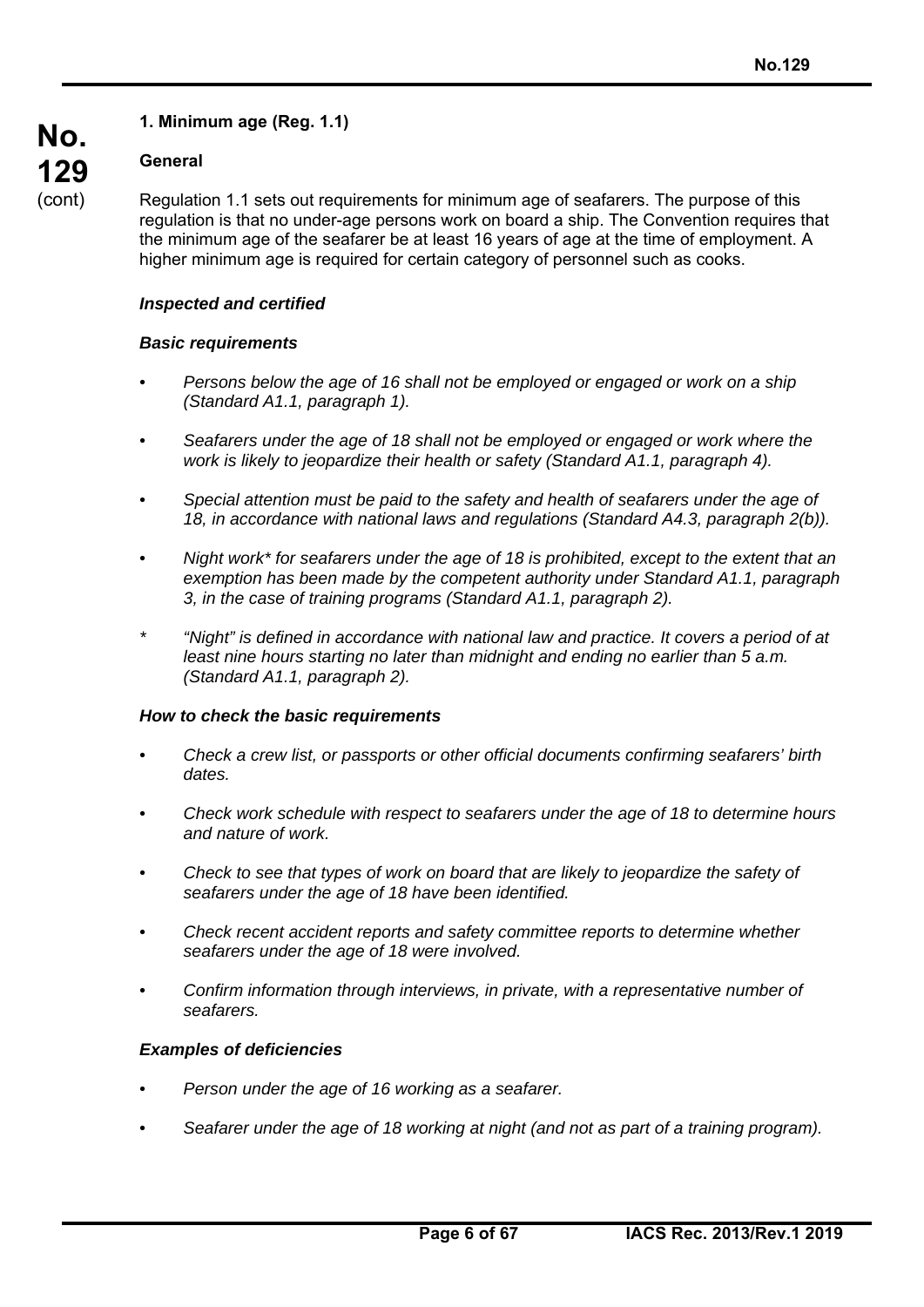### 1. Minimum age (Reg. 1.1)

**General**

Regulation 1.1 sets out requirements for minimum age of seafarers. The purpose of this regulation is that no under-age persons work on board a ship. The Convention requires that the minimum age of the seafarer be at least 16 years of age at the time of employment. A higher minimum age is required for certain category of personnel such as cooks.

***Inspected and certified***

***Basic requirements***

- *Persons below the age of 16 shall not be employed or engaged or work on a ship (Standard A1.1, paragraph 1).*
- *Seafarers under the age of 18 shall not be employed or engaged or work where the work is likely to jeopardize their health or safety (Standard A1.1, paragraph 4).*
- *Special attention must be paid to the safety and health of seafarers under the age of 18, in accordance with national laws and regulations (Standard A4.3, paragraph 2(b)).*
- *Night work* for seafarers under the age of 18 is prohibited, except to the extent that an exemption has been made by the competent authority under Standard A1.1, paragraph 3, in the case of training programs (Standard A1.1, paragraph 2).*

\* *"Night" is defined in accordance with national law and practice. It covers a period of at least nine hours starting no later than midnight and ending no earlier than 5 a.m. (Standard A1.1, paragraph 2).*

***How to check the basic requirements***

- *Check a crew list, or passports or other official documents confirming seafarers' birth dates.*
- *Check work schedule with respect to seafarers under the age of 18 to determine hours and nature of work.*
- *Check to see that types of work on board that are likely to jeopardize the safety of seafarers under the age of 18 have been identified.*
- *Check recent accident reports and safety committee reports to determine whether seafarers under the age of 18 were involved.*
- *Confirm information through interviews, in private, with a representative number of seafarers.*

***Examples of deficiencies***

- *Person under the age of 16 working as a seafarer.*
- *Seafarer under the age of 18 working at night (and not as part of a training program).*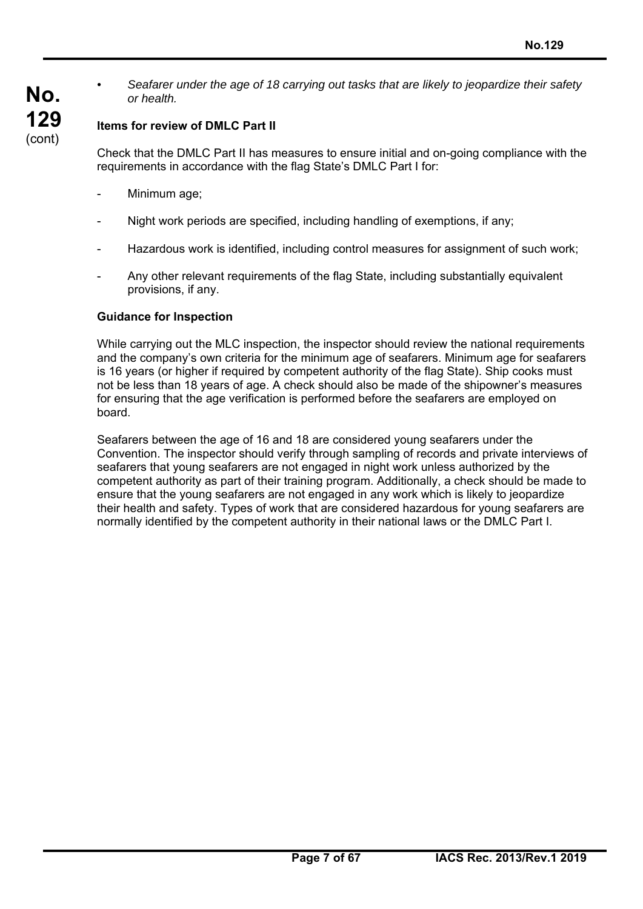- *Seafarer under the age of 18 carrying out tasks that are likely to jeopardize their safety or health.*

**Items for review of DMLC Part II**

Check that the DMLC Part II has measures to ensure initial and on-going compliance with the requirements in accordance with the flag State's DMLC Part I for:

- Minimum age;
- Night work periods are specified, including handling of exemptions, if any;
- Hazardous work is identified, including control measures for assignment of such work;
- Any other relevant requirements of the flag State, including substantially equivalent provisions, if any.

**Guidance for Inspection**

While carrying out the MLC inspection, the inspector should review the national requirements and the company's own criteria for the minimum age of seafarers. Minimum age for seafarers is 16 years (or higher if required by competent authority of the flag State). Ship cooks must not be less than 18 years of age. A check should also be made of the shipowner's measures for ensuring that the age verification is performed before the seafarers are employed on board.

Seafarers between the age of 16 and 18 are considered young seafarers under the Convention. The inspector should verify through sampling of records and private interviews of seafarers that young seafarers are not engaged in night work unless authorized by the competent authority as part of their training program. Additionally, a check should be made to ensure that the young seafarers are not engaged in any work which is likely to jeopardize their health and safety. Types of work that are considered hazardous for young seafarers are normally identified by the competent authority in their national laws or the DMLC Part I.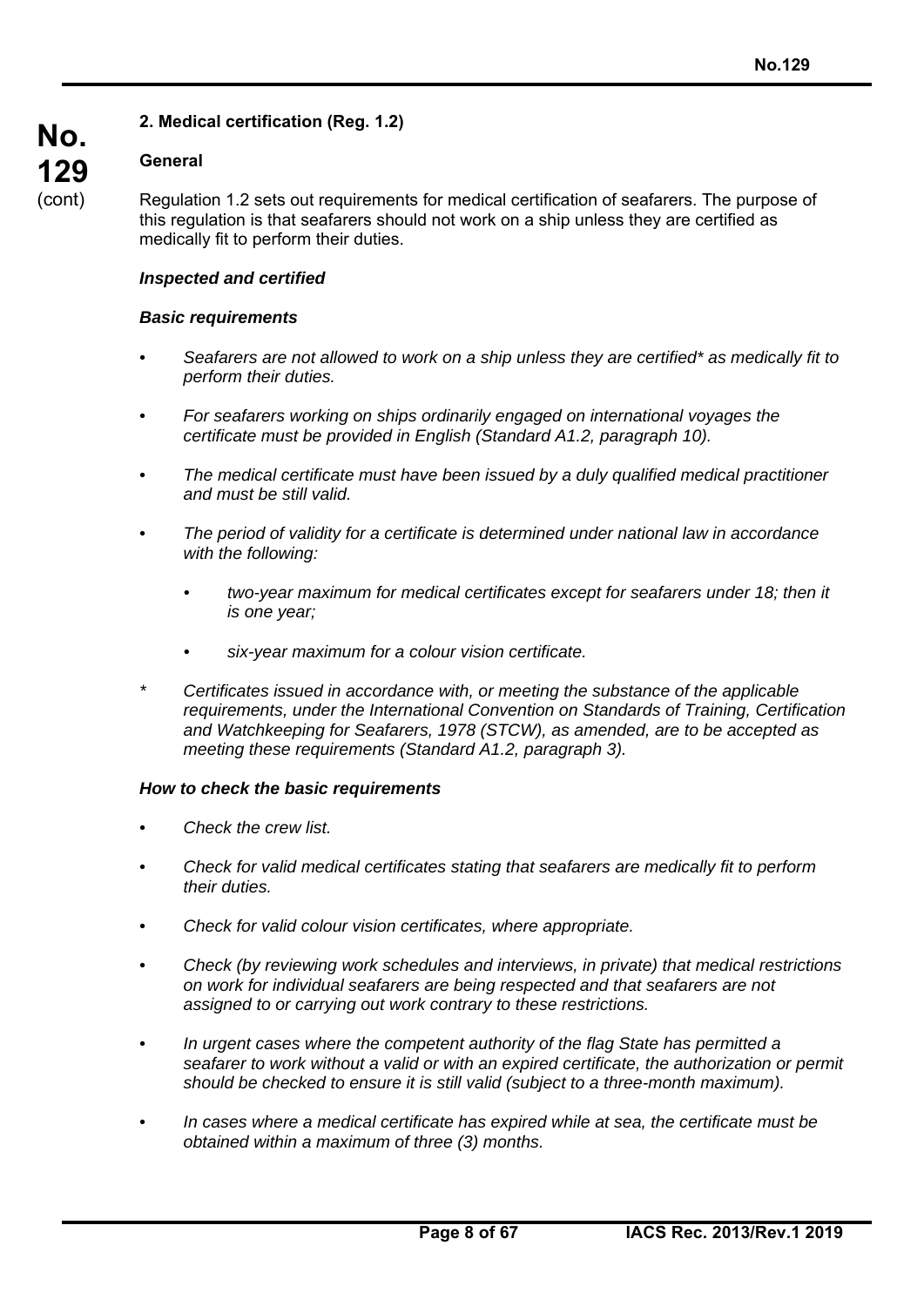## 2. Medical certification (Reg. 1.2)

### General

Regulation 1.2 sets out requirements for medical certification of seafarers. The purpose of this regulation is that seafarers should not work on a ship unless they are certified as medically fit to perform their duties.

***Inspected and certified***

***Basic requirements***

- *Seafarers are not allowed to work on a ship unless they are certified\* as medically fit to perform their duties.*
- *For seafarers working on ships ordinarily engaged on international voyages the certificate must be provided in English (Standard A1.2, paragraph 10).*
- *The medical certificate must have been issued by a duly qualified medical practitioner and must be still valid.*
- *The period of validity for a certificate is determined under national law in accordance with the following:*
  - *two-year maximum for medical certificates except for seafarers under 18; then it is one year;*
  - *six-year maximum for a colour vision certificate.*

\* *Certificates issued in accordance with, or meeting the substance of the applicable requirements, under the International Convention on Standards of Training, Certification and Watchkeeping for Seafarers, 1978 (STCW), as amended, are to be accepted as meeting these requirements (Standard A1.2, paragraph 3).*

***How to check the basic requirements***

- *Check the crew list.*
- *Check for valid medical certificates stating that seafarers are medically fit to perform their duties.*
- *Check for valid colour vision certificates, where appropriate.*
- *Check (by reviewing work schedules and interviews, in private) that medical restrictions on work for individual seafarers are being respected and that seafarers are not assigned to or carrying out work contrary to these restrictions.*
- *In urgent cases where the competent authority of the flag State has permitted a seafarer to work without a valid or with an expired certificate, the authorization or permit should be checked to ensure it is still valid (subject to a three-month maximum).*
- *In cases where a medical certificate has expired while at sea, the certificate must be obtained within a maximum of three (3) months.*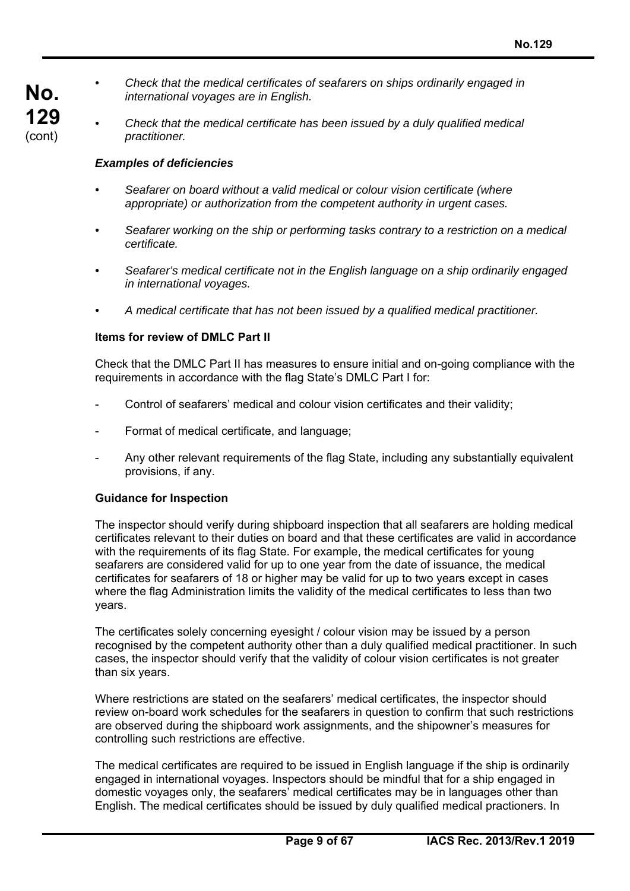- *Check that the medical certificates of seafarers on ships ordinarily engaged in international voyages are in English.*

- *Check that the medical certificate has been issued by a duly qualified medical practitioner.*

***Examples of deficiencies***

- *Seafarer on board without a valid medical or colour vision certificate (where appropriate) or authorization from the competent authority in urgent cases.*

- *Seafarer working on the ship or performing tasks contrary to a restriction on a medical certificate.*

- *Seafarer's medical certificate not in the English language on a ship ordinarily engaged in international voyages.*

- *A medical certificate that has not been issued by a qualified medical practitioner.*

**Items for review of DMLC Part II**

Check that the DMLC Part II has measures to ensure initial and on-going compliance with the requirements in accordance with the flag State's DMLC Part I for:

- Control of seafarers' medical and colour vision certificates and their validity;

- Format of medical certificate, and language;

- Any other relevant requirements of the flag State, including any substantially equivalent provisions, if any.

**Guidance for Inspection**

The inspector should verify during shipboard inspection that all seafarers are holding medical certificates relevant to their duties on board and that these certificates are valid in accordance with the requirements of its flag State. For example, the medical certificates for young seafarers are considered valid for up to one year from the date of issuance, the medical certificates for seafarers of 18 or higher may be valid for up to two years except in cases where the flag Administration limits the validity of the medical certificates to less than two years.

The certificates solely concerning eyesight / colour vision may be issued by a person recognised by the competent authority other than a duly qualified medical practitioner. In such cases, the inspector should verify that the validity of colour vision certificates is not greater than six years.

Where restrictions are stated on the seafarers' medical certificates, the inspector should review on-board work schedules for the seafarers in question to confirm that such restrictions are observed during the shipboard work assignments, and the shipowner's measures for controlling such restrictions are effective.

The medical certificates are required to be issued in English language if the ship is ordinarily engaged in international voyages. Inspectors should be mindful that for a ship engaged in domestic voyages only, the seafarers' medical certificates may be in languages other than English. The medical certificates should be issued by duly qualified medical practioners. In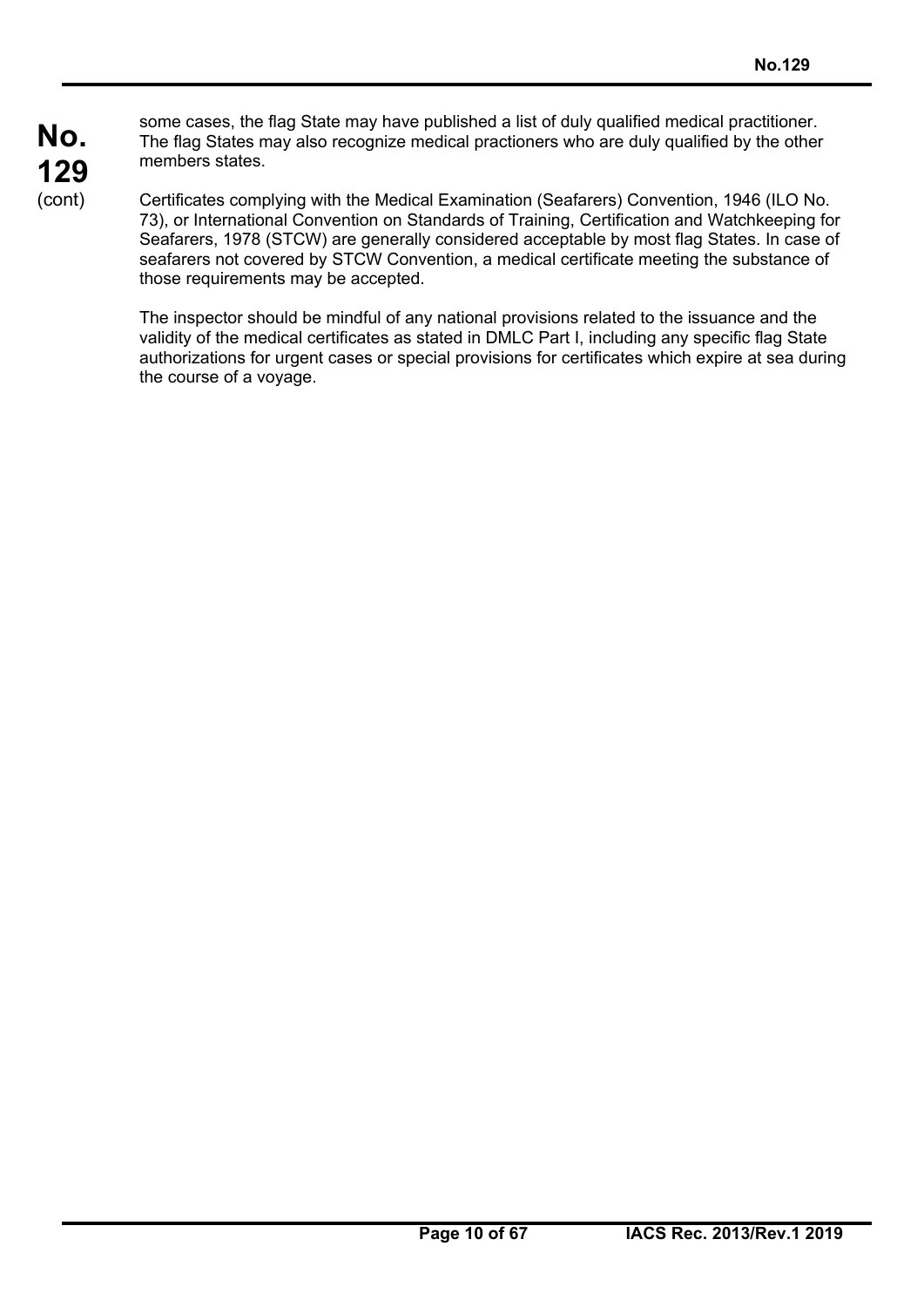some cases, the flag State may have published a list of duly qualified medical practitioner. The flag States may also recognize medical practioners who are duly qualified by the other members states.

Certificates complying with the Medical Examination (Seafarers) Convention, 1946 (ILO No. 73), or International Convention on Standards of Training, Certification and Watchkeeping for Seafarers, 1978 (STCW) are generally considered acceptable by most flag States. In case of seafarers not covered by STCW Convention, a medical certificate meeting the substance of those requirements may be accepted.

The inspector should be mindful of any national provisions related to the issuance and the validity of the medical certificates as stated in DMLC Part I, including any specific flag State authorizations for urgent cases or special provisions for certificates which expire at sea during the course of a voyage.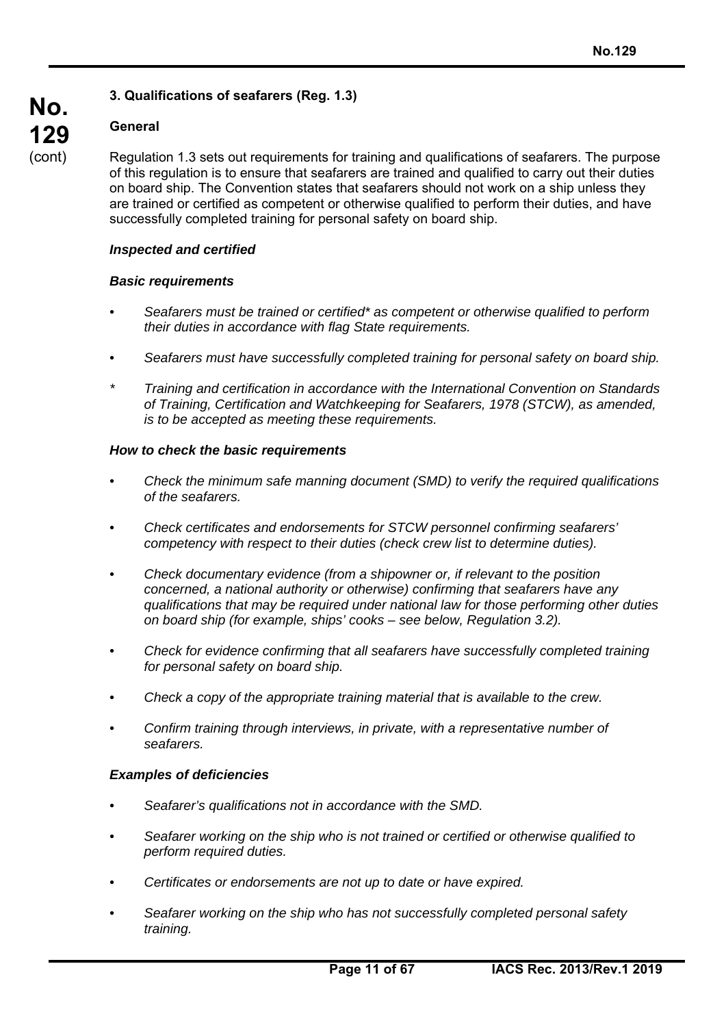## 3. Qualifications of seafarers (Reg. 1.3)

### General

Regulation 1.3 sets out requirements for training and qualifications of seafarers. The purpose of this regulation is to ensure that seafarers are trained and qualified to carry out their duties on board ship. The Convention states that seafarers should not work on a ship unless they are trained or certified as competent or otherwise qualified to perform their duties, and have successfully completed training for personal safety on board ship.

***Inspected and certified***

***Basic requirements***

- *Seafarers must be trained or certified\* as competent or otherwise qualified to perform their duties in accordance with flag State requirements.*
- *Seafarers must have successfully completed training for personal safety on board ship.*

*\* Training and certification in accordance with the International Convention on Standards of Training, Certification and Watchkeeping for Seafarers, 1978 (STCW), as amended, is to be accepted as meeting these requirements.*

***How to check the basic requirements***

- *Check the minimum safe manning document (SMD) to verify the required qualifications of the seafarers.*
- *Check certificates and endorsements for STCW personnel confirming seafarers' competency with respect to their duties (check crew list to determine duties).*
- *Check documentary evidence (from a shipowner or, if relevant to the position concerned, a national authority or otherwise) confirming that seafarers have any qualifications that may be required under national law for those performing other duties on board ship (for example, ships' cooks – see below, Regulation 3.2).*
- *Check for evidence confirming that all seafarers have successfully completed training for personal safety on board ship.*
- *Check a copy of the appropriate training material that is available to the crew.*
- *Confirm training through interviews, in private, with a representative number of seafarers.*

***Examples of deficiencies***

- *Seafarer's qualifications not in accordance with the SMD.*
- *Seafarer working on the ship who is not trained or certified or otherwise qualified to perform required duties.*
- *Certificates or endorsements are not up to date or have expired.*
- *Seafarer working on the ship who has not successfully completed personal safety training.*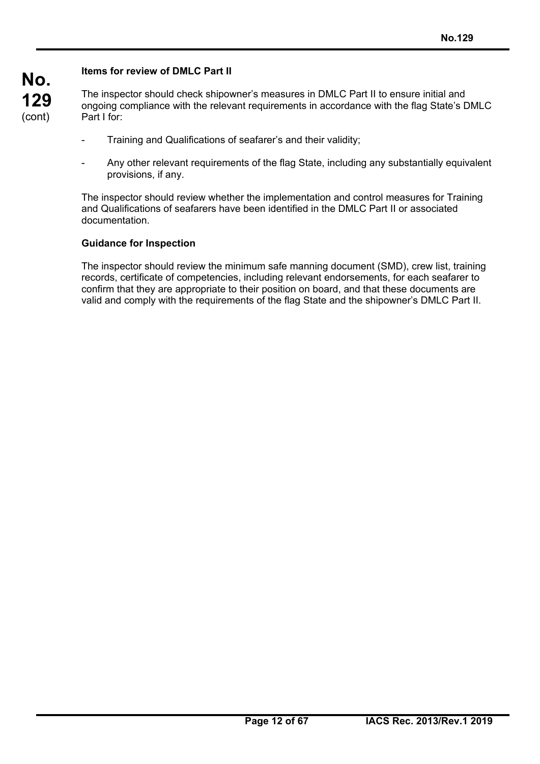**Items for review of DMLC Part II**

The inspector should check shipowner's measures in DMLC Part II to ensure initial and ongoing compliance with the relevant requirements in accordance with the flag State's DMLC Part I for:

- Training and Qualifications of seafarer's and their validity;
- Any other relevant requirements of the flag State, including any substantially equivalent provisions, if any.

The inspector should review whether the implementation and control measures for Training and Qualifications of seafarers have been identified in the DMLC Part II or associated documentation.

**Guidance for Inspection**

The inspector should review the minimum safe manning document (SMD), crew list, training records, certificate of competencies, including relevant endorsements, for each seafarer to confirm that they are appropriate to their position on board, and that these documents are valid and comply with the requirements of the flag State and the shipowner's DMLC Part II.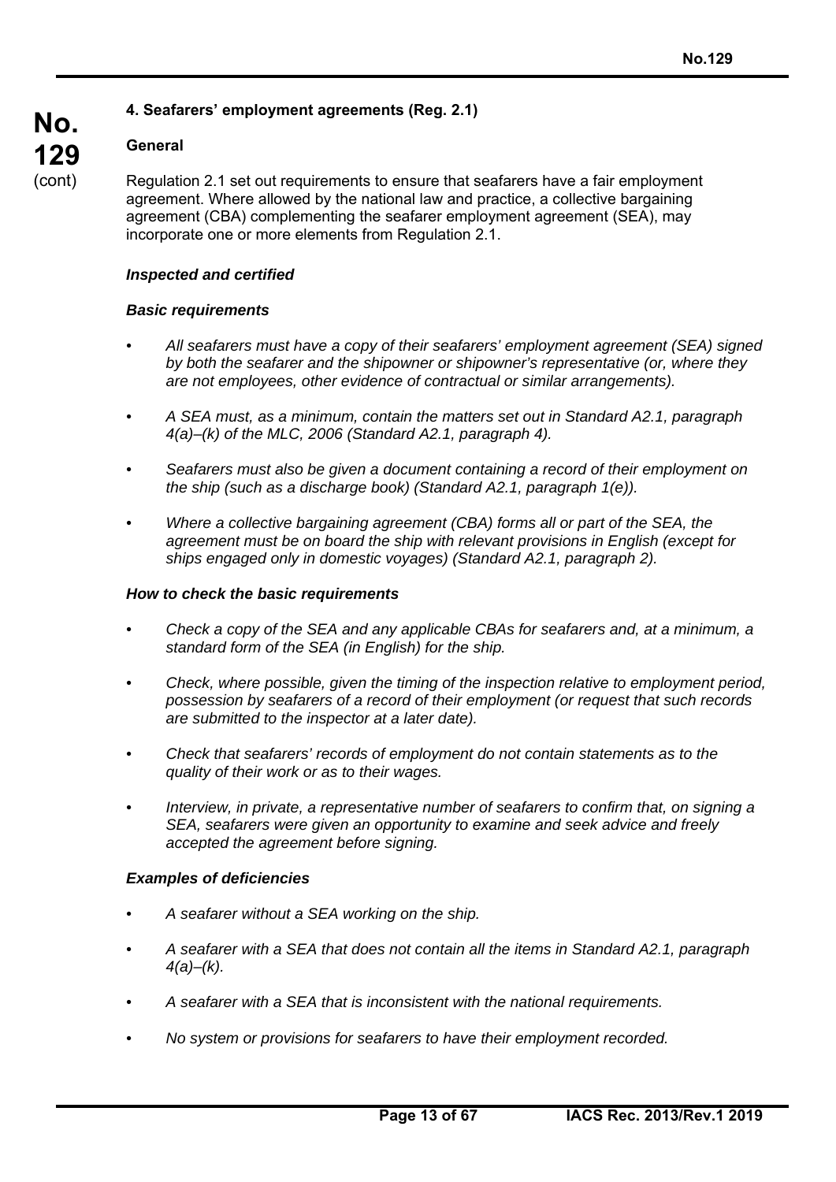## 4. Seafarers' employment agreements (Reg. 2.1)

### General

Regulation 2.1 set out requirements to ensure that seafarers have a fair employment agreement. Where allowed by the national law and practice, a collective bargaining agreement (CBA) complementing the seafarer employment agreement (SEA), may incorporate one or more elements from Regulation 2.1.

***Inspected and certified***

***Basic requirements***

- *All seafarers must have a copy of their seafarers' employment agreement (SEA) signed by both the seafarer and the shipowner or shipowner's representative (or, where they are not employees, other evidence of contractual or similar arrangements).*
- *A SEA must, as a minimum, contain the matters set out in Standard A2.1, paragraph 4(a)–(k) of the MLC, 2006 (Standard A2.1, paragraph 4).*
- *Seafarers must also be given a document containing a record of their employment on the ship (such as a discharge book) (Standard A2.1, paragraph 1(e)).*
- *Where a collective bargaining agreement (CBA) forms all or part of the SEA, the agreement must be on board the ship with relevant provisions in English (except for ships engaged only in domestic voyages) (Standard A2.1, paragraph 2).*

***How to check the basic requirements***

- *Check a copy of the SEA and any applicable CBAs for seafarers and, at a minimum, a standard form of the SEA (in English) for the ship.*
- *Check, where possible, given the timing of the inspection relative to employment period, possession by seafarers of a record of their employment (or request that such records are submitted to the inspector at a later date).*
- *Check that seafarers' records of employment do not contain statements as to the quality of their work or as to their wages.*
- *Interview, in private, a representative number of seafarers to confirm that, on signing a SEA, seafarers were given an opportunity to examine and seek advice and freely accepted the agreement before signing.*

***Examples of deficiencies***

- *A seafarer without a SEA working on the ship.*
- *A seafarer with a SEA that does not contain all the items in Standard A2.1, paragraph 4(a)–(k).*
- *A seafarer with a SEA that is inconsistent with the national requirements.*
- *No system or provisions for seafarers to have their employment recorded.*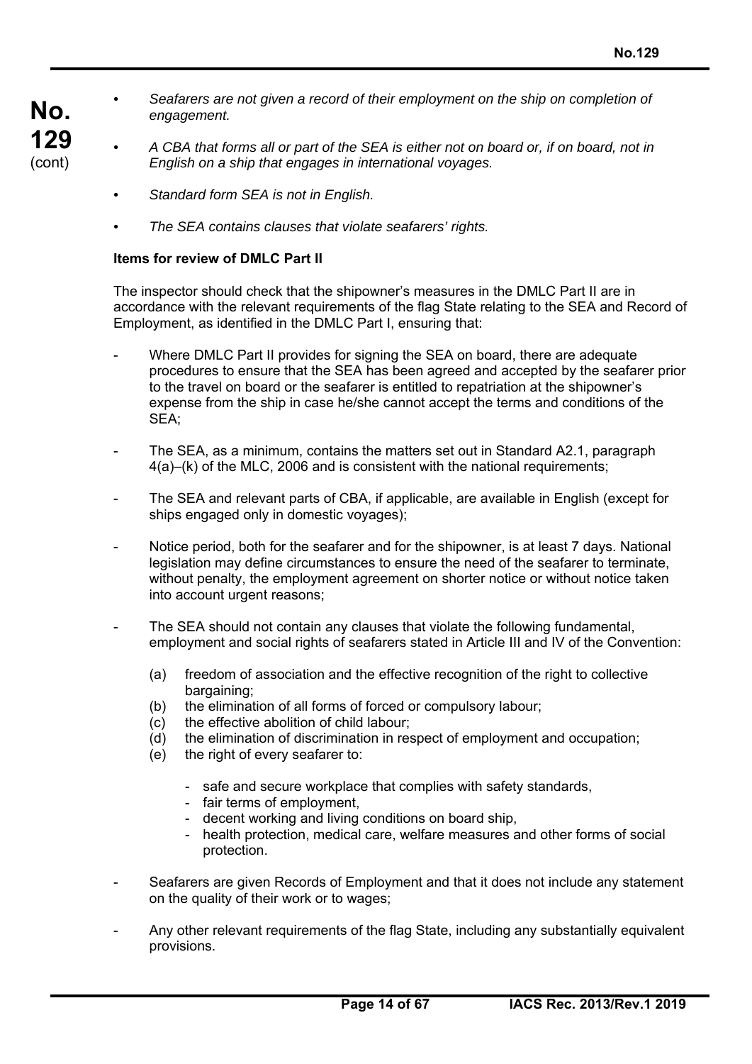- *Seafarers are not given a record of their employment on the ship on completion of engagement.*
- *A CBA that forms all or part of the SEA is either not on board or, if on board, not in English on a ship that engages in international voyages.*
- *Standard form SEA is not in English.*
- *The SEA contains clauses that violate seafarers' rights.*

**Items for review of DMLC Part II**

The inspector should check that the shipowner's measures in the DMLC Part II are in accordance with the relevant requirements of the flag State relating to the SEA and Record of Employment, as identified in the DMLC Part I, ensuring that:

- Where DMLC Part II provides for signing the SEA on board, there are adequate procedures to ensure that the SEA has been agreed and accepted by the seafarer prior to the travel on board or the seafarer is entitled to repatriation at the shipowner's expense from the ship in case he/she cannot accept the terms and conditions of the SEA;
- The SEA, as a minimum, contains the matters set out in Standard A2.1, paragraph 4(a)–(k) of the MLC, 2006 and is consistent with the national requirements;
- The SEA and relevant parts of CBA, if applicable, are available in English (except for ships engaged only in domestic voyages);
- Notice period, both for the seafarer and for the shipowner, is at least 7 days. National legislation may define circumstances to ensure the need of the seafarer to terminate, without penalty, the employment agreement on shorter notice or without notice taken into account urgent reasons;
- The SEA should not contain any clauses that violate the following fundamental, employment and social rights of seafarers stated in Article III and IV of the Convention:
  - (a) freedom of association and the effective recognition of the right to collective bargaining;
  - (b) the elimination of all forms of forced or compulsory labour;
  - (c) the effective abolition of child labour;
  - (d) the elimination of discrimination in respect of employment and occupation;
  - (e) the right of every seafarer to:
    - safe and secure workplace that complies with safety standards,
    - fair terms of employment,
    - decent working and living conditions on board ship,
    - health protection, medical care, welfare measures and other forms of social protection.
- Seafarers are given Records of Employment and that it does not include any statement on the quality of their work or to wages;
- Any other relevant requirements of the flag State, including any substantially equivalent provisions.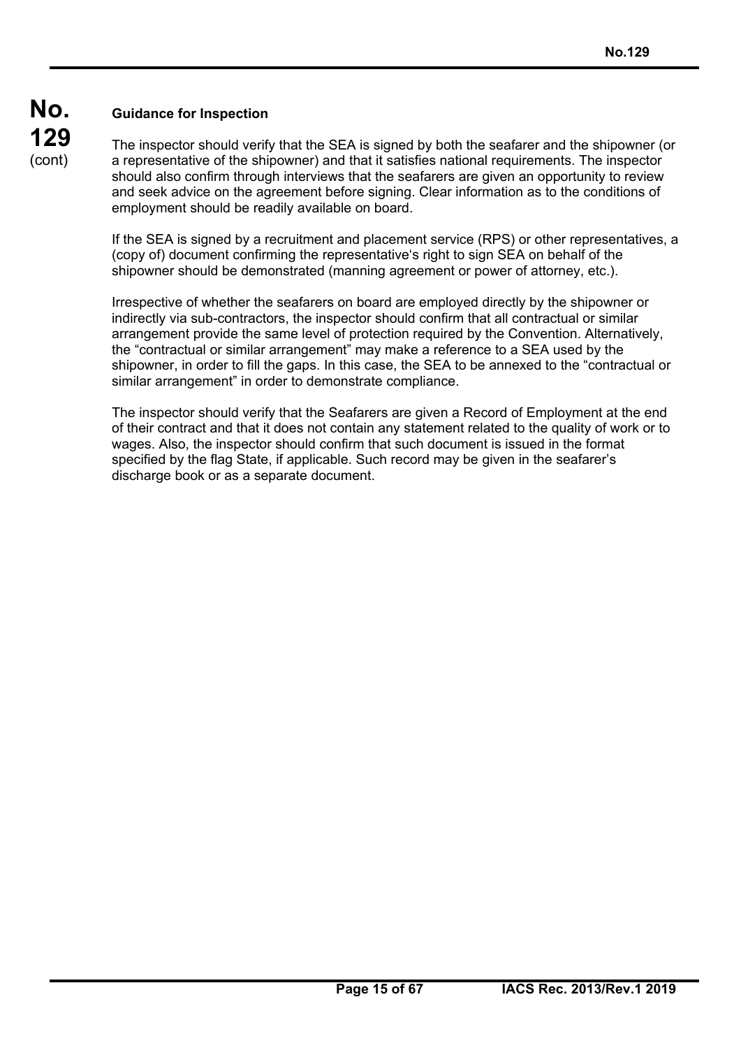**Guidance for Inspection**

The inspector should verify that the SEA is signed by both the seafarer and the shipowner (or a representative of the shipowner) and that it satisfies national requirements. The inspector should also confirm through interviews that the seafarers are given an opportunity to review and seek advice on the agreement before signing. Clear information as to the conditions of employment should be readily available on board.

If the SEA is signed by a recruitment and placement service (RPS) or other representatives, a (copy of) document confirming the representative's right to sign SEA on behalf of the shipowner should be demonstrated (manning agreement or power of attorney, etc.).

Irrespective of whether the seafarers on board are employed directly by the shipowner or indirectly via sub-contractors, the inspector should confirm that all contractual or similar arrangement provide the same level of protection required by the Convention. Alternatively, the "contractual or similar arrangement" may make a reference to a SEA used by the shipowner, in order to fill the gaps. In this case, the SEA to be annexed to the "contractual or similar arrangement" in order to demonstrate compliance.

The inspector should verify that the Seafarers are given a Record of Employment at the end of their contract and that it does not contain any statement related to the quality of work or to wages. Also, the inspector should confirm that such document is issued in the format specified by the flag State, if applicable. Such record may be given in the seafarer's discharge book or as a separate document.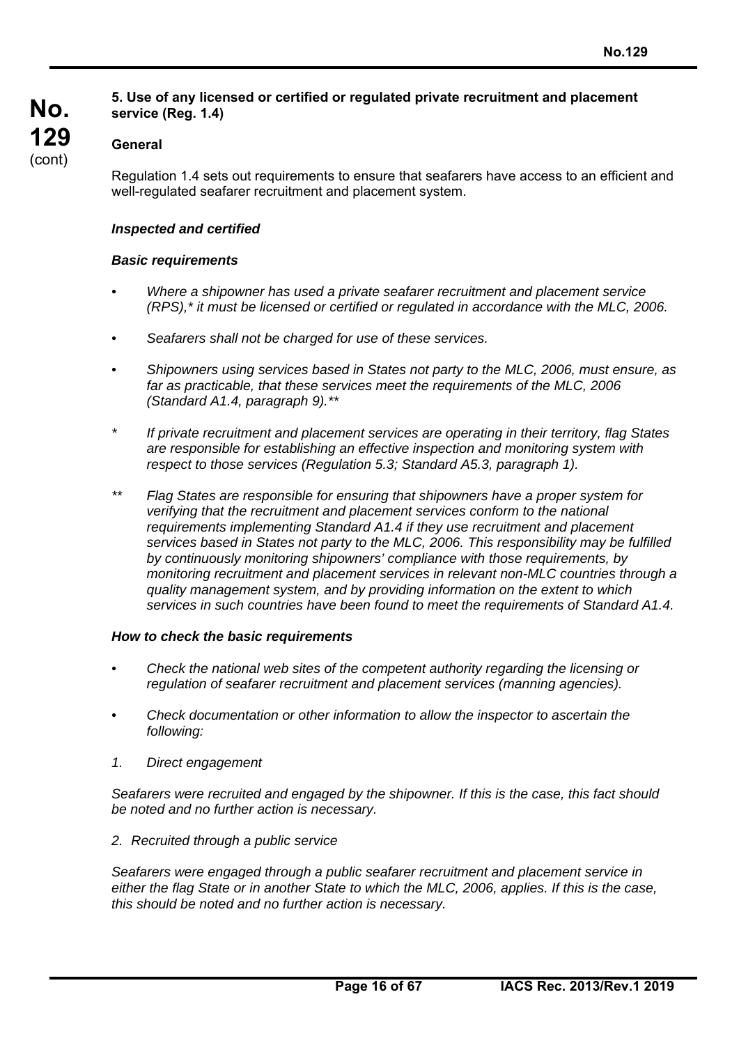**5. Use of any licensed or certified or regulated private recruitment and placement service (Reg. 1.4)**

**General**

Regulation 1.4 sets out requirements to ensure that seafarers have access to an efficient and well-regulated seafarer recruitment and placement system.

***Inspected and certified***

***Basic requirements***

- *Where a shipowner has used a private seafarer recruitment and placement service (RPS),* it must be licensed or certified or regulated in accordance with the MLC, 2006.*
- *Seafarers shall not be charged for use of these services.*
- *Shipowners using services based in States not party to the MLC, 2006, must ensure, as far as practicable, that these services meet the requirements of the MLC, 2006 (Standard A1.4, paragraph 9).***

\* *If private recruitment and placement services are operating in their territory, flag States are responsible for establishing an effective inspection and monitoring system with respect to those services (Regulation 5.3; Standard A5.3, paragraph 1).*

\*\* *Flag States are responsible for ensuring that shipowners have a proper system for verifying that the recruitment and placement services conform to the national requirements implementing Standard A1.4 if they use recruitment and placement services based in States not party to the MLC, 2006. This responsibility may be fulfilled by continuously monitoring shipowners' compliance with those requirements, by monitoring recruitment and placement services in relevant non-MLC countries through a quality management system, and by providing information on the extent to which services in such countries have been found to meet the requirements of Standard A1.4.*

***How to check the basic requirements***

- *Check the national web sites of the competent authority regarding the licensing or regulation of seafarer recruitment and placement services (manning agencies).*
- *Check documentation or other information to allow the inspector to ascertain the following:*

*1. Direct engagement*

*Seafarers were recruited and engaged by the shipowner. If this is the case, this fact should be noted and no further action is necessary.*

*2. Recruited through a public service*

*Seafarers were engaged through a public seafarer recruitment and placement service in either the flag State or in another State to which the MLC, 2006, applies. If this is the case, this should be noted and no further action is necessary.*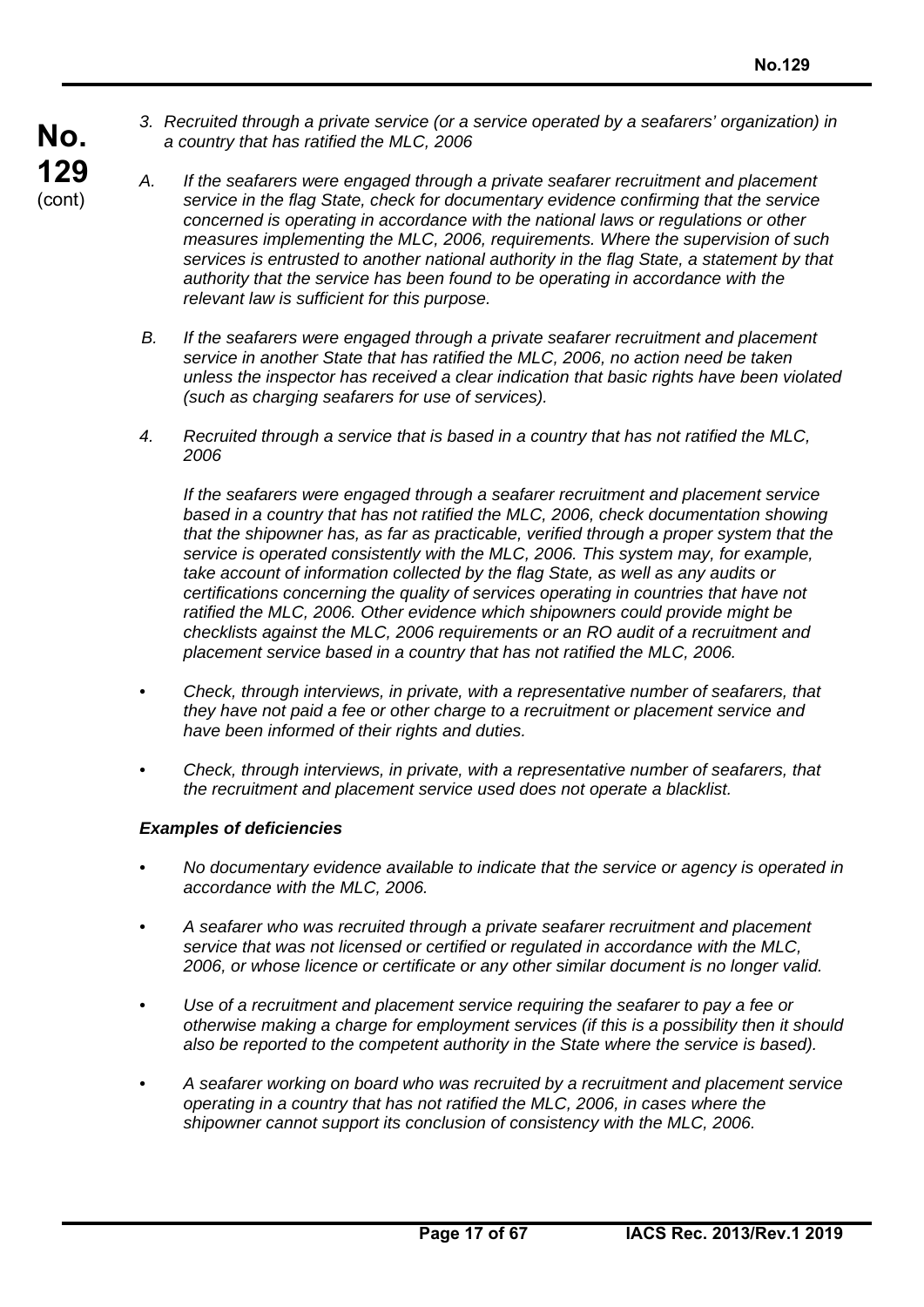*3. Recruited through a private service (or a service operated by a seafarers' organization) in a country that has ratified the MLC, 2006*

*A. If the seafarers were engaged through a private seafarer recruitment and placement service in the flag State, check for documentary evidence confirming that the service concerned is operating in accordance with the national laws or regulations or other measures implementing the MLC, 2006, requirements. Where the supervision of such services is entrusted to another national authority in the flag State, a statement by that authority that the service has been found to be operating in accordance with the relevant law is sufficient for this purpose.*

*B. If the seafarers were engaged through a private seafarer recruitment and placement service in another State that has ratified the MLC, 2006, no action need be taken unless the inspector has received a clear indication that basic rights have been violated (such as charging seafarers for use of services).*

*4. Recruited through a service that is based in a country that has not ratified the MLC, 2006*

*If the seafarers were engaged through a seafarer recruitment and placement service based in a country that has not ratified the MLC, 2006, check documentation showing that the shipowner has, as far as practicable, verified through a proper system that the service is operated consistently with the MLC, 2006. This system may, for example, take account of information collected by the flag State, as well as any audits or certifications concerning the quality of services operating in countries that have not ratified the MLC, 2006. Other evidence which shipowners could provide might be checklists against the MLC, 2006 requirements or an RO audit of a recruitment and placement service based in a country that has not ratified the MLC, 2006.*

- *Check, through interviews, in private, with a representative number of seafarers, that they have not paid a fee or other charge to a recruitment or placement service and have been informed of their rights and duties.*
- *Check, through interviews, in private, with a representative number of seafarers, that the recruitment and placement service used does not operate a blacklist.*

***Examples of deficiencies***

- *No documentary evidence available to indicate that the service or agency is operated in accordance with the MLC, 2006.*
- *A seafarer who was recruited through a private seafarer recruitment and placement service that was not licensed or certified or regulated in accordance with the MLC, 2006, or whose licence or certificate or any other similar document is no longer valid.*
- *Use of a recruitment and placement service requiring the seafarer to pay a fee or otherwise making a charge for employment services (if this is a possibility then it should also be reported to the competent authority in the State where the service is based).*
- *A seafarer working on board who was recruited by a recruitment and placement service operating in a country that has not ratified the MLC, 2006, in cases where the shipowner cannot support its conclusion of consistency with the MLC, 2006.*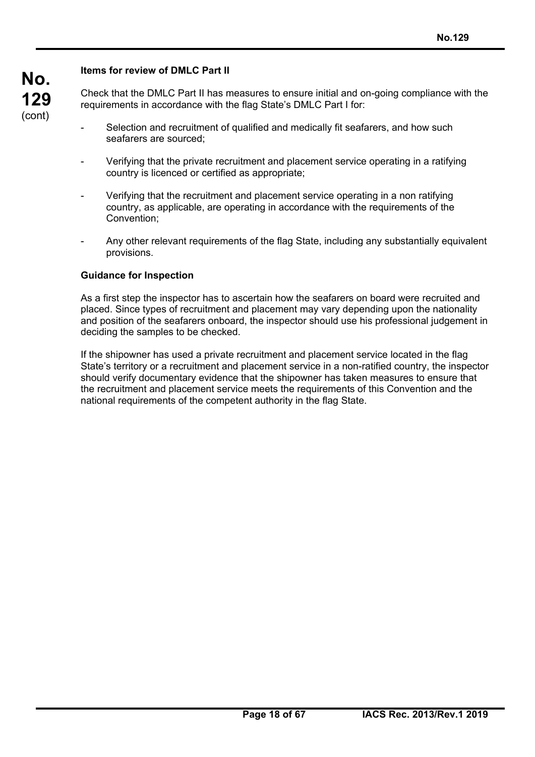**Items for review of DMLC Part II**

Check that the DMLC Part II has measures to ensure initial and on-going compliance with the requirements in accordance with the flag State's DMLC Part I for:

- Selection and recruitment of qualified and medically fit seafarers, and how such seafarers are sourced;
- Verifying that the private recruitment and placement service operating in a ratifying country is licenced or certified as appropriate;
- Verifying that the recruitment and placement service operating in a non ratifying country, as applicable, are operating in accordance with the requirements of the Convention;
- Any other relevant requirements of the flag State, including any substantially equivalent provisions.

**Guidance for Inspection**

As a first step the inspector has to ascertain how the seafarers on board were recruited and placed. Since types of recruitment and placement may vary depending upon the nationality and position of the seafarers onboard, the inspector should use his professional judgement in deciding the samples to be checked.

If the shipowner has used a private recruitment and placement service located in the flag State's territory or a recruitment and placement service in a non-ratified country, the inspector should verify documentary evidence that the shipowner has taken measures to ensure that the recruitment and placement service meets the requirements of this Convention and the national requirements of the competent authority in the flag State.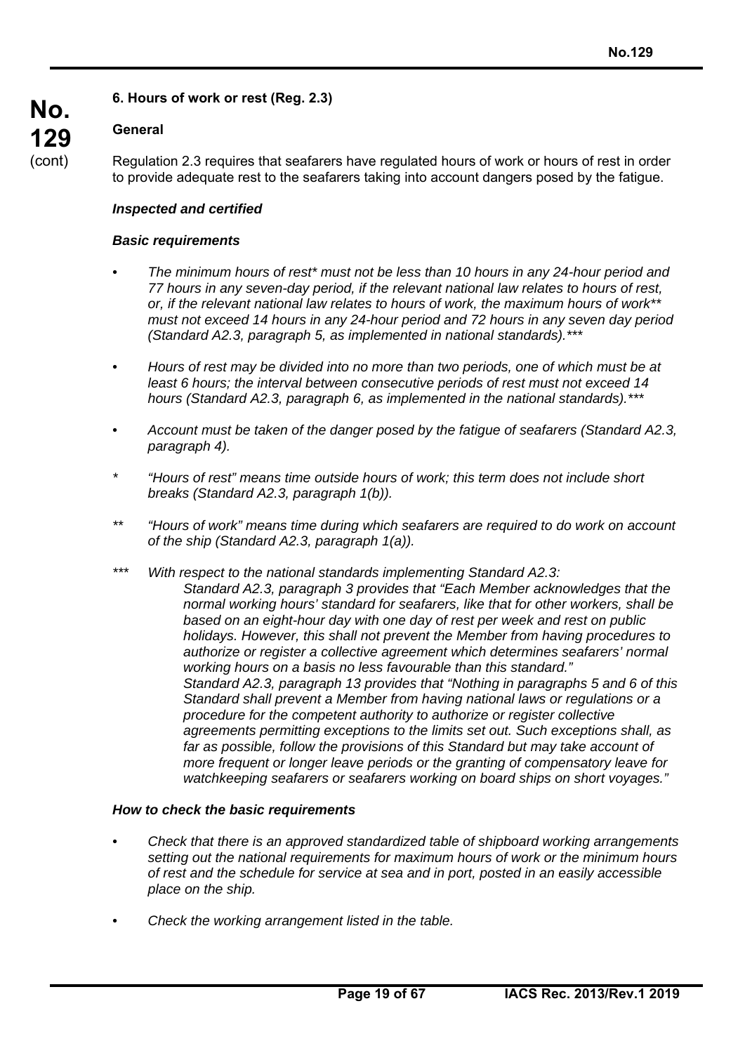### 6. Hours of work or rest (Reg. 2.3)

**General**

Regulation 2.3 requires that seafarers have regulated hours of work or hours of rest in order to provide adequate rest to the seafarers taking into account dangers posed by the fatigue.

***Inspected and certified***

***Basic requirements***

- *The minimum hours of rest* must not be less than 10 hours in any 24-hour period and 77 hours in any seven-day period, if the relevant national law relates to hours of rest, or, if the relevant national law relates to hours of work, the maximum hours of work** must not exceed 14 hours in any 24-hour period and 72 hours in any seven day period (Standard A2.3, paragraph 5, as implemented in national standards).****

- *Hours of rest may be divided into no more than two periods, one of which must be at least 6 hours; the interval between consecutive periods of rest must not exceed 14 hours (Standard A2.3, paragraph 6, as implemented in the national standards).****

- *Account must be taken of the danger posed by the fatigue of seafarers (Standard A2.3, paragraph 4).*

\* *"Hours of rest" means time outside hours of work; this term does not include short breaks (Standard A2.3, paragraph 1(b)).*

\** *"Hours of work" means time during which seafarers are required to do work on account of the ship (Standard A2.3, paragraph 1(a)).*

\*** *With respect to the national standards implementing Standard A2.3:*
*Standard A2.3, paragraph 3 provides that "Each Member acknowledges that the normal working hours' standard for seafarers, like that for other workers, shall be based on an eight-hour day with one day of rest per week and rest on public holidays. However, this shall not prevent the Member from having procedures to authorize or register a collective agreement which determines seafarers' normal working hours on a basis no less favourable than this standard."*
*Standard A2.3, paragraph 13 provides that "Nothing in paragraphs 5 and 6 of this Standard shall prevent a Member from having national laws or regulations or a procedure for the competent authority to authorize or register collective agreements permitting exceptions to the limits set out. Such exceptions shall, as far as possible, follow the provisions of this Standard but may take account of more frequent or longer leave periods or the granting of compensatory leave for watchkeeping seafarers or seafarers working on board ships on short voyages."*

***How to check the basic requirements***

- *Check that there is an approved standardized table of shipboard working arrangements setting out the national requirements for maximum hours of work or the minimum hours of rest and the schedule for service at sea and in port, posted in an easily accessible place on the ship.*

- *Check the working arrangement listed in the table.*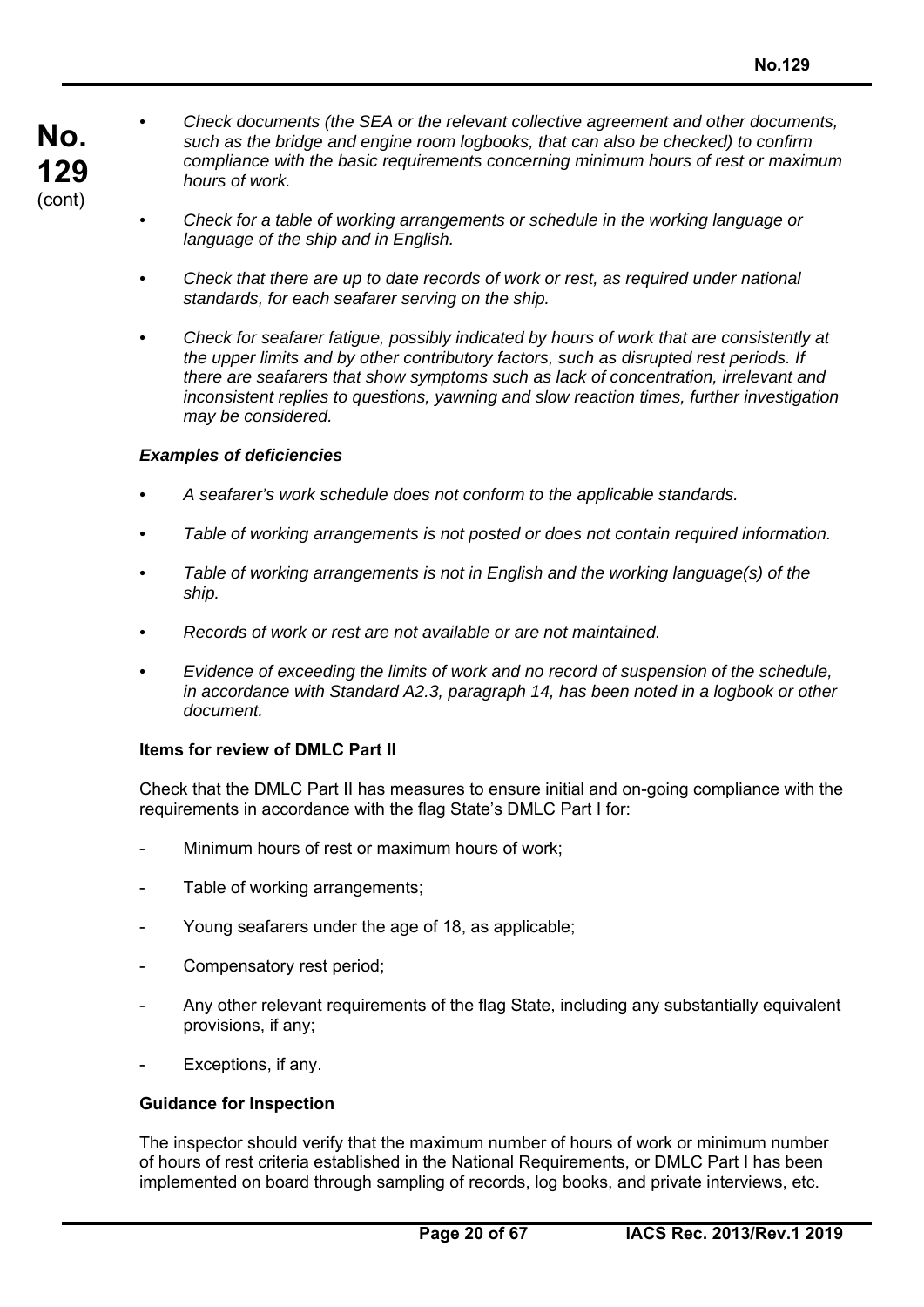- *Check documents (the SEA or the relevant collective agreement and other documents, such as the bridge and engine room logbooks, that can also be checked) to confirm compliance with the basic requirements concerning minimum hours of rest or maximum hours of work.*

- *Check for a table of working arrangements or schedule in the working language or language of the ship and in English.*

- *Check that there are up to date records of work or rest, as required under national standards, for each seafarer serving on the ship.*

- *Check for seafarer fatigue, possibly indicated by hours of work that are consistently at the upper limits and by other contributory factors, such as disrupted rest periods. If there are seafarers that show symptoms such as lack of concentration, irrelevant and inconsistent replies to questions, yawning and slow reaction times, further investigation may be considered.*

***Examples of deficiencies***

- *A seafarer's work schedule does not conform to the applicable standards.*

- *Table of working arrangements is not posted or does not contain required information.*

- *Table of working arrangements is not in English and the working language(s) of the ship.*

- *Records of work or rest are not available or are not maintained.*

- *Evidence of exceeding the limits of work and no record of suspension of the schedule, in accordance with Standard A2.3, paragraph 14, has been noted in a logbook or other document.*

**Items for review of DMLC Part II**

Check that the DMLC Part II has measures to ensure initial and on-going compliance with the requirements in accordance with the flag State's DMLC Part I for:

- Minimum hours of rest or maximum hours of work;
- Table of working arrangements;
- Young seafarers under the age of 18, as applicable;
- Compensatory rest period;
- Any other relevant requirements of the flag State, including any substantially equivalent provisions, if any;
- Exceptions, if any.

**Guidance for Inspection**

The inspector should verify that the maximum number of hours of work or minimum number of hours of rest criteria established in the National Requirements, or DMLC Part I has been implemented on board through sampling of records, log books, and private interviews, etc.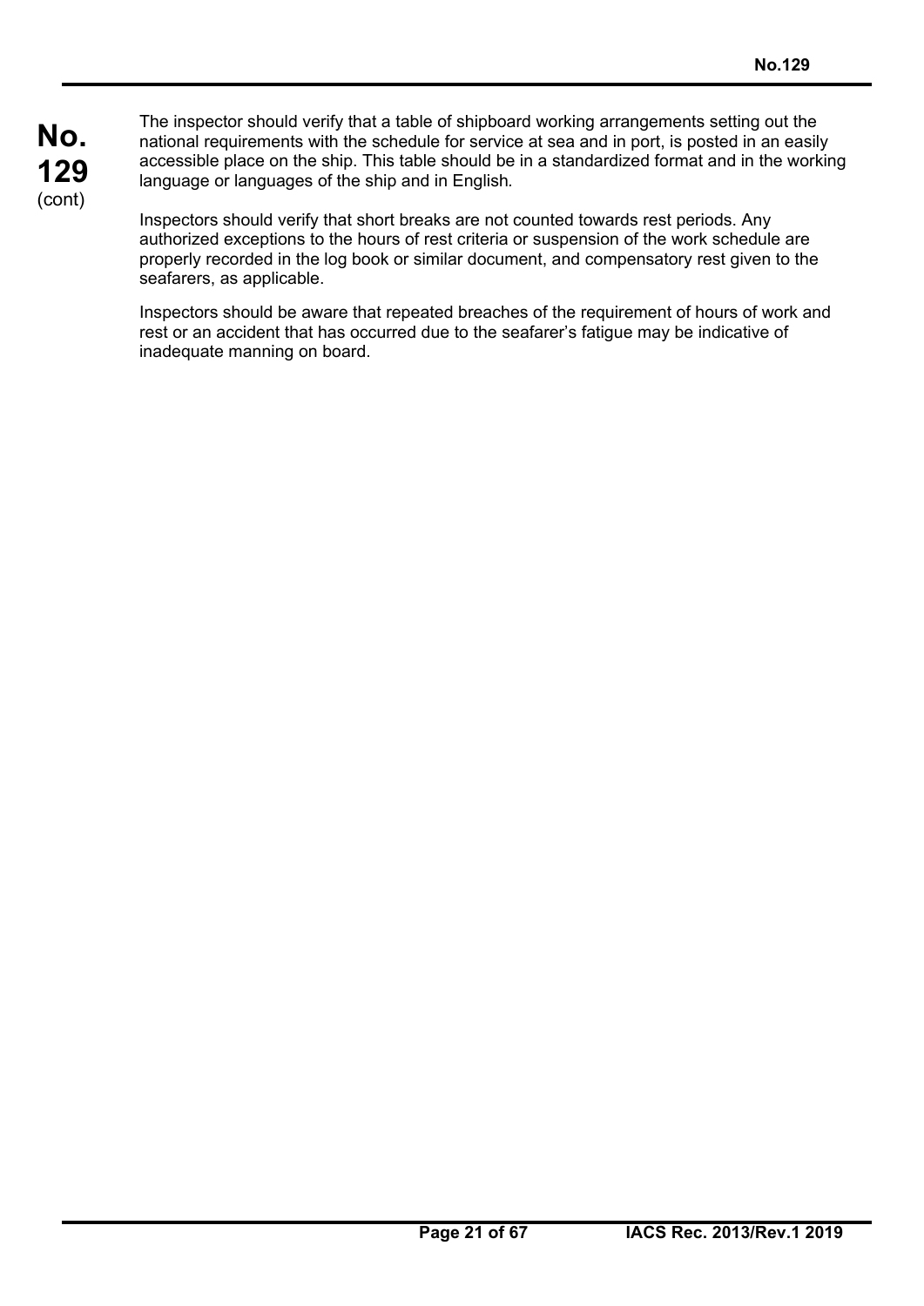The inspector should verify that a table of shipboard working arrangements setting out the national requirements with the schedule for service at sea and in port, is posted in an easily accessible place on the ship. This table should be in a standardized format and in the working language or languages of the ship and in English.

Inspectors should verify that short breaks are not counted towards rest periods. Any authorized exceptions to the hours of rest criteria or suspension of the work schedule are properly recorded in the log book or similar document, and compensatory rest given to the seafarers, as applicable.

Inspectors should be aware that repeated breaches of the requirement of hours of work and rest or an accident that has occurred due to the seafarer's fatigue may be indicative of inadequate manning on board.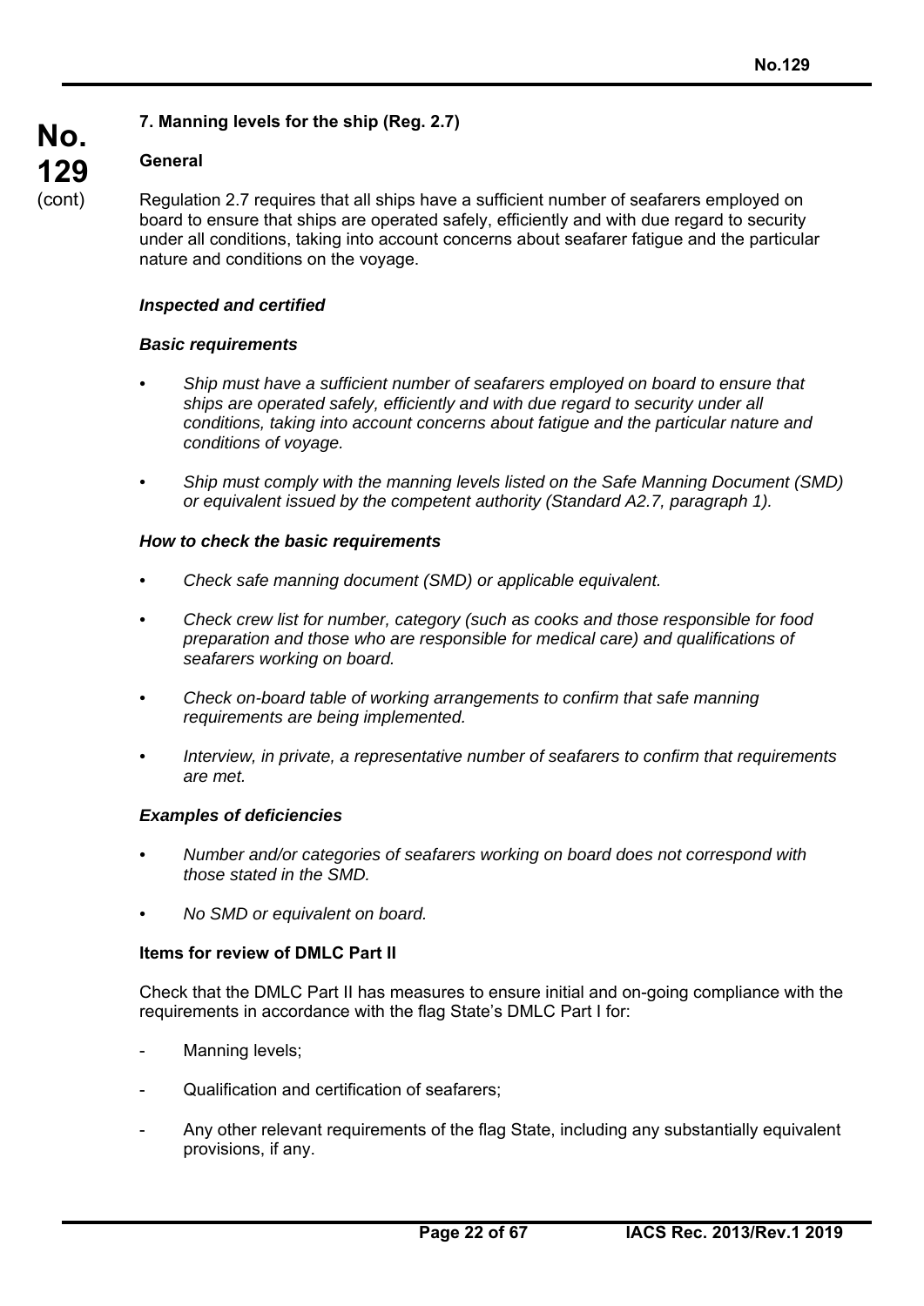### 7. Manning levels for the ship (Reg. 2.7)

**General**

Regulation 2.7 requires that all ships have a sufficient number of seafarers employed on board to ensure that ships are operated safely, efficiently and with due regard to security under all conditions, taking into account concerns about seafarer fatigue and the particular nature and conditions on the voyage.

***Inspected and certified***

***Basic requirements***

- *Ship must have a sufficient number of seafarers employed on board to ensure that ships are operated safely, efficiently and with due regard to security under all conditions, taking into account concerns about fatigue and the particular nature and conditions of voyage.*
- *Ship must comply with the manning levels listed on the Safe Manning Document (SMD) or equivalent issued by the competent authority (Standard A2.7, paragraph 1).*

***How to check the basic requirements***

- *Check safe manning document (SMD) or applicable equivalent.*
- *Check crew list for number, category (such as cooks and those responsible for food preparation and those who are responsible for medical care) and qualifications of seafarers working on board.*
- *Check on-board table of working arrangements to confirm that safe manning requirements are being implemented.*
- *Interview, in private, a representative number of seafarers to confirm that requirements are met.*

***Examples of deficiencies***

- *Number and/or categories of seafarers working on board does not correspond with those stated in the SMD.*
- *No SMD or equivalent on board.*

**Items for review of DMLC Part II**

Check that the DMLC Part II has measures to ensure initial and on-going compliance with the requirements in accordance with the flag State's DMLC Part I for:

- Manning levels;
- Qualification and certification of seafarers;
- Any other relevant requirements of the flag State, including any substantially equivalent provisions, if any.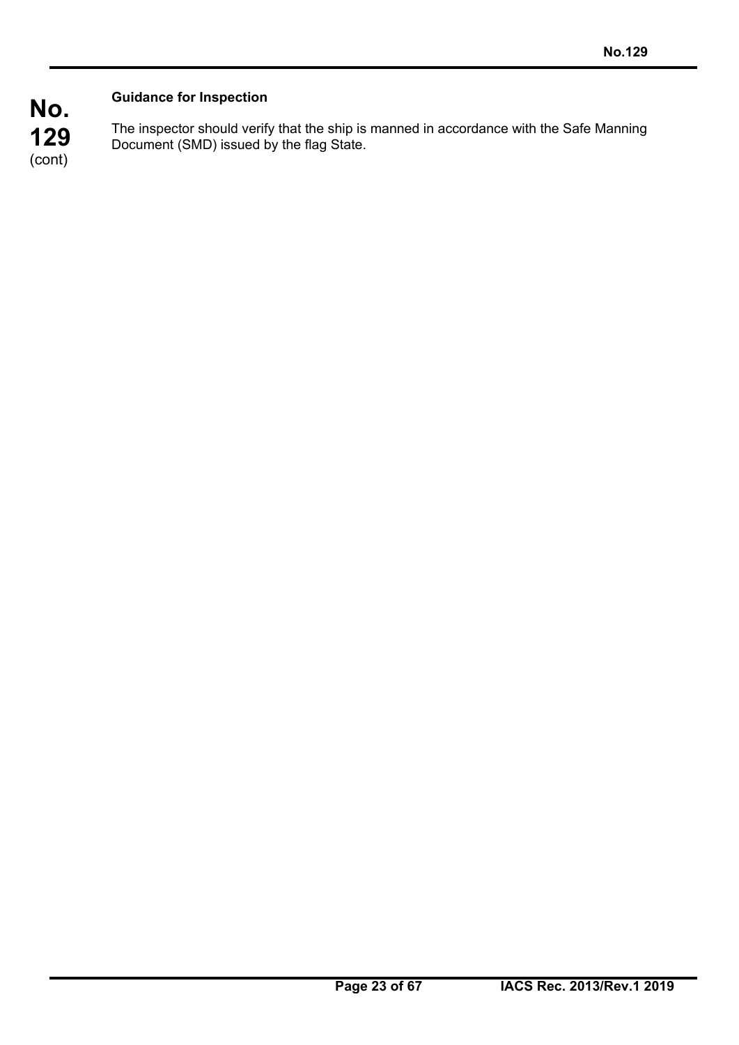**Guidance for Inspection**

The inspector should verify that the ship is manned in accordance with the Safe Manning Document (SMD) issued by the flag State.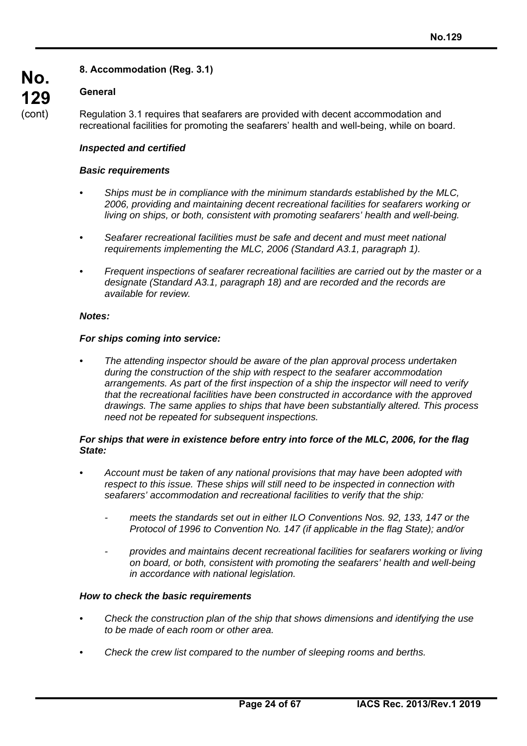## 8. Accommodation (Reg. 3.1)

### General

Regulation 3.1 requires that seafarers are provided with decent accommodation and recreational facilities for promoting the seafarers' health and well-being, while on board.

***Inspected and certified***

***Basic requirements***

- *Ships must be in compliance with the minimum standards established by the MLC, 2006, providing and maintaining decent recreational facilities for seafarers working or living on ships, or both, consistent with promoting seafarers' health and well-being.*
- *Seafarer recreational facilities must be safe and decent and must meet national requirements implementing the MLC, 2006 (Standard A3.1, paragraph 1).*
- *Frequent inspections of seafarer recreational facilities are carried out by the master or a designate (Standard A3.1, paragraph 18) and are recorded and the records are available for review.*

***Notes:***

***For ships coming into service:***

- *The attending inspector should be aware of the plan approval process undertaken during the construction of the ship with respect to the seafarer accommodation arrangements. As part of the first inspection of a ship the inspector will need to verify that the recreational facilities have been constructed in accordance with the approved drawings. The same applies to ships that have been substantially altered. This process need not be repeated for subsequent inspections.*

***For ships that were in existence before entry into force of the MLC, 2006, for the flag State:***

- *Account must be taken of any national provisions that may have been adopted with respect to this issue. These ships will still need to be inspected in connection with seafarers' accommodation and recreational facilities to verify that the ship:*
  - *meets the standards set out in either ILO Conventions Nos. 92, 133, 147 or the Protocol of 1996 to Convention No. 147 (if applicable in the flag State); and/or*
  - *provides and maintains decent recreational facilities for seafarers working or living on board, or both, consistent with promoting the seafarers' health and well-being in accordance with national legislation.*

***How to check the basic requirements***

- *Check the construction plan of the ship that shows dimensions and identifying the use to be made of each room or other area.*
- *Check the crew list compared to the number of sleeping rooms and berths.*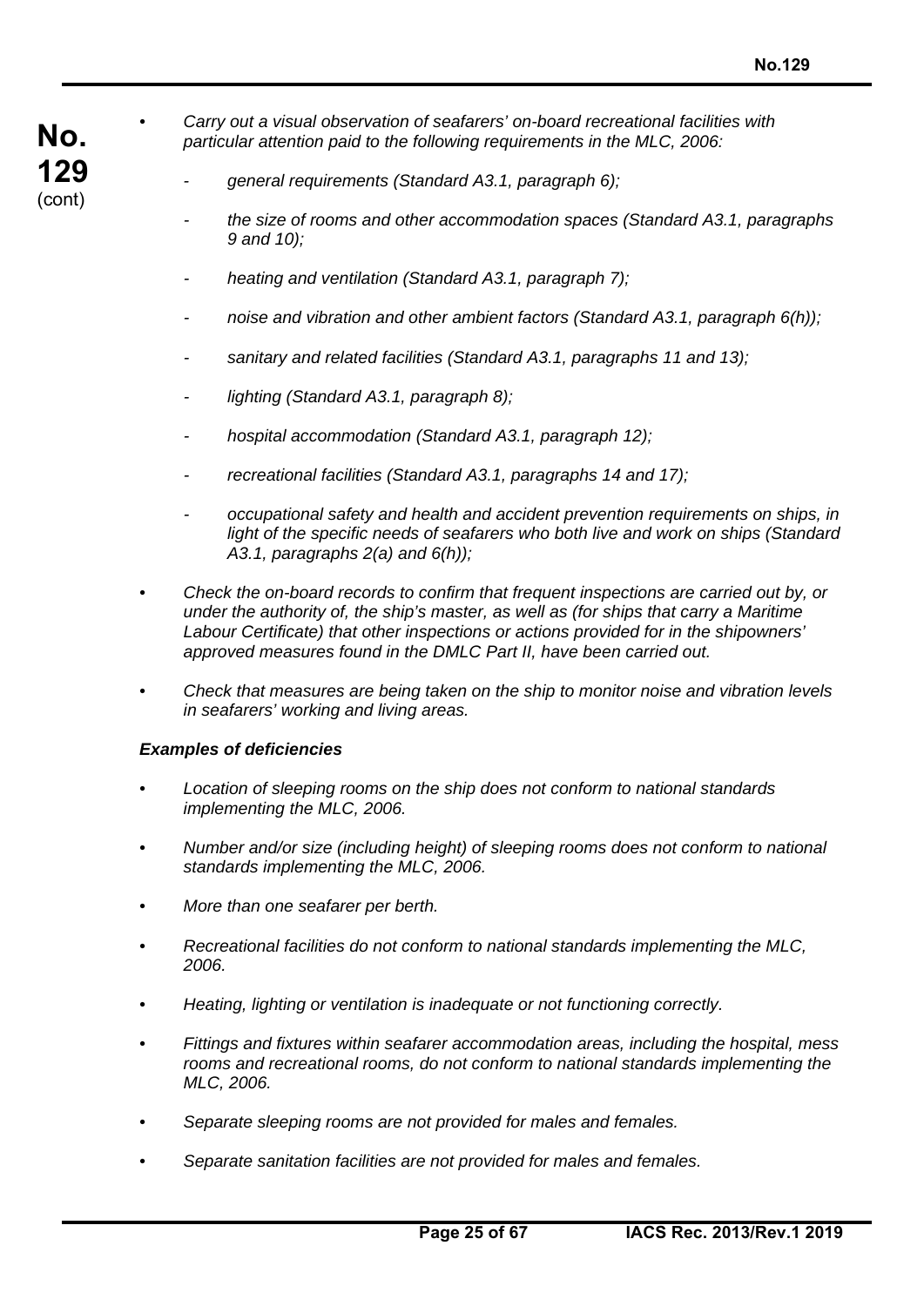- *Carry out a visual observation of seafarers' on-board recreational facilities with particular attention paid to the following requirements in the MLC, 2006:*

    - *general requirements (Standard A3.1, paragraph 6);*

    - *the size of rooms and other accommodation spaces (Standard A3.1, paragraphs 9 and 10);*

    - *heating and ventilation (Standard A3.1, paragraph 7);*

    - *noise and vibration and other ambient factors (Standard A3.1, paragraph 6(h));*

    - *sanitary and related facilities (Standard A3.1, paragraphs 11 and 13);*

    - *lighting (Standard A3.1, paragraph 8);*

    - *hospital accommodation (Standard A3.1, paragraph 12);*

    - *recreational facilities (Standard A3.1, paragraphs 14 and 17);*

    - *occupational safety and health and accident prevention requirements on ships, in light of the specific needs of seafarers who both live and work on ships (Standard A3.1, paragraphs 2(a) and 6(h));*

- *Check the on-board records to confirm that frequent inspections are carried out by, or under the authority of, the ship's master, as well as (for ships that carry a Maritime Labour Certificate) that other inspections or actions provided for in the shipowners' approved measures found in the DMLC Part II, have been carried out.*

- *Check that measures are being taken on the ship to monitor noise and vibration levels in seafarers' working and living areas.*

***Examples of deficiencies***

- *Location of sleeping rooms on the ship does not conform to national standards implementing the MLC, 2006.*

- *Number and/or size (including height) of sleeping rooms does not conform to national standards implementing the MLC, 2006.*

- *More than one seafarer per berth.*

- *Recreational facilities do not conform to national standards implementing the MLC, 2006.*

- *Heating, lighting or ventilation is inadequate or not functioning correctly.*

- *Fittings and fixtures within seafarer accommodation areas, including the hospital, mess rooms and recreational rooms, do not conform to national standards implementing the MLC, 2006.*

- *Separate sleeping rooms are not provided for males and females.*

- *Separate sanitation facilities are not provided for males and females.*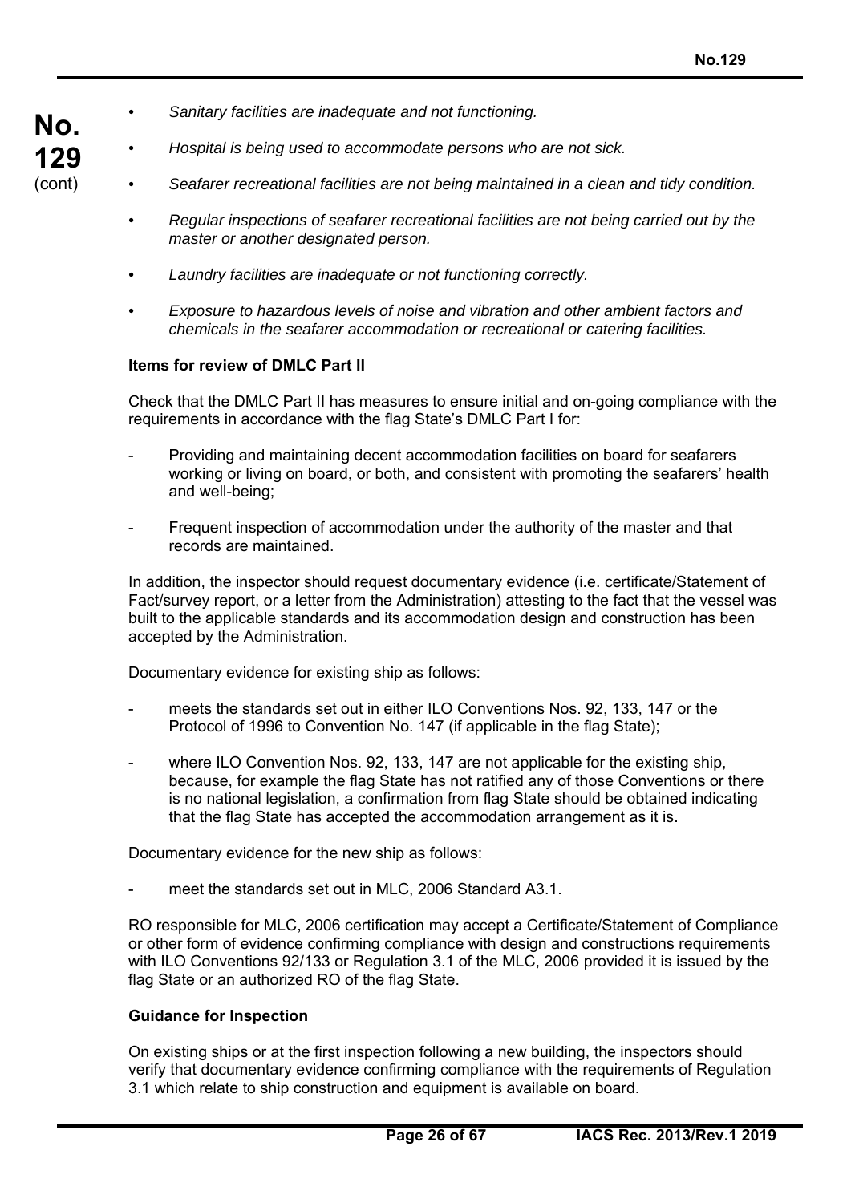- *Sanitary facilities are inadequate and not functioning.*

- *Hospital is being used to accommodate persons who are not sick.*

- *Seafarer recreational facilities are not being maintained in a clean and tidy condition.*

- *Regular inspections of seafarer recreational facilities are not being carried out by the master or another designated person.*

- *Laundry facilities are inadequate or not functioning correctly.*

- *Exposure to hazardous levels of noise and vibration and other ambient factors and chemicals in the seafarer accommodation or recreational or catering facilities.*

**Items for review of DMLC Part II**

Check that the DMLC Part II has measures to ensure initial and on-going compliance with the requirements in accordance with the flag State's DMLC Part I for:

- Providing and maintaining decent accommodation facilities on board for seafarers working or living on board, or both, and consistent with promoting the seafarers' health and well-being;

- Frequent inspection of accommodation under the authority of the master and that records are maintained.

In addition, the inspector should request documentary evidence (i.e. certificate/Statement of Fact/survey report, or a letter from the Administration) attesting to the fact that the vessel was built to the applicable standards and its accommodation design and construction has been accepted by the Administration.

Documentary evidence for existing ship as follows:

- meets the standards set out in either ILO Conventions Nos. 92, 133, 147 or the Protocol of 1996 to Convention No. 147 (if applicable in the flag State);

- where ILO Convention Nos. 92, 133, 147 are not applicable for the existing ship, because, for example the flag State has not ratified any of those Conventions or there is no national legislation, a confirmation from flag State should be obtained indicating that the flag State has accepted the accommodation arrangement as it is.

Documentary evidence for the new ship as follows:

- meet the standards set out in MLC, 2006 Standard A3.1.

RO responsible for MLC, 2006 certification may accept a Certificate/Statement of Compliance or other form of evidence confirming compliance with design and constructions requirements with ILO Conventions 92/133 or Regulation 3.1 of the MLC, 2006 provided it is issued by the flag State or an authorized RO of the flag State.

**Guidance for Inspection**

On existing ships or at the first inspection following a new building, the inspectors should verify that documentary evidence confirming compliance with the requirements of Regulation 3.1 which relate to ship construction and equipment is available on board.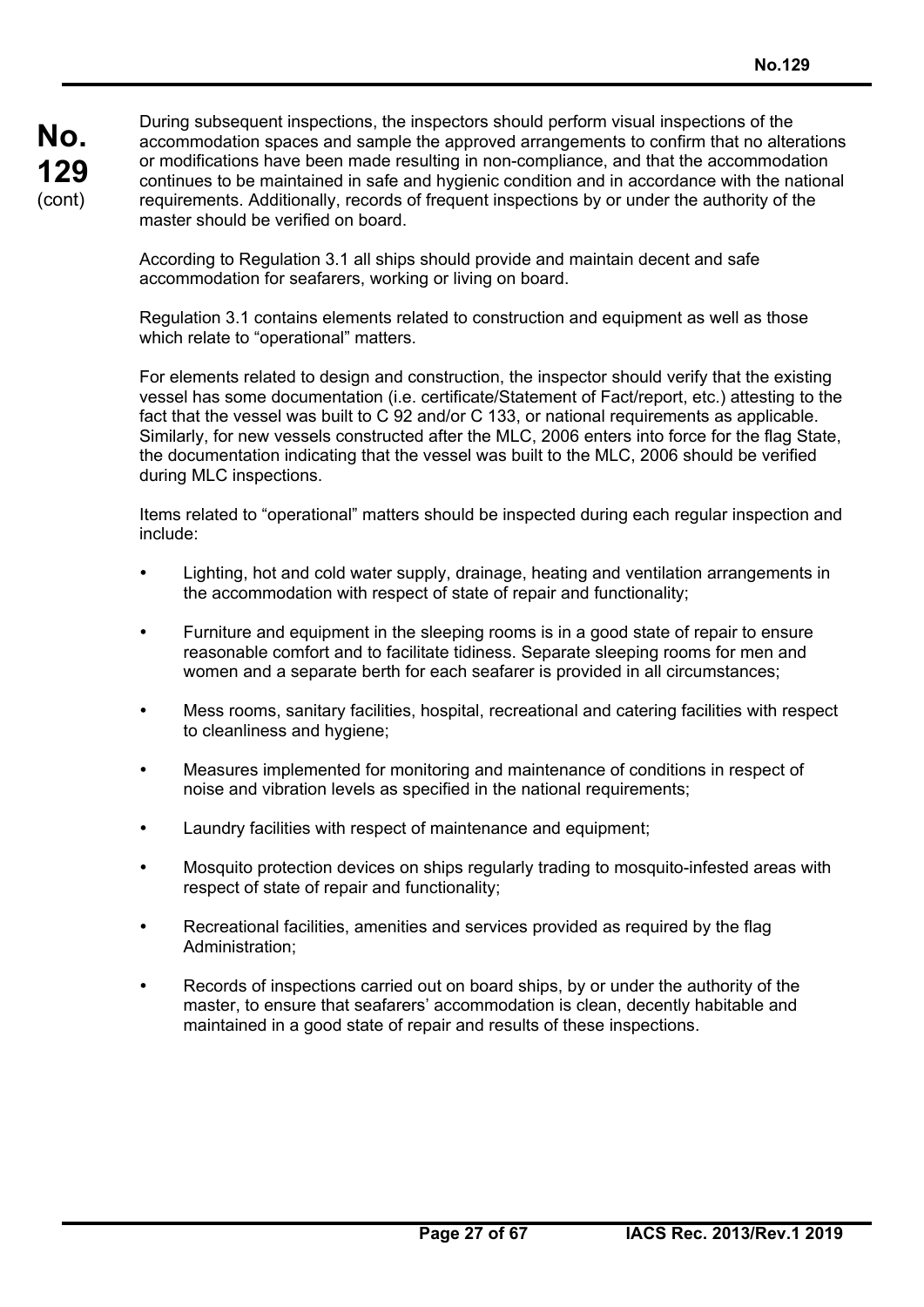**No. 129** (cont)

During subsequent inspections, the inspectors should perform visual inspections of the accommodation spaces and sample the approved arrangements to confirm that no alterations or modifications have been made resulting in non-compliance, and that the accommodation continues to be maintained in safe and hygienic condition and in accordance with the national requirements. Additionally, records of frequent inspections by or under the authority of the master should be verified on board.

According to Regulation 3.1 all ships should provide and maintain decent and safe accommodation for seafarers, working or living on board.

Regulation 3.1 contains elements related to construction and equipment as well as those which relate to "operational" matters.

For elements related to design and construction, the inspector should verify that the existing vessel has some documentation (i.e. certificate/Statement of Fact/report, etc.) attesting to the fact that the vessel was built to C 92 and/or C 133, or national requirements as applicable. Similarly, for new vessels constructed after the MLC, 2006 enters into force for the flag State, the documentation indicating that the vessel was built to the MLC, 2006 should be verified during MLC inspections.

Items related to "operational" matters should be inspected during each regular inspection and include:

- Lighting, hot and cold water supply, drainage, heating and ventilation arrangements in the accommodation with respect of state of repair and functionality;
- Furniture and equipment in the sleeping rooms is in a good state of repair to ensure reasonable comfort and to facilitate tidiness. Separate sleeping rooms for men and women and a separate berth for each seafarer is provided in all circumstances;
- Mess rooms, sanitary facilities, hospital, recreational and catering facilities with respect to cleanliness and hygiene;
- Measures implemented for monitoring and maintenance of conditions in respect of noise and vibration levels as specified in the national requirements;
- Laundry facilities with respect of maintenance and equipment;
- Mosquito protection devices on ships regularly trading to mosquito-infested areas with respect of state of repair and functionality;
- Recreational facilities, amenities and services provided as required by the flag Administration;
- Records of inspections carried out on board ships, by or under the authority of the master, to ensure that seafarers' accommodation is clean, decently habitable and maintained in a good state of repair and results of these inspections.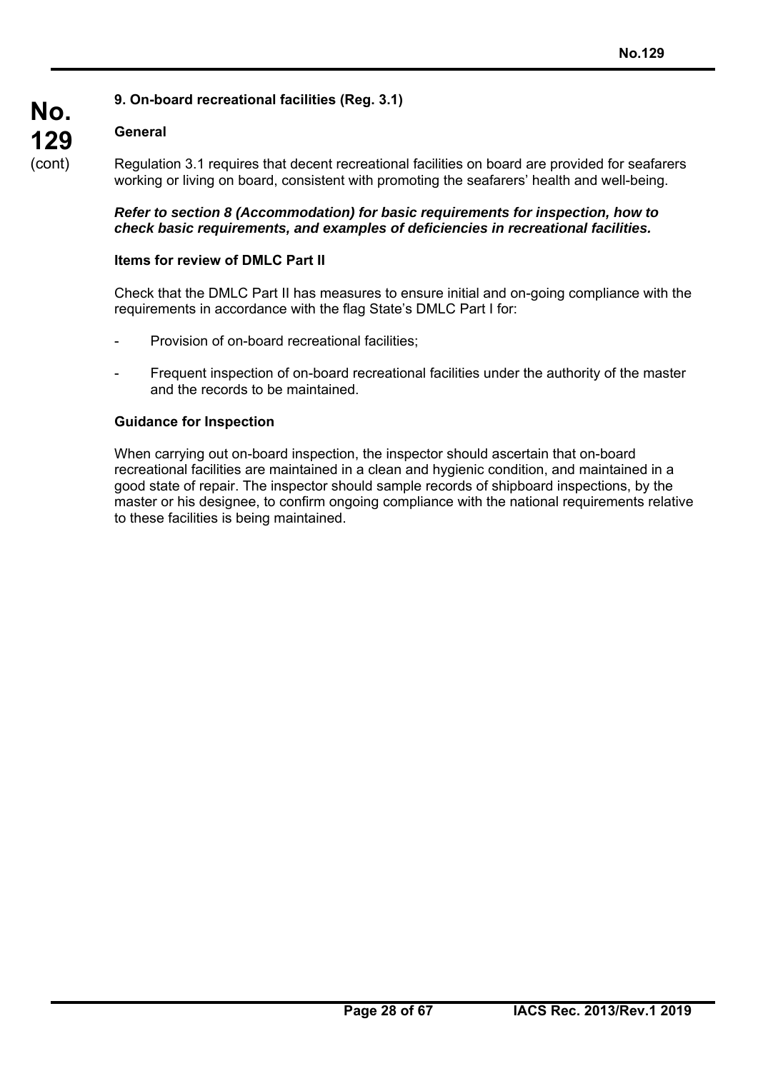## 9. On-board recreational facilities (Reg. 3.1)

### General

Regulation 3.1 requires that decent recreational facilities on board are provided for seafarers working or living on board, consistent with promoting the seafarers' health and well-being.

***Refer to section 8 (Accommodation) for basic requirements for inspection, how to check basic requirements, and examples of deficiencies in recreational facilities.***

### Items for review of DMLC Part II

Check that the DMLC Part II has measures to ensure initial and on-going compliance with the requirements in accordance with the flag State's DMLC Part I for:

- Provision of on-board recreational facilities;
- Frequent inspection of on-board recreational facilities under the authority of the master and the records to be maintained.

### Guidance for Inspection

When carrying out on-board inspection, the inspector should ascertain that on-board recreational facilities are maintained in a clean and hygienic condition, and maintained in a good state of repair. The inspector should sample records of shipboard inspections, by the master or his designee, to confirm ongoing compliance with the national requirements relative to these facilities is being maintained.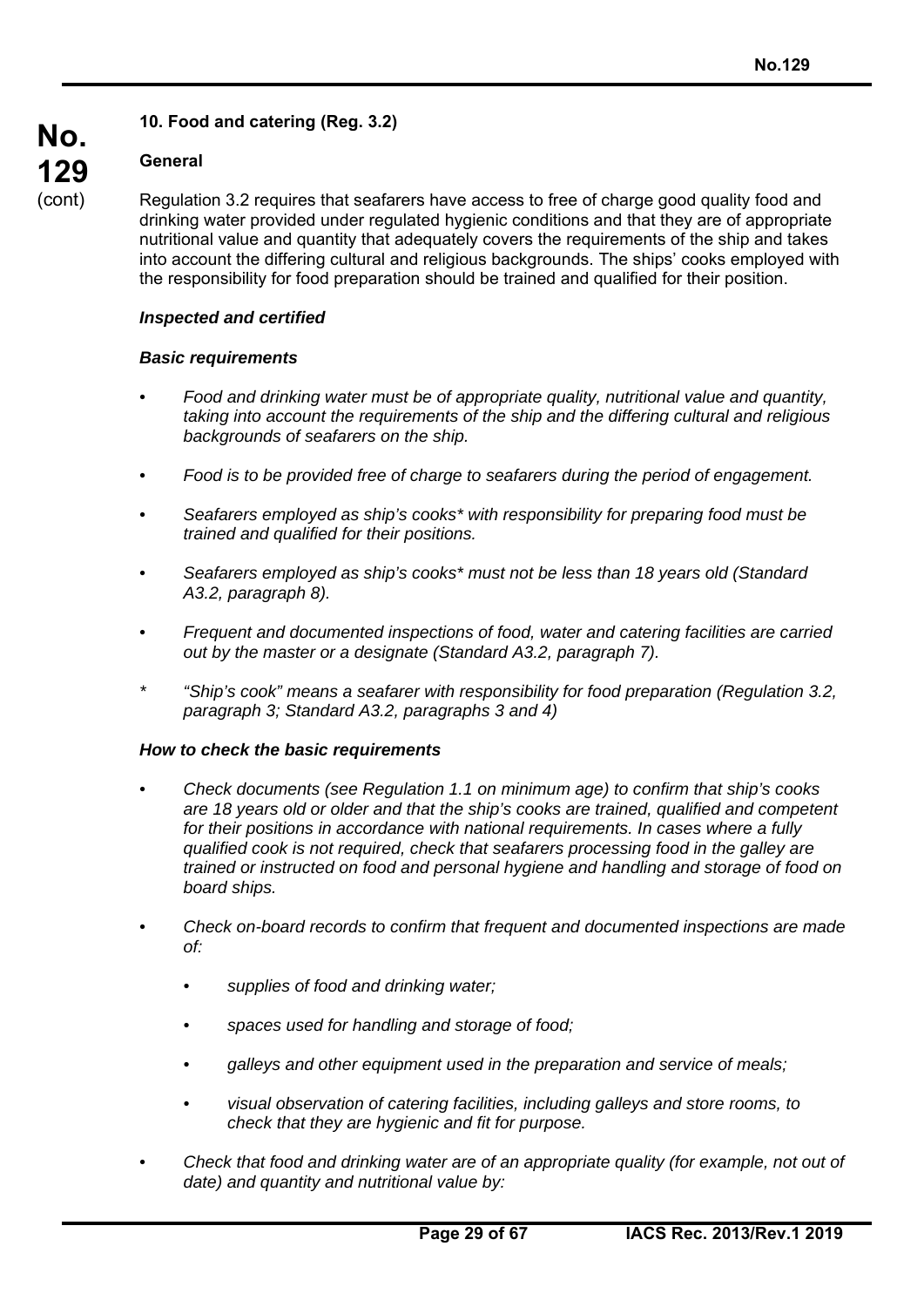## 10. Food and catering (Reg. 3.2)

### General

Regulation 3.2 requires that seafarers have access to free of charge good quality food and drinking water provided under regulated hygienic conditions and that they are of appropriate nutritional value and quantity that adequately covers the requirements of the ship and takes into account the differing cultural and religious backgrounds. The ships' cooks employed with the responsibility for food preparation should be trained and qualified for their position.

***Inspected and certified***

***Basic requirements***

- *Food and drinking water must be of appropriate quality, nutritional value and quantity, taking into account the requirements of the ship and the differing cultural and religious backgrounds of seafarers on the ship.*

- *Food is to be provided free of charge to seafarers during the period of engagement.*

- *Seafarers employed as ship's cooks* with responsibility for preparing food must be trained and qualified for their positions.*

- *Seafarers employed as ship's cooks* must not be less than 18 years old (Standard A3.2, paragraph 8).*

- *Frequent and documented inspections of food, water and catering facilities are carried out by the master or a designate (Standard A3.2, paragraph 7).*

\* *"Ship's cook" means a seafarer with responsibility for food preparation (Regulation 3.2, paragraph 3; Standard A3.2, paragraphs 3 and 4)*

***How to check the basic requirements***

- *Check documents (see Regulation 1.1 on minimum age) to confirm that ship's cooks are 18 years old or older and that the ship's cooks are trained, qualified and competent for their positions in accordance with national requirements. In cases where a fully qualified cook is not required, check that seafarers processing food in the galley are trained or instructed on food and personal hygiene and handling and storage of food on board ships.*

- *Check on-board records to confirm that frequent and documented inspections are made of:*
  - *supplies of food and drinking water;*
  - *spaces used for handling and storage of food;*
  - *galleys and other equipment used in the preparation and service of meals;*
  - *visual observation of catering facilities, including galleys and store rooms, to check that they are hygienic and fit for purpose.*

- *Check that food and drinking water are of an appropriate quality (for example, not out of date) and quantity and nutritional value by:*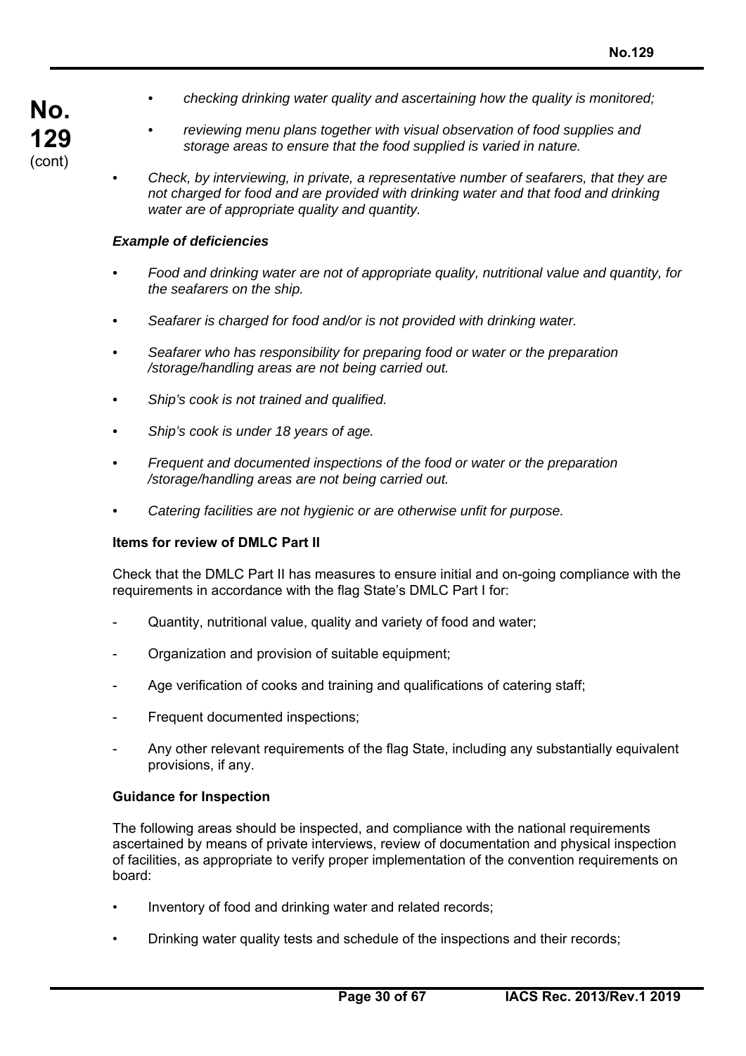- *checking drinking water quality and ascertaining how the quality is monitored;*
- *reviewing menu plans together with visual observation of food supplies and storage areas to ensure that the food supplied is varied in nature.*

- *Check, by interviewing, in private, a representative number of seafarers, that they are not charged for food and are provided with drinking water and that food and drinking water are of appropriate quality and quantity.*

***Example of deficiencies***

- *Food and drinking water are not of appropriate quality, nutritional value and quantity, for the seafarers on the ship.*
- *Seafarer is charged for food and/or is not provided with drinking water.*
- *Seafarer who has responsibility for preparing food or water or the preparation /storage/handling areas are not being carried out.*
- *Ship's cook is not trained and qualified.*
- *Ship's cook is under 18 years of age.*
- *Frequent and documented inspections of the food or water or the preparation /storage/handling areas are not being carried out.*
- *Catering facilities are not hygienic or are otherwise unfit for purpose.*

**Items for review of DMLC Part II**

Check that the DMLC Part II has measures to ensure initial and on-going compliance with the requirements in accordance with the flag State's DMLC Part I for:

- Quantity, nutritional value, quality and variety of food and water;
- Organization and provision of suitable equipment;
- Age verification of cooks and training and qualifications of catering staff;
- Frequent documented inspections;
- Any other relevant requirements of the flag State, including any substantially equivalent provisions, if any.

**Guidance for Inspection**

The following areas should be inspected, and compliance with the national requirements ascertained by means of private interviews, review of documentation and physical inspection of facilities, as appropriate to verify proper implementation of the convention requirements on board:

- Inventory of food and drinking water and related records;
- Drinking water quality tests and schedule of the inspections and their records;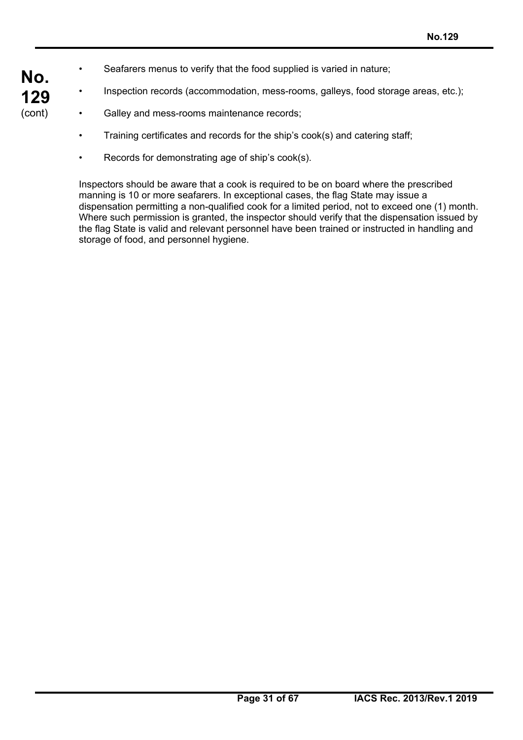- Seafarers menus to verify that the food supplied is varied in nature;
- Inspection records (accommodation, mess-rooms, galleys, food storage areas, etc.);
- Galley and mess-rooms maintenance records;
- Training certificates and records for the ship's cook(s) and catering staff;
- Records for demonstrating age of ship's cook(s).

Inspectors should be aware that a cook is required to be on board where the prescribed manning is 10 or more seafarers. In exceptional cases, the flag State may issue a dispensation permitting a non-qualified cook for a limited period, not to exceed one (1) month. Where such permission is granted, the inspector should verify that the dispensation issued by the flag State is valid and relevant personnel have been trained or instructed in handling and storage of food, and personnel hygiene.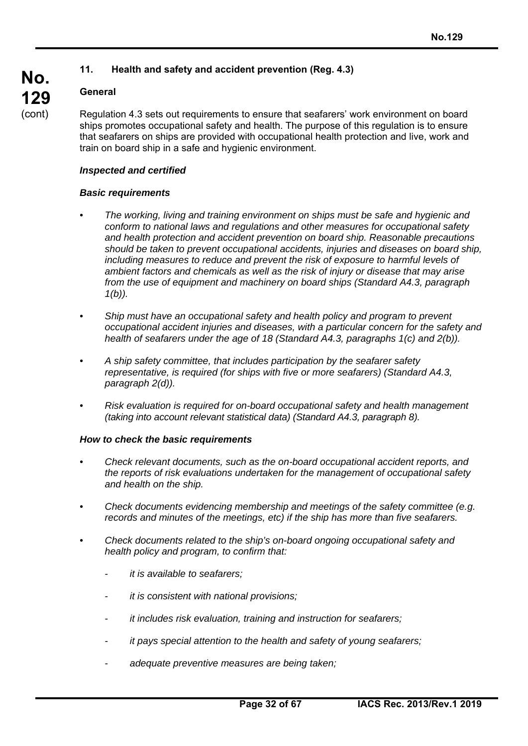## 11. Health and safety and accident prevention (Reg. 4.3)

### General

Regulation 4.3 sets out requirements to ensure that seafarers' work environment on board ships promotes occupational safety and health. The purpose of this regulation is to ensure that seafarers on ships are provided with occupational health protection and live, work and train on board ship in a safe and hygienic environment.

***Inspected and certified***

***Basic requirements***

- *The working, living and training environment on ships must be safe and hygienic and conform to national laws and regulations and other measures for occupational safety and health protection and accident prevention on board ship. Reasonable precautions should be taken to prevent occupational accidents, injuries and diseases on board ship, including measures to reduce and prevent the risk of exposure to harmful levels of ambient factors and chemicals as well as the risk of injury or disease that may arise from the use of equipment and machinery on board ships (Standard A4.3, paragraph 1(b)).*

- *Ship must have an occupational safety and health policy and program to prevent occupational accident injuries and diseases, with a particular concern for the safety and health of seafarers under the age of 18 (Standard A4.3, paragraphs 1(c) and 2(b)).*

- *A ship safety committee, that includes participation by the seafarer safety representative, is required (for ships with five or more seafarers) (Standard A4.3, paragraph 2(d)).*

- *Risk evaluation is required for on-board occupational safety and health management (taking into account relevant statistical data) (Standard A4.3, paragraph 8).*

***How to check the basic requirements***

- *Check relevant documents, such as the on-board occupational accident reports, and the reports of risk evaluations undertaken for the management of occupational safety and health on the ship.*

- *Check documents evidencing membership and meetings of the safety committee (e.g. records and minutes of the meetings, etc) if the ship has more than five seafarers.*

- *Check documents related to the ship's on-board ongoing occupational safety and health policy and program, to confirm that:*

    - *it is available to seafarers;*

    - *it is consistent with national provisions;*

    - *it includes risk evaluation, training and instruction for seafarers;*

    - *it pays special attention to the health and safety of young seafarers;*

    - *adequate preventive measures are being taken;*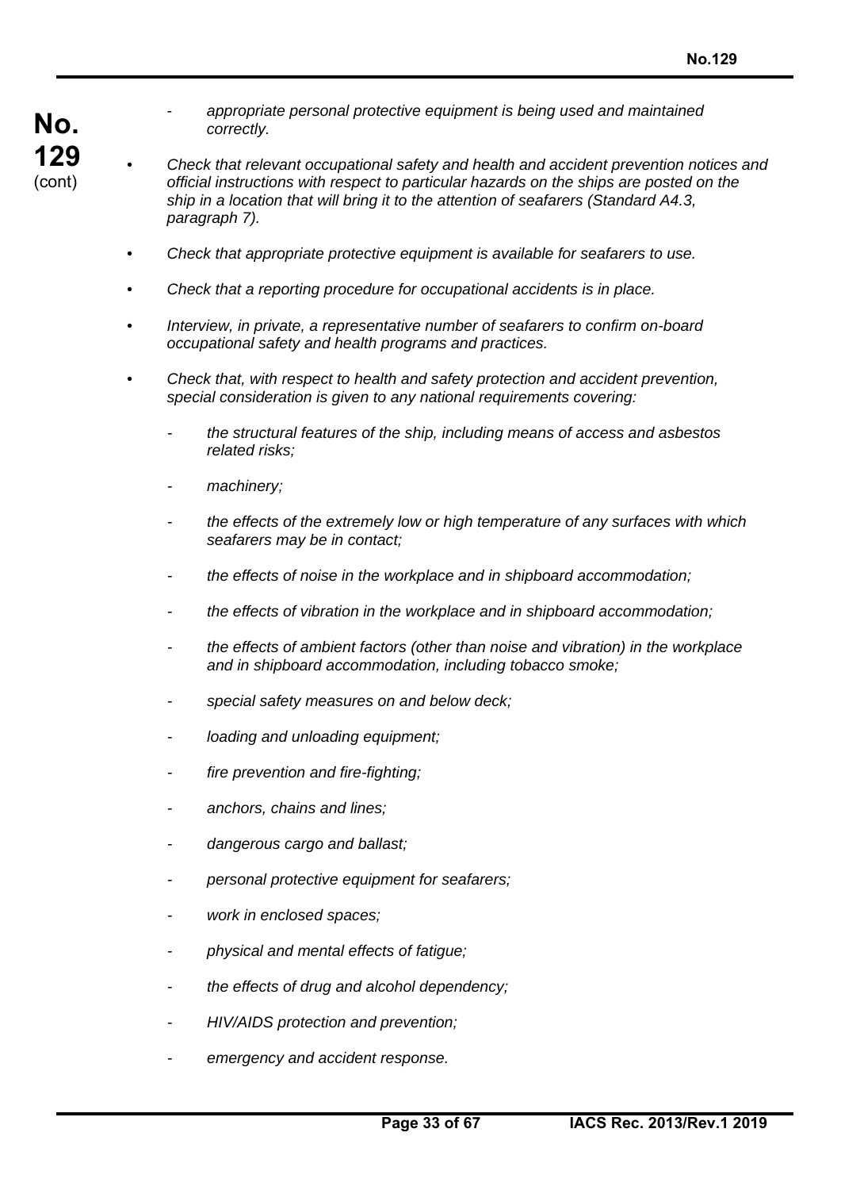- *appropriate personal protective equipment is being used and maintained correctly.*

- *Check that relevant occupational safety and health and accident prevention notices and official instructions with respect to particular hazards on the ships are posted on the ship in a location that will bring it to the attention of seafarers (Standard A4.3, paragraph 7).*

- *Check that appropriate protective equipment is available for seafarers to use.*

- *Check that a reporting procedure for occupational accidents is in place.*

- *Interview, in private, a representative number of seafarers to confirm on-board occupational safety and health programs and practices.*

- *Check that, with respect to health and safety protection and accident prevention, special consideration is given to any national requirements covering:*

  - *the structural features of the ship, including means of access and asbestos related risks;*
  - *machinery;*
  - *the effects of the extremely low or high temperature of any surfaces with which seafarers may be in contact;*
  - *the effects of noise in the workplace and in shipboard accommodation;*
  - *the effects of vibration in the workplace and in shipboard accommodation;*
  - *the effects of ambient factors (other than noise and vibration) in the workplace and in shipboard accommodation, including tobacco smoke;*
  - *special safety measures on and below deck;*
  - *loading and unloading equipment;*
  - *fire prevention and fire-fighting;*
  - *anchors, chains and lines;*
  - *dangerous cargo and ballast;*
  - *personal protective equipment for seafarers;*
  - *work in enclosed spaces;*
  - *physical and mental effects of fatigue;*
  - *the effects of drug and alcohol dependency;*
  - *HIV/AIDS protection and prevention;*
  - *emergency and accident response.*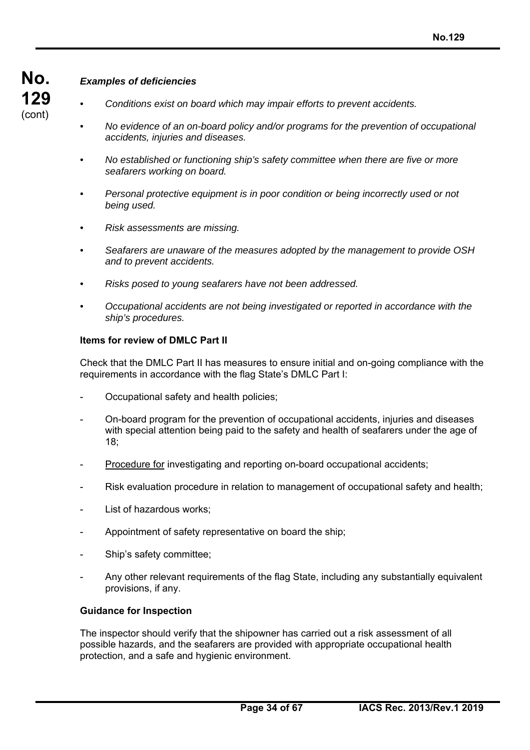***Examples of deficiencies***

- *Conditions exist on board which may impair efforts to prevent accidents.*
- *No evidence of an on-board policy and/or programs for the prevention of occupational accidents, injuries and diseases.*
- *No established or functioning ship's safety committee when there are five or more seafarers working on board.*
- *Personal protective equipment is in poor condition or being incorrectly used or not being used.*
- *Risk assessments are missing.*
- *Seafarers are unaware of the measures adopted by the management to provide OSH and to prevent accidents.*
- *Risks posed to young seafarers have not been addressed.*
- *Occupational accidents are not being investigated or reported in accordance with the ship's procedures.*

**Items for review of DMLC Part II**

Check that the DMLC Part II has measures to ensure initial and on-going compliance with the requirements in accordance with the flag State's DMLC Part I:

- Occupational safety and health policies;
- On-board program for the prevention of occupational accidents, injuries and diseases with special attention being paid to the safety and health of seafarers under the age of 18;
- Procedure for investigating and reporting on-board occupational accidents;
- Risk evaluation procedure in relation to management of occupational safety and health;
- List of hazardous works;
- Appointment of safety representative on board the ship;
- Ship's safety committee;
- Any other relevant requirements of the flag State, including any substantially equivalent provisions, if any.

**Guidance for Inspection**

The inspector should verify that the shipowner has carried out a risk assessment of all possible hazards, and the seafarers are provided with appropriate occupational health protection, and a safe and hygienic environment.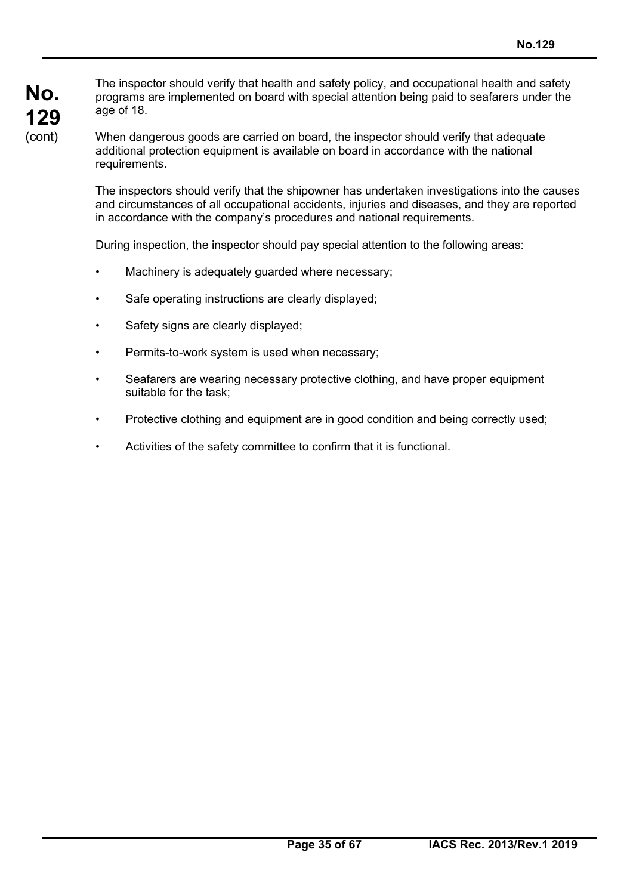The inspector should verify that health and safety policy, and occupational health and safety programs are implemented on board with special attention being paid to seafarers under the age of 18.

When dangerous goods are carried on board, the inspector should verify that adequate additional protection equipment is available on board in accordance with the national requirements.

The inspectors should verify that the shipowner has undertaken investigations into the causes and circumstances of all occupational accidents, injuries and diseases, and they are reported in accordance with the company's procedures and national requirements.

During inspection, the inspector should pay special attention to the following areas:

- Machinery is adequately guarded where necessary;
- Safe operating instructions are clearly displayed;
- Safety signs are clearly displayed;
- Permits-to-work system is used when necessary;
- Seafarers are wearing necessary protective clothing, and have proper equipment suitable for the task;
- Protective clothing and equipment are in good condition and being correctly used;
- Activities of the safety committee to confirm that it is functional.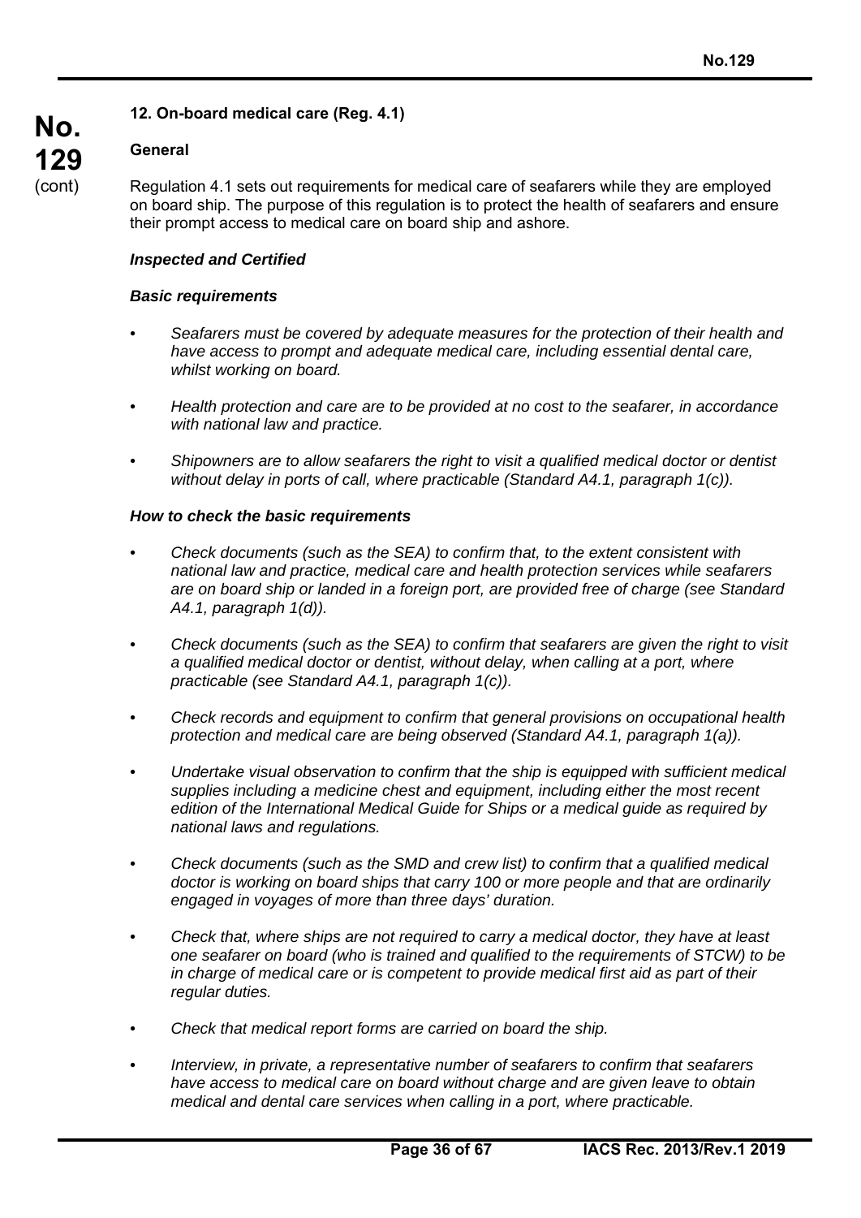## 12. On-board medical care (Reg. 4.1)

### General

Regulation 4.1 sets out requirements for medical care of seafarers while they are employed on board ship. The purpose of this regulation is to protect the health of seafarers and ensure their prompt access to medical care on board ship and ashore.

***Inspected and Certified***

***Basic requirements***

- *Seafarers must be covered by adequate measures for the protection of their health and have access to prompt and adequate medical care, including essential dental care, whilst working on board.*
- *Health protection and care are to be provided at no cost to the seafarer, in accordance with national law and practice.*
- *Shipowners are to allow seafarers the right to visit a qualified medical doctor or dentist without delay in ports of call, where practicable (Standard A4.1, paragraph 1(c)).*

***How to check the basic requirements***

- *Check documents (such as the SEA) to confirm that, to the extent consistent with national law and practice, medical care and health protection services while seafarers are on board ship or landed in a foreign port, are provided free of charge (see Standard A4.1, paragraph 1(d)).*
- *Check documents (such as the SEA) to confirm that seafarers are given the right to visit a qualified medical doctor or dentist, without delay, when calling at a port, where practicable (see Standard A4.1, paragraph 1(c)).*
- *Check records and equipment to confirm that general provisions on occupational health protection and medical care are being observed (Standard A4.1, paragraph 1(a)).*
- *Undertake visual observation to confirm that the ship is equipped with sufficient medical supplies including a medicine chest and equipment, including either the most recent edition of the International Medical Guide for Ships or a medical guide as required by national laws and regulations.*
- *Check documents (such as the SMD and crew list) to confirm that a qualified medical doctor is working on board ships that carry 100 or more people and that are ordinarily engaged in voyages of more than three days' duration.*
- *Check that, where ships are not required to carry a medical doctor, they have at least one seafarer on board (who is trained and qualified to the requirements of STCW) to be in charge of medical care or is competent to provide medical first aid as part of their regular duties.*
- *Check that medical report forms are carried on board the ship.*
- *Interview, in private, a representative number of seafarers to confirm that seafarers have access to medical care on board without charge and are given leave to obtain medical and dental care services when calling in a port, where practicable.*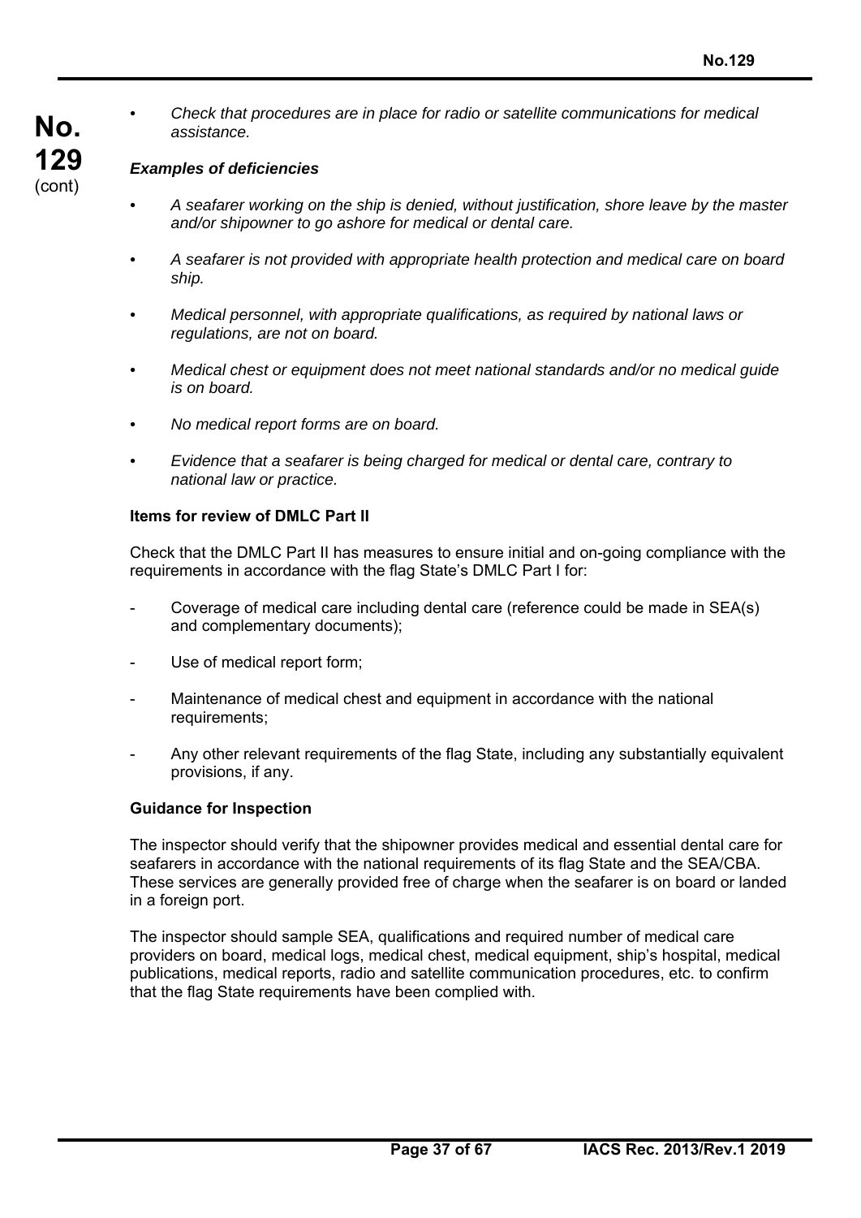- *Check that procedures are in place for radio or satellite communications for medical assistance.*

***Examples of deficiencies***

- *A seafarer working on the ship is denied, without justification, shore leave by the master and/or shipowner to go ashore for medical or dental care.*
- *A seafarer is not provided with appropriate health protection and medical care on board ship.*
- *Medical personnel, with appropriate qualifications, as required by national laws or regulations, are not on board.*
- *Medical chest or equipment does not meet national standards and/or no medical guide is on board.*
- *No medical report forms are on board.*
- *Evidence that a seafarer is being charged for medical or dental care, contrary to national law or practice.*

**Items for review of DMLC Part II**

Check that the DMLC Part II has measures to ensure initial and on-going compliance with the requirements in accordance with the flag State's DMLC Part I for:

- Coverage of medical care including dental care (reference could be made in SEA(s) and complementary documents);
- Use of medical report form;
- Maintenance of medical chest and equipment in accordance with the national requirements;
- Any other relevant requirements of the flag State, including any substantially equivalent provisions, if any.

**Guidance for Inspection**

The inspector should verify that the shipowner provides medical and essential dental care for seafarers in accordance with the national requirements of its flag State and the SEA/CBA. These services are generally provided free of charge when the seafarer is on board or landed in a foreign port.

The inspector should sample SEA, qualifications and required number of medical care providers on board, medical logs, medical chest, medical equipment, ship's hospital, medical publications, medical reports, radio and satellite communication procedures, etc. to confirm that the flag State requirements have been complied with.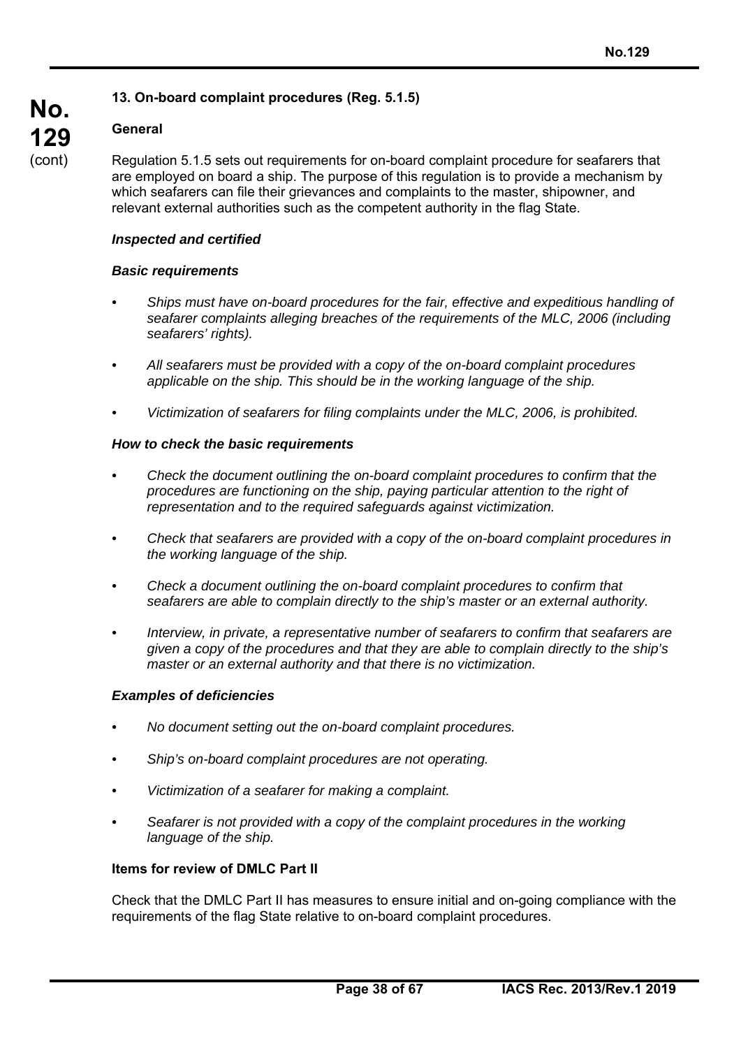## 13. On-board complaint procedures (Reg. 5.1.5)

### General

Regulation 5.1.5 sets out requirements for on-board complaint procedure for seafarers that are employed on board a ship. The purpose of this regulation is to provide a mechanism by which seafarers can file their grievances and complaints to the master, shipowner, and relevant external authorities such as the competent authority in the flag State.

***Inspected and certified***

***Basic requirements***

- *Ships must have on-board procedures for the fair, effective and expeditious handling of seafarer complaints alleging breaches of the requirements of the MLC, 2006 (including seafarers' rights).*
- *All seafarers must be provided with a copy of the on-board complaint procedures applicable on the ship. This should be in the working language of the ship.*
- *Victimization of seafarers for filing complaints under the MLC, 2006, is prohibited.*

***How to check the basic requirements***

- *Check the document outlining the on-board complaint procedures to confirm that the procedures are functioning on the ship, paying particular attention to the right of representation and to the required safeguards against victimization.*
- *Check that seafarers are provided with a copy of the on-board complaint procedures in the working language of the ship.*
- *Check a document outlining the on-board complaint procedures to confirm that seafarers are able to complain directly to the ship's master or an external authority.*
- *Interview, in private, a representative number of seafarers to confirm that seafarers are given a copy of the procedures and that they are able to complain directly to the ship's master or an external authority and that there is no victimization.*

***Examples of deficiencies***

- *No document setting out the on-board complaint procedures.*
- *Ship's on-board complaint procedures are not operating.*
- *Victimization of a seafarer for making a complaint.*
- *Seafarer is not provided with a copy of the complaint procedures in the working language of the ship.*

**Items for review of DMLC Part II**

Check that the DMLC Part II has measures to ensure initial and on-going compliance with the requirements of the flag State relative to on-board complaint procedures.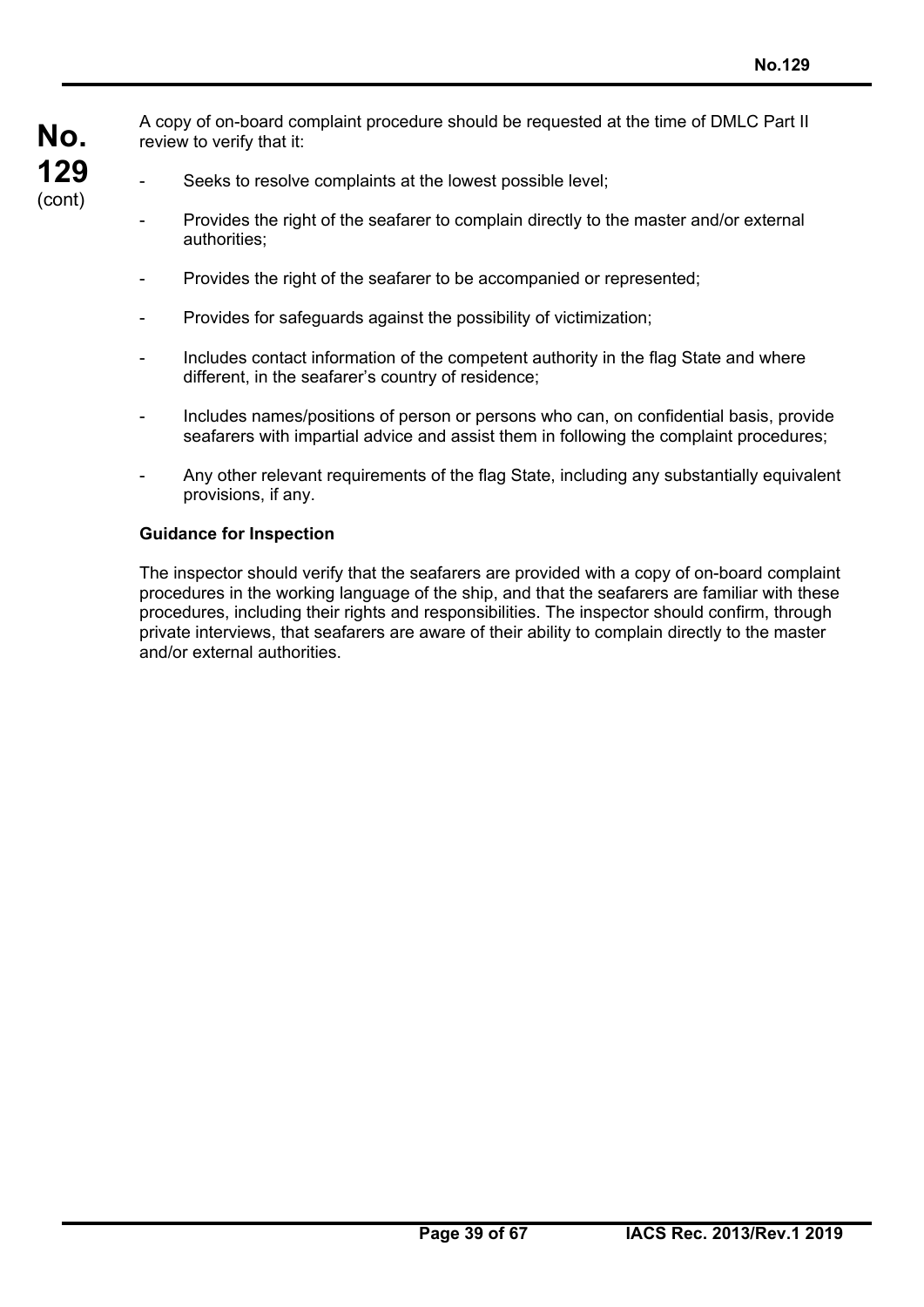A copy of on-board complaint procedure should be requested at the time of DMLC Part II review to verify that it:

- Seeks to resolve complaints at the lowest possible level;
- Provides the right of the seafarer to complain directly to the master and/or external authorities;
- Provides the right of the seafarer to be accompanied or represented;
- Provides for safeguards against the possibility of victimization;
- Includes contact information of the competent authority in the flag State and where different, in the seafarer's country of residence;
- Includes names/positions of person or persons who can, on confidential basis, provide seafarers with impartial advice and assist them in following the complaint procedures;
- Any other relevant requirements of the flag State, including any substantially equivalent provisions, if any.

**Guidance for Inspection**

The inspector should verify that the seafarers are provided with a copy of on-board complaint procedures in the working language of the ship, and that the seafarers are familiar with these procedures, including their rights and responsibilities. The inspector should confirm, through private interviews, that seafarers are aware of their ability to complain directly to the master and/or external authorities.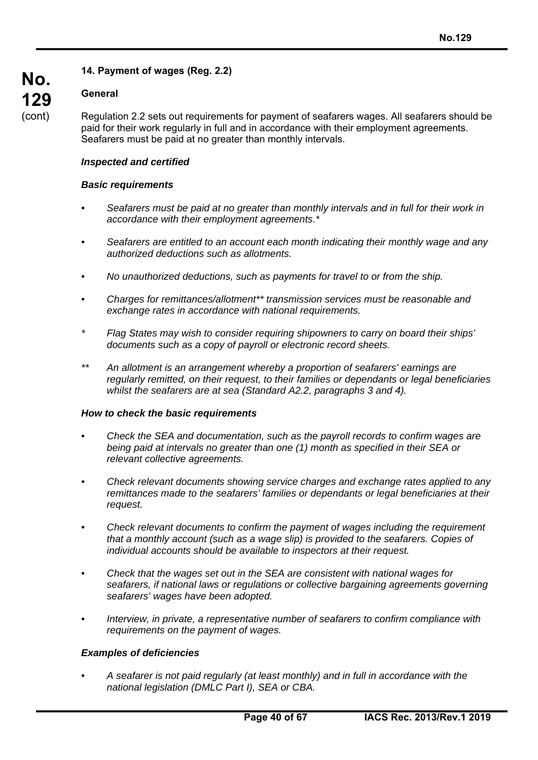## 14. Payment of wages (Reg. 2.2)

### General

Regulation 2.2 sets out requirements for payment of seafarers wages. All seafarers should be paid for their work regularly in full and in accordance with their employment agreements. Seafarers must be paid at no greater than monthly intervals.

***Inspected and certified***

***Basic requirements***

- *Seafarers must be paid at no greater than monthly intervals and in full for their work in accordance with their employment agreements.**
- *Seafarers are entitled to an account each month indicating their monthly wage and any authorized deductions such as allotments.*
- *No unauthorized deductions, such as payments for travel to or from the ship.*
- *Charges for remittances/allotment** transmission services must be reasonable and exchange rates in accordance with national requirements.*

\* *Flag States may wish to consider requiring shipowners to carry on board their ships' documents such as a copy of payroll or electronic record sheets.*

\** *An allotment is an arrangement whereby a proportion of seafarers' earnings are regularly remitted, on their request, to their families or dependants or legal beneficiaries whilst the seafarers are at sea (Standard A2.2, paragraphs 3 and 4).*

***How to check the basic requirements***

- *Check the SEA and documentation, such as the payroll records to confirm wages are being paid at intervals no greater than one (1) month as specified in their SEA or relevant collective agreements.*
- *Check relevant documents showing service charges and exchange rates applied to any remittances made to the seafarers' families or dependants or legal beneficiaries at their request.*
- *Check relevant documents to confirm the payment of wages including the requirement that a monthly account (such as a wage slip) is provided to the seafarers. Copies of individual accounts should be available to inspectors at their request.*
- *Check that the wages set out in the SEA are consistent with national wages for seafarers, if national laws or regulations or collective bargaining agreements governing seafarers' wages have been adopted.*
- *Interview, in private, a representative number of seafarers to confirm compliance with requirements on the payment of wages.*

***Examples of deficiencies***

- *A seafarer is not paid regularly (at least monthly) and in full in accordance with the national legislation (DMLC Part I), SEA or CBA.*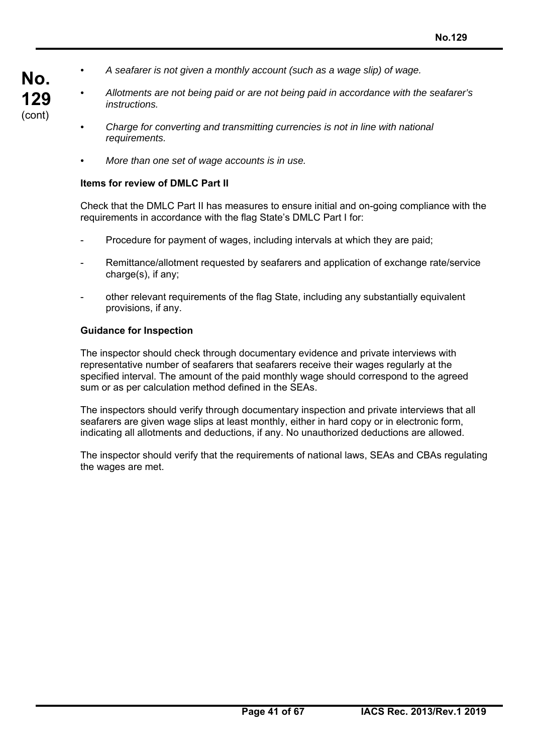- *A seafarer is not given a monthly account (such as a wage slip) of wage.*

- *Allotments are not being paid or are not being paid in accordance with the seafarer's instructions.*

- *Charge for converting and transmitting currencies is not in line with national requirements.*

- *More than one set of wage accounts is in use.*

**Items for review of DMLC Part II**

Check that the DMLC Part II has measures to ensure initial and on-going compliance with the requirements in accordance with the flag State's DMLC Part I for:

- Procedure for payment of wages, including intervals at which they are paid;

- Remittance/allotment requested by seafarers and application of exchange rate/service charge(s), if any;

- other relevant requirements of the flag State, including any substantially equivalent provisions, if any.

**Guidance for Inspection**

The inspector should check through documentary evidence and private interviews with representative number of seafarers that seafarers receive their wages regularly at the specified interval. The amount of the paid monthly wage should correspond to the agreed sum or as per calculation method defined in the SEAs.

The inspectors should verify through documentary inspection and private interviews that all seafarers are given wage slips at least monthly, either in hard copy or in electronic form, indicating all allotments and deductions, if any. No unauthorized deductions are allowed.

The inspector should verify that the requirements of national laws, SEAs and CBAs regulating the wages are met.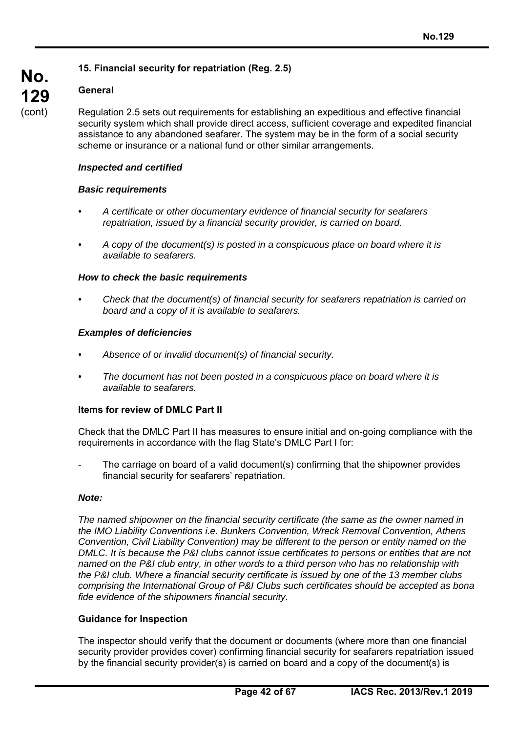## 15. Financial security for repatriation (Reg. 2.5)

### General

Regulation 2.5 sets out requirements for establishing an expeditious and effective financial security system which shall provide direct access, sufficient coverage and expedited financial assistance to any abandoned seafarer. The system may be in the form of a social security scheme or insurance or a national fund or other similar arrangements.

***Inspected and certified***

***Basic requirements***

- *A certificate or other documentary evidence of financial security for seafarers repatriation, issued by a financial security provider, is carried on board.*
- *A copy of the document(s) is posted in a conspicuous place on board where it is available to seafarers.*

***How to check the basic requirements***

- *Check that the document(s) of financial security for seafarers repatriation is carried on board and a copy of it is available to seafarers.*

***Examples of deficiencies***

- *Absence of or invalid document(s) of financial security.*
- *The document has not been posted in a conspicuous place on board where it is available to seafarers.*

**Items for review of DMLC Part II**

Check that the DMLC Part II has measures to ensure initial and on-going compliance with the requirements in accordance with the flag State's DMLC Part I for:

- The carriage on board of a valid document(s) confirming that the shipowner provides financial security for seafarers' repatriation.

***Note:***

*The named shipowner on the financial security certificate (the same as the owner named in the IMO Liability Conventions i.e. Bunkers Convention, Wreck Removal Convention, Athens Convention, Civil Liability Convention) may be different to the person or entity named on the DMLC. It is because the P&I clubs cannot issue certificates to persons or entities that are not named on the P&I club entry, in other words to a third person who has no relationship with the P&I club. Where a financial security certificate is issued by one of the 13 member clubs comprising the International Group of P&I Clubs such certificates should be accepted as bona fide evidence of the shipowners financial security.*

**Guidance for Inspection**

The inspector should verify that the document or documents (where more than one financial security provider provides cover) confirming financial security for seafarers repatriation issued by the financial security provider(s) is carried on board and a copy of the document(s) is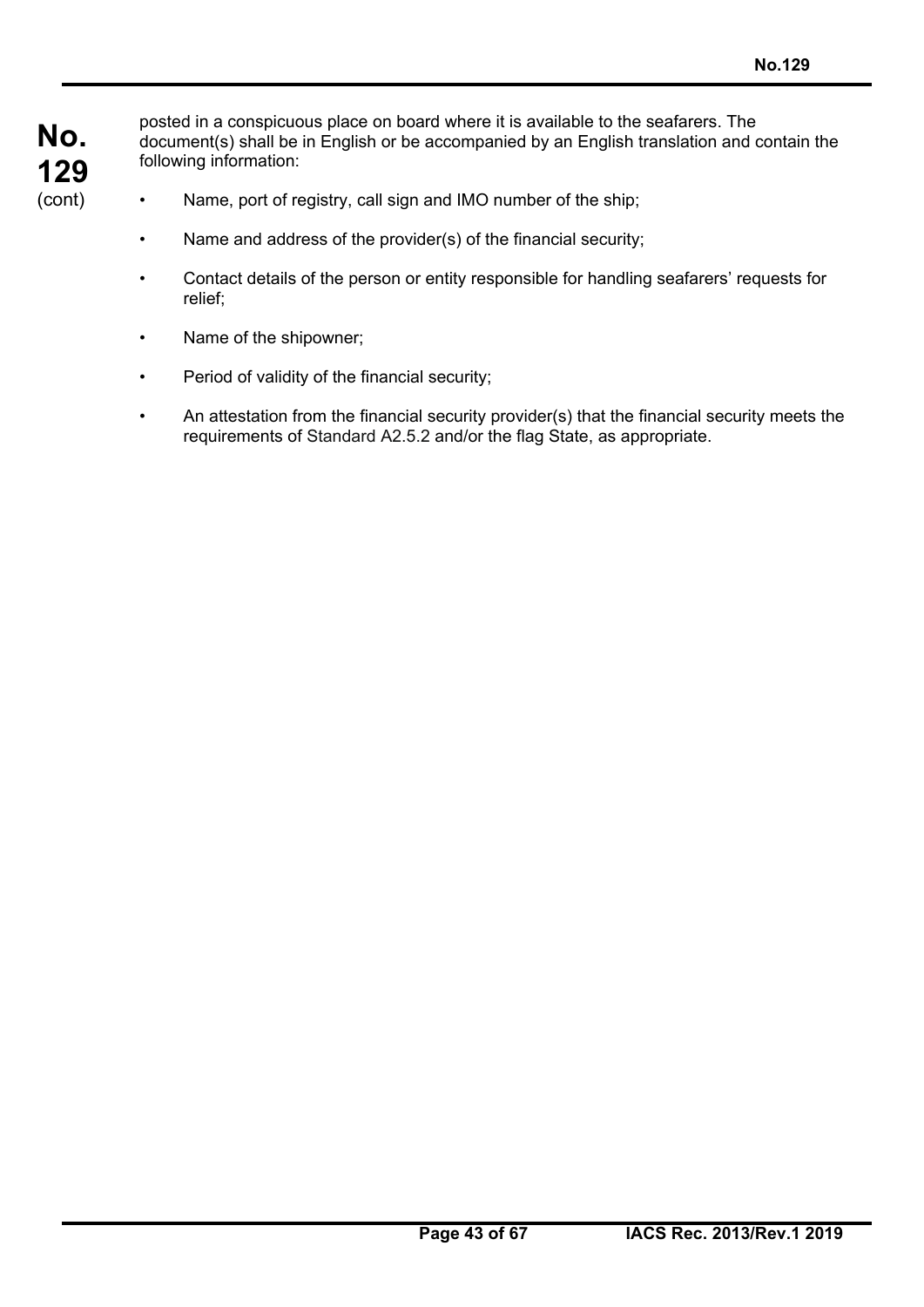posted in a conspicuous place on board where it is available to the seafarers. The document(s) shall be in English or be accompanied by an English translation and contain the following information:

- Name, port of registry, call sign and IMO number of the ship;
- Name and address of the provider(s) of the financial security;
- Contact details of the person or entity responsible for handling seafarers' requests for relief;
- Name of the shipowner;
- Period of validity of the financial security;
- An attestation from the financial security provider(s) that the financial security meets the requirements of Standard A2.5.2 and/or the flag State, as appropriate.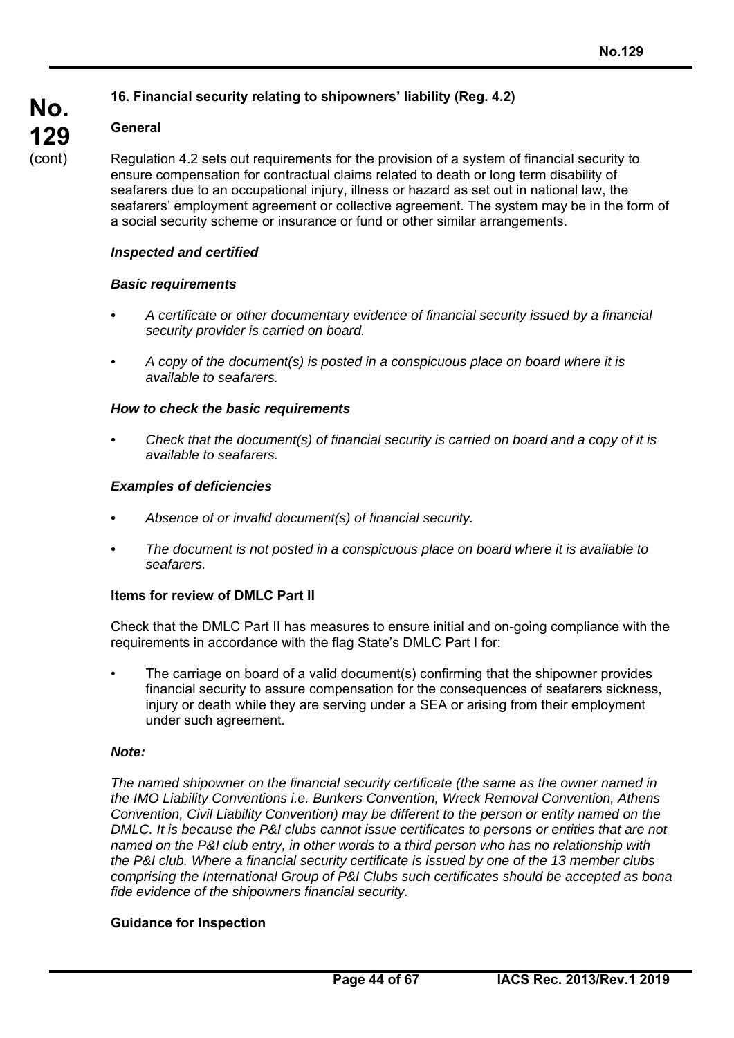## 16. Financial security relating to shipowners' liability (Reg. 4.2)

### General

Regulation 4.2 sets out requirements for the provision of a system of financial security to ensure compensation for contractual claims related to death or long term disability of seafarers due to an occupational injury, illness or hazard as set out in national law, the seafarers' employment agreement or collective agreement. The system may be in the form of a social security scheme or insurance or fund or other similar arrangements.

***Inspected and certified***

***Basic requirements***

- *A certificate or other documentary evidence of financial security issued by a financial security provider is carried on board.*
- *A copy of the document(s) is posted in a conspicuous place on board where it is available to seafarers.*

***How to check the basic requirements***

- *Check that the document(s) of financial security is carried on board and a copy of it is available to seafarers.*

***Examples of deficiencies***

- *Absence of or invalid document(s) of financial security.*
- *The document is not posted in a conspicuous place on board where it is available to seafarers.*

### Items for review of DMLC Part II

Check that the DMLC Part II has measures to ensure initial and on-going compliance with the requirements in accordance with the flag State's DMLC Part I for:

- The carriage on board of a valid document(s) confirming that the shipowner provides financial security to assure compensation for the consequences of seafarers sickness, injury or death while they are serving under a SEA or arising from their employment under such agreement.

***Note:***

*The named shipowner on the financial security certificate (the same as the owner named in the IMO Liability Conventions i.e. Bunkers Convention, Wreck Removal Convention, Athens Convention, Civil Liability Convention) may be different to the person or entity named on the DMLC. It is because the P&I clubs cannot issue certificates to persons or entities that are not named on the P&I club entry, in other words to a third person who has no relationship with the P&I club. Where a financial security certificate is issued by one of the 13 member clubs comprising the International Group of P&I Clubs such certificates should be accepted as bona fide evidence of the shipowners financial security.*

### Guidance for Inspection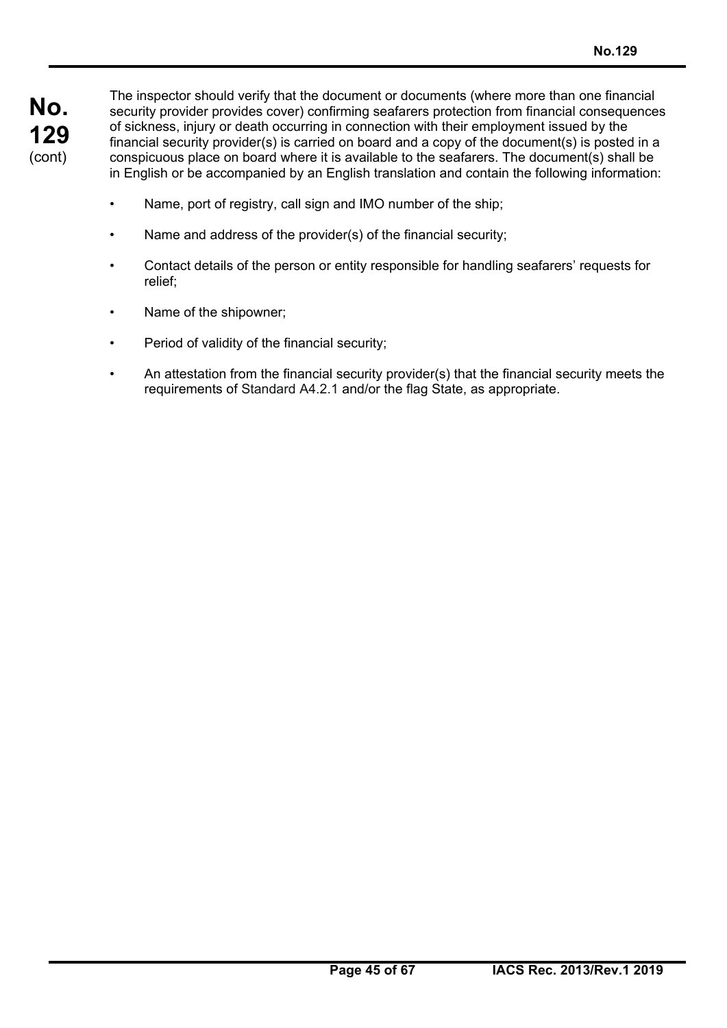The inspector should verify that the document or documents (where more than one financial security provider provides cover) confirming seafarers protection from financial consequences of sickness, injury or death occurring in connection with their employment issued by the financial security provider(s) is carried on board and a copy of the document(s) is posted in a conspicuous place on board where it is available to the seafarers. The document(s) shall be in English or be accompanied by an English translation and contain the following information:

- Name, port of registry, call sign and IMO number of the ship;
- Name and address of the provider(s) of the financial security;
- Contact details of the person or entity responsible for handling seafarers' requests for relief;
- Name of the shipowner;
- Period of validity of the financial security;
- An attestation from the financial security provider(s) that the financial security meets the requirements of Standard A4.2.1 and/or the flag State, as appropriate.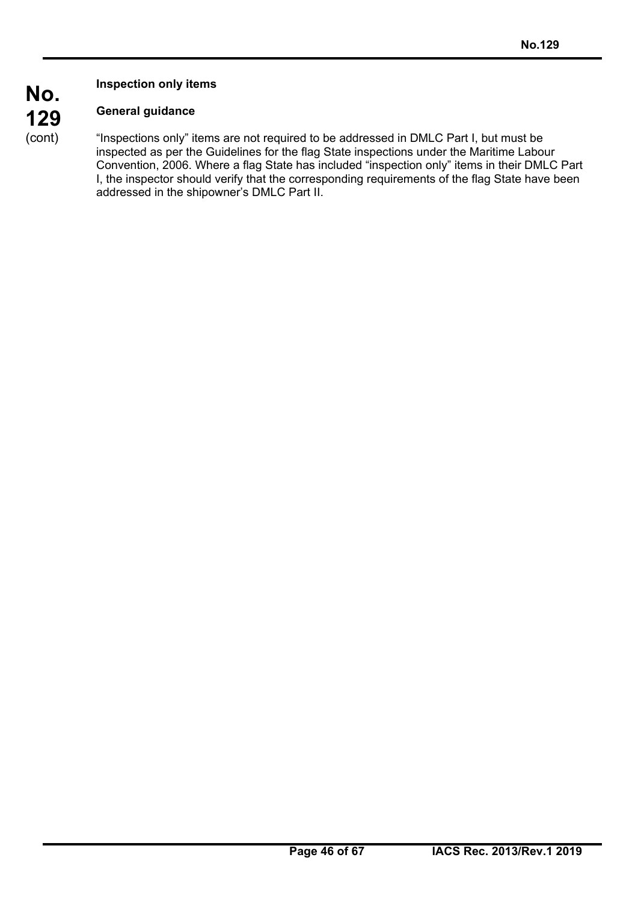**Inspection only items**

**General guidance**

"Inspections only" items are not required to be addressed in DMLC Part I, but must be inspected as per the Guidelines for the flag State inspections under the Maritime Labour Convention, 2006. Where a flag State has included "inspection only" items in their DMLC Part I, the inspector should verify that the corresponding requirements of the flag State have been addressed in the shipowner's DMLC Part II.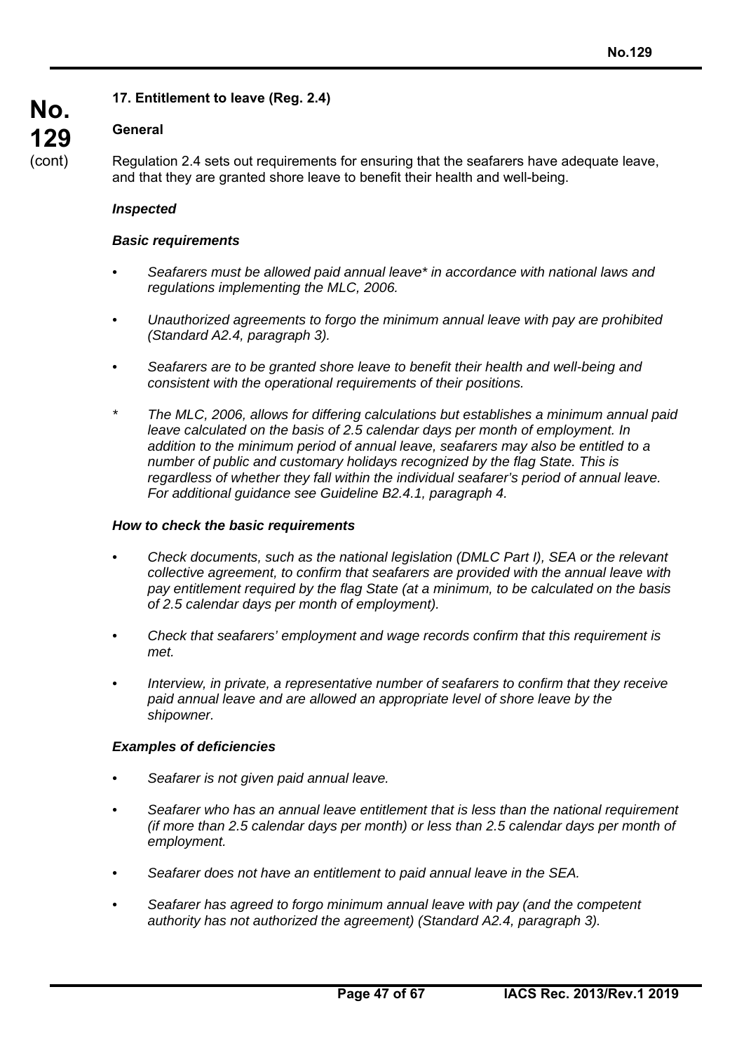### 17. Entitlement to leave (Reg. 2.4)

#### General

Regulation 2.4 sets out requirements for ensuring that the seafarers have adequate leave, and that they are granted shore leave to benefit their health and well-being.

***Inspected***

***Basic requirements***

- *Seafarers must be allowed paid annual leave* in accordance with national laws and regulations implementing the MLC, 2006.*
- *Unauthorized agreements to forgo the minimum annual leave with pay are prohibited (Standard A2.4, paragraph 3).*
- *Seafarers are to be granted shore leave to benefit their health and well-being and consistent with the operational requirements of their positions.*

\* *The MLC, 2006, allows for differing calculations but establishes a minimum annual paid leave calculated on the basis of 2.5 calendar days per month of employment. In addition to the minimum period of annual leave, seafarers may also be entitled to a number of public and customary holidays recognized by the flag State. This is regardless of whether they fall within the individual seafarer's period of annual leave. For additional guidance see Guideline B2.4.1, paragraph 4.*

***How to check the basic requirements***

- *Check documents, such as the national legislation (DMLC Part I), SEA or the relevant collective agreement, to confirm that seafarers are provided with the annual leave with pay entitlement required by the flag State (at a minimum, to be calculated on the basis of 2.5 calendar days per month of employment).*
- *Check that seafarers' employment and wage records confirm that this requirement is met.*
- *Interview, in private, a representative number of seafarers to confirm that they receive paid annual leave and are allowed an appropriate level of shore leave by the shipowner.*

***Examples of deficiencies***

- *Seafarer is not given paid annual leave.*
- *Seafarer who has an annual leave entitlement that is less than the national requirement (if more than 2.5 calendar days per month) or less than 2.5 calendar days per month of employment.*
- *Seafarer does not have an entitlement to paid annual leave in the SEA.*
- *Seafarer has agreed to forgo minimum annual leave with pay (and the competent authority has not authorized the agreement) (Standard A2.4, paragraph 3).*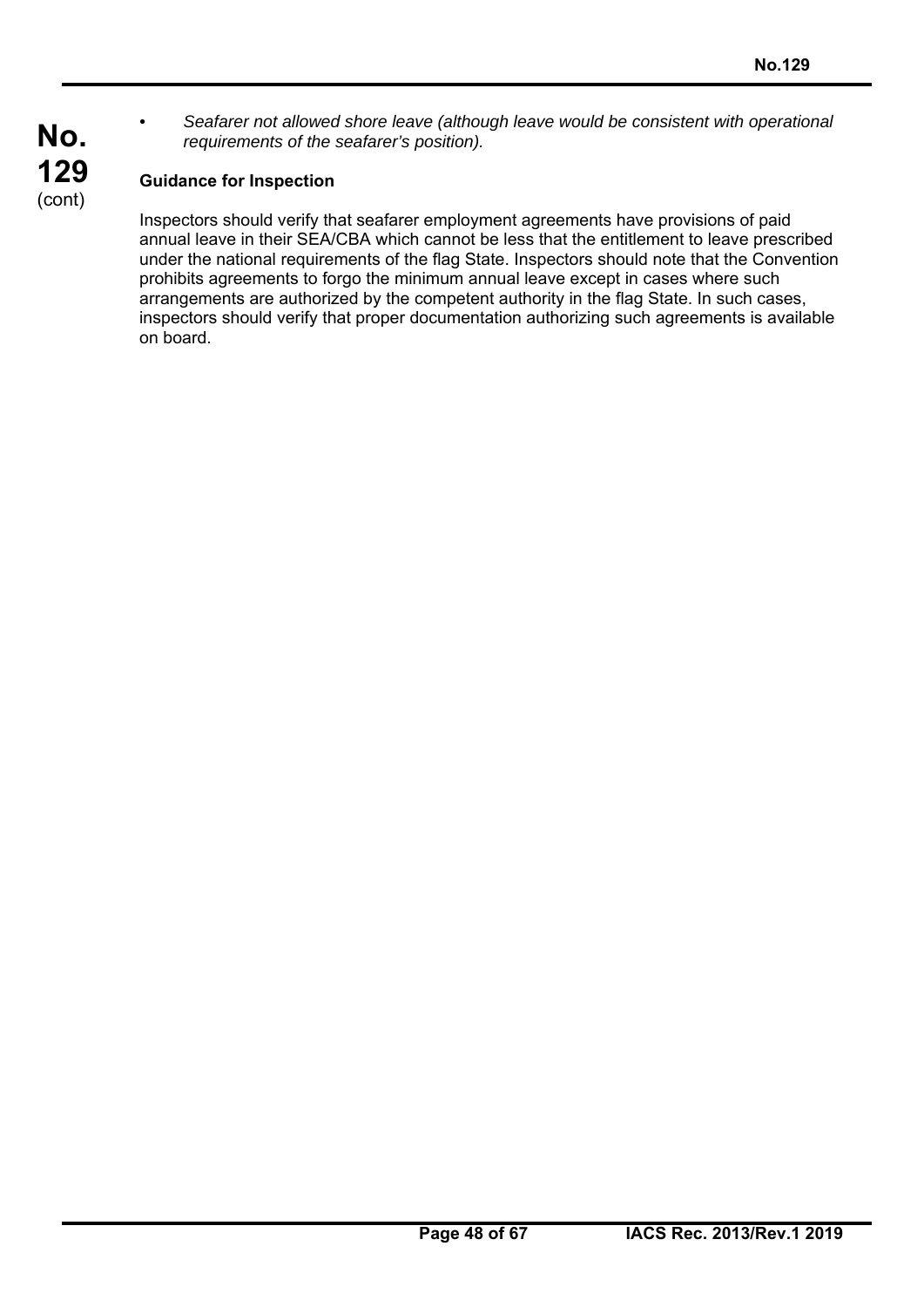- *Seafarer not allowed shore leave (although leave would be consistent with operational requirements of the seafarer's position).*

**Guidance for Inspection**

Inspectors should verify that seafarer employment agreements have provisions of paid annual leave in their SEA/CBA which cannot be less that the entitlement to leave prescribed under the national requirements of the flag State. Inspectors should note that the Convention prohibits agreements to forgo the minimum annual leave except in cases where such arrangements are authorized by the competent authority in the flag State. In such cases, inspectors should verify that proper documentation authorizing such agreements is available on board.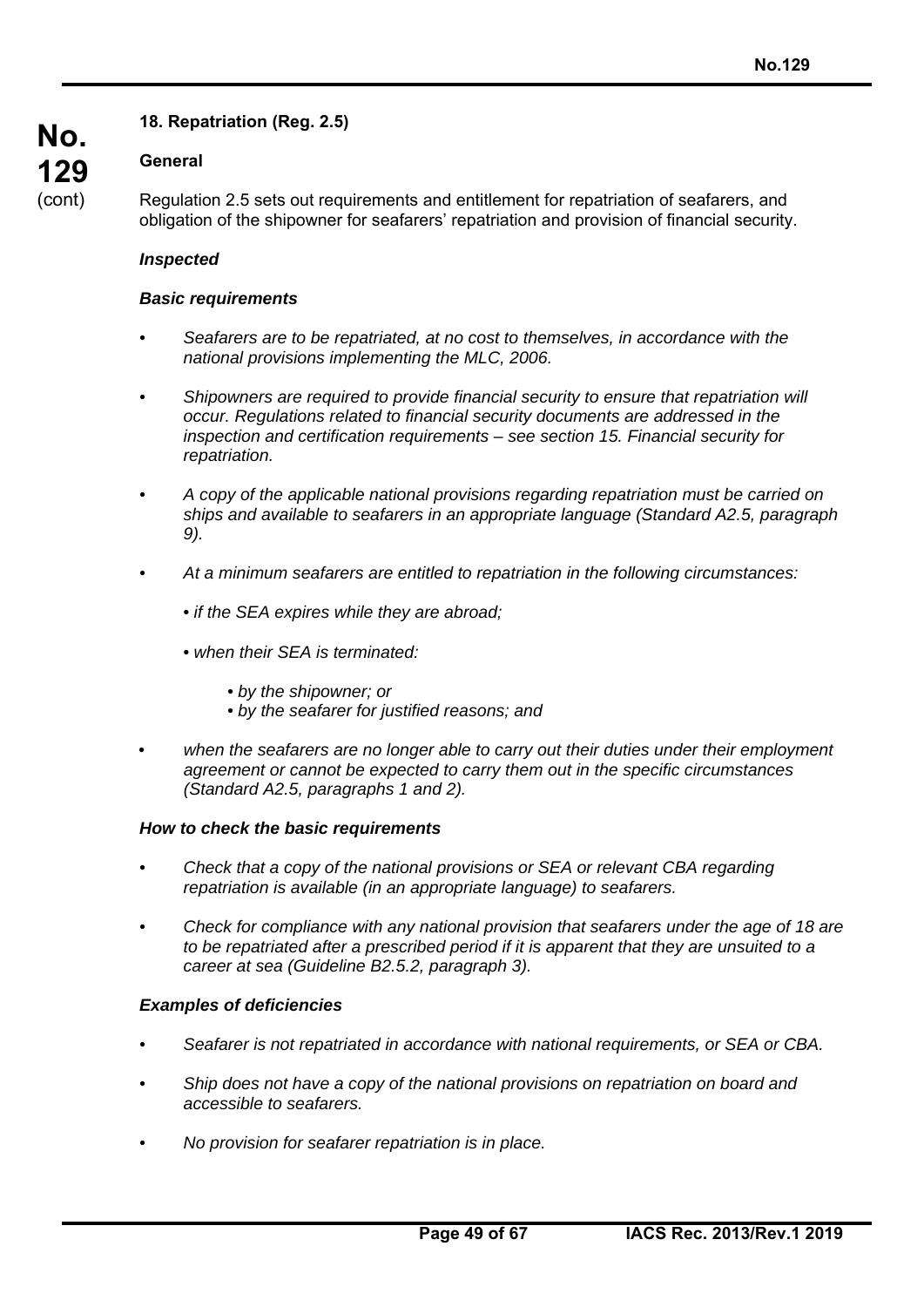### 18. Repatriation (Reg. 2.5)

**General**

Regulation 2.5 sets out requirements and entitlement for repatriation of seafarers, and obligation of the shipowner for seafarers' repatriation and provision of financial security.

***Inspected***

***Basic requirements***

- *Seafarers are to be repatriated, at no cost to themselves, in accordance with the national provisions implementing the MLC, 2006.*
- *Shipowners are required to provide financial security to ensure that repatriation will occur. Regulations related to financial security documents are addressed in the inspection and certification requirements – see section 15. Financial security for repatriation.*
- *A copy of the applicable national provisions regarding repatriation must be carried on ships and available to seafarers in an appropriate language (Standard A2.5, paragraph 9).*
- *At a minimum seafarers are entitled to repatriation in the following circumstances:*
  - *if the SEA expires while they are abroad;*
  - *when their SEA is terminated:*
    - *by the shipowner; or*
    - *by the seafarer for justified reasons; and*
- *when the seafarers are no longer able to carry out their duties under their employment agreement or cannot be expected to carry them out in the specific circumstances (Standard A2.5, paragraphs 1 and 2).*

***How to check the basic requirements***

- *Check that a copy of the national provisions or SEA or relevant CBA regarding repatriation is available (in an appropriate language) to seafarers.*
- *Check for compliance with any national provision that seafarers under the age of 18 are to be repatriated after a prescribed period if it is apparent that they are unsuited to a career at sea (Guideline B2.5.2, paragraph 3).*

***Examples of deficiencies***

- *Seafarer is not repatriated in accordance with national requirements, or SEA or CBA.*
- *Ship does not have a copy of the national provisions on repatriation on board and accessible to seafarers.*
- *No provision for seafarer repatriation is in place.*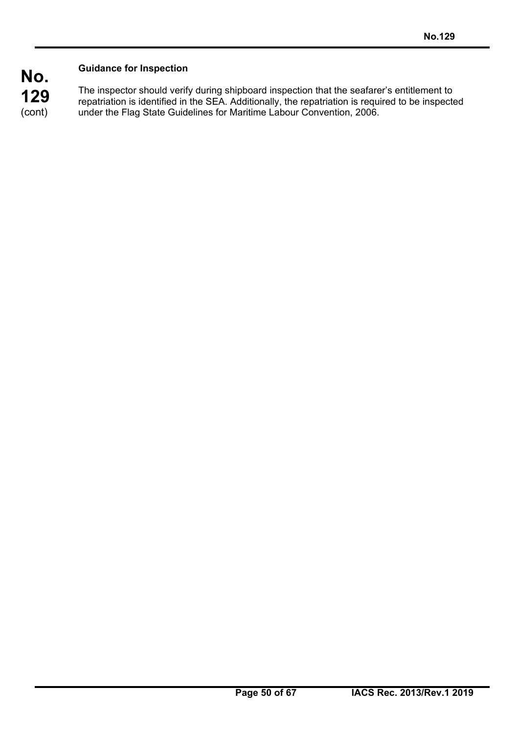**Guidance for Inspection**

The inspector should verify during shipboard inspection that the seafarer's entitlement to repatriation is identified in the SEA. Additionally, the repatriation is required to be inspected under the Flag State Guidelines for Maritime Labour Convention, 2006.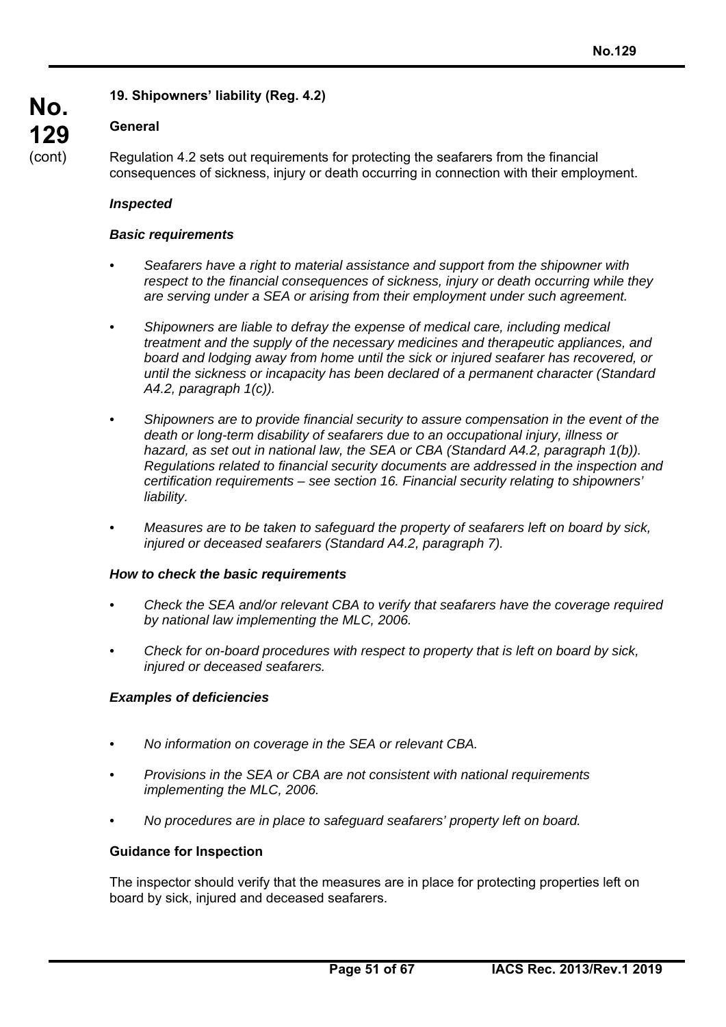### 19. Shipowners' liability (Reg. 4.2)

#### General

Regulation 4.2 sets out requirements for protecting the seafarers from the financial consequences of sickness, injury or death occurring in connection with their employment.

***Inspected***

***Basic requirements***

- *Seafarers have a right to material assistance and support from the shipowner with respect to the financial consequences of sickness, injury or death occurring while they are serving under a SEA or arising from their employment under such agreement.*
- *Shipowners are liable to defray the expense of medical care, including medical treatment and the supply of the necessary medicines and therapeutic appliances, and board and lodging away from home until the sick or injured seafarer has recovered, or until the sickness or incapacity has been declared of a permanent character (Standard A4.2, paragraph 1(c)).*
- *Shipowners are to provide financial security to assure compensation in the event of the death or long-term disability of seafarers due to an occupational injury, illness or hazard, as set out in national law, the SEA or CBA (Standard A4.2, paragraph 1(b)). Regulations related to financial security documents are addressed in the inspection and certification requirements – see section 16. Financial security relating to shipowners' liability.*
- *Measures are to be taken to safeguard the property of seafarers left on board by sick, injured or deceased seafarers (Standard A4.2, paragraph 7).*

***How to check the basic requirements***

- *Check the SEA and/or relevant CBA to verify that seafarers have the coverage required by national law implementing the MLC, 2006.*
- *Check for on-board procedures with respect to property that is left on board by sick, injured or deceased seafarers.*

***Examples of deficiencies***

- *No information on coverage in the SEA or relevant CBA.*
- *Provisions in the SEA or CBA are not consistent with national requirements implementing the MLC, 2006.*
- *No procedures are in place to safeguard seafarers' property left on board.*

#### Guidance for Inspection

The inspector should verify that the measures are in place for protecting properties left on board by sick, injured and deceased seafarers.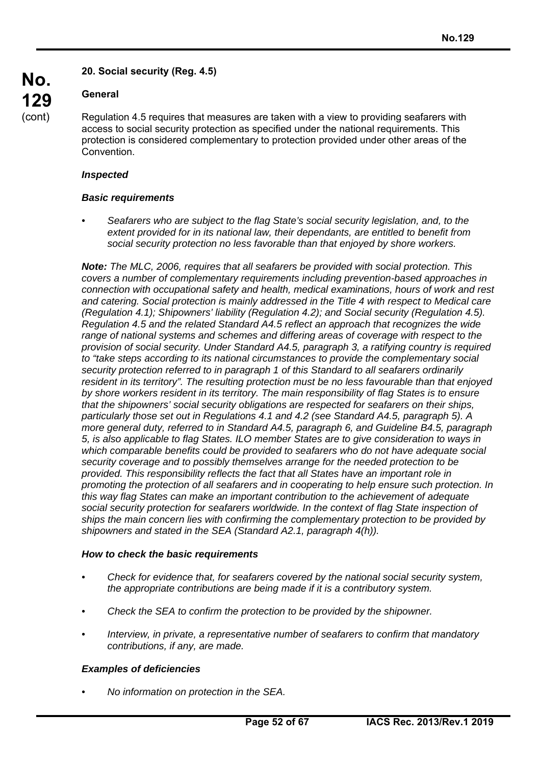## 20. Social security (Reg. 4.5)

**General**

Regulation 4.5 requires that measures are taken with a view to providing seafarers with access to social security protection as specified under the national requirements. This protection is considered complementary to protection provided under other areas of the Convention.

***Inspected***

***Basic requirements***

- *Seafarers who are subject to the flag State's social security legislation, and, to the extent provided for in its national law, their dependants, are entitled to benefit from social security protection no less favorable than that enjoyed by shore workers.*

***Note:*** *The MLC, 2006, requires that all seafarers be provided with social protection. This covers a number of complementary requirements including prevention-based approaches in connection with occupational safety and health, medical examinations, hours of work and rest and catering. Social protection is mainly addressed in the Title 4 with respect to Medical care (Regulation 4.1); Shipowners' liability (Regulation 4.2); and Social security (Regulation 4.5). Regulation 4.5 and the related Standard A4.5 reflect an approach that recognizes the wide range of national systems and schemes and differing areas of coverage with respect to the provision of social security. Under Standard A4.5, paragraph 3, a ratifying country is required to "take steps according to its national circumstances to provide the complementary social security protection referred to in paragraph 1 of this Standard to all seafarers ordinarily resident in its territory". The resulting protection must be no less favourable than that enjoyed by shore workers resident in its territory. The main responsibility of flag States is to ensure that the shipowners' social security obligations are respected for seafarers on their ships, particularly those set out in Regulations 4.1 and 4.2 (see Standard A4.5, paragraph 5). A more general duty, referred to in Standard A4.5, paragraph 6, and Guideline B4.5, paragraph 5, is also applicable to flag States. ILO member States are to give consideration to ways in which comparable benefits could be provided to seafarers who do not have adequate social security coverage and to possibly themselves arrange for the needed protection to be provided. This responsibility reflects the fact that all States have an important role in promoting the protection of all seafarers and in cooperating to help ensure such protection. In this way flag States can make an important contribution to the achievement of adequate social security protection for seafarers worldwide. In the context of flag State inspection of ships the main concern lies with confirming the complementary protection to be provided by shipowners and stated in the SEA (Standard A2.1, paragraph 4(h)).*

***How to check the basic requirements***

- *Check for evidence that, for seafarers covered by the national social security system, the appropriate contributions are being made if it is a contributory system.*
- *Check the SEA to confirm the protection to be provided by the shipowner.*
- *Interview, in private, a representative number of seafarers to confirm that mandatory contributions, if any, are made.*

***Examples of deficiencies***

- *No information on protection in the SEA.*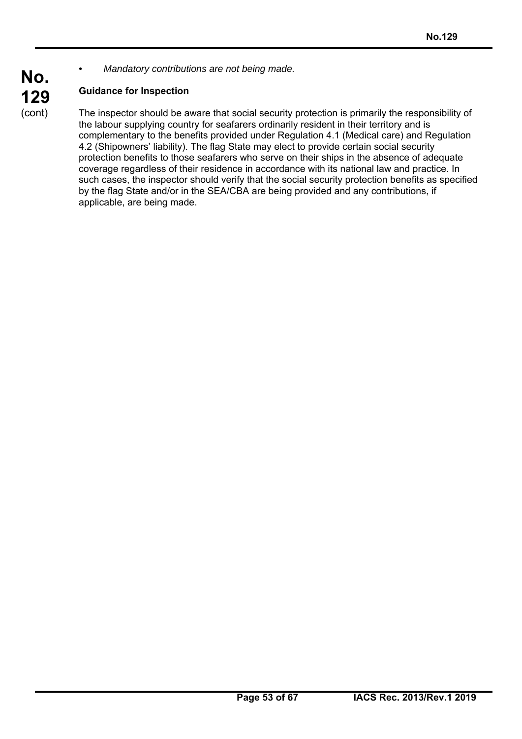- *Mandatory contributions are not being made.*

**Guidance for Inspection**

The inspector should be aware that social security protection is primarily the responsibility of the labour supplying country for seafarers ordinarily resident in their territory and is complementary to the benefits provided under Regulation 4.1 (Medical care) and Regulation 4.2 (Shipowners' liability). The flag State may elect to provide certain social security protection benefits to those seafarers who serve on their ships in the absence of adequate coverage regardless of their residence in accordance with its national law and practice. In such cases, the inspector should verify that the social security protection benefits as specified by the flag State and/or in the SEA/CBA are being provided and any contributions, if applicable, are being made.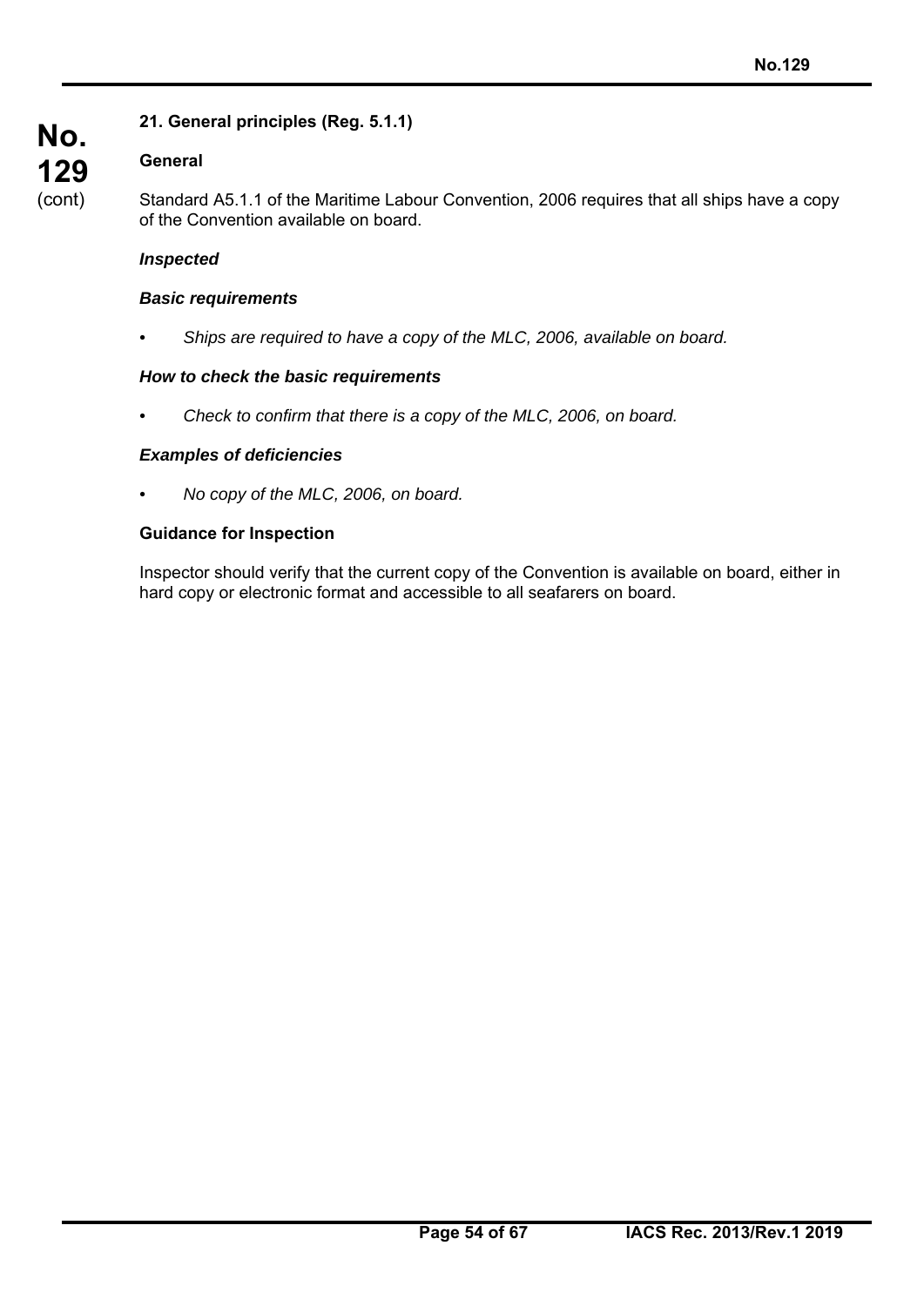## 21. General principles (Reg. 5.1.1)

### General

Standard A5.1.1 of the Maritime Labour Convention, 2006 requires that all ships have a copy of the Convention available on board.

***Inspected***

***Basic requirements***

- *Ships are required to have a copy of the MLC, 2006, available on board.*

***How to check the basic requirements***

- *Check to confirm that there is a copy of the MLC, 2006, on board.*

***Examples of deficiencies***

- *No copy of the MLC, 2006, on board.*

**Guidance for Inspection**

Inspector should verify that the current copy of the Convention is available on board, either in hard copy or electronic format and accessible to all seafarers on board.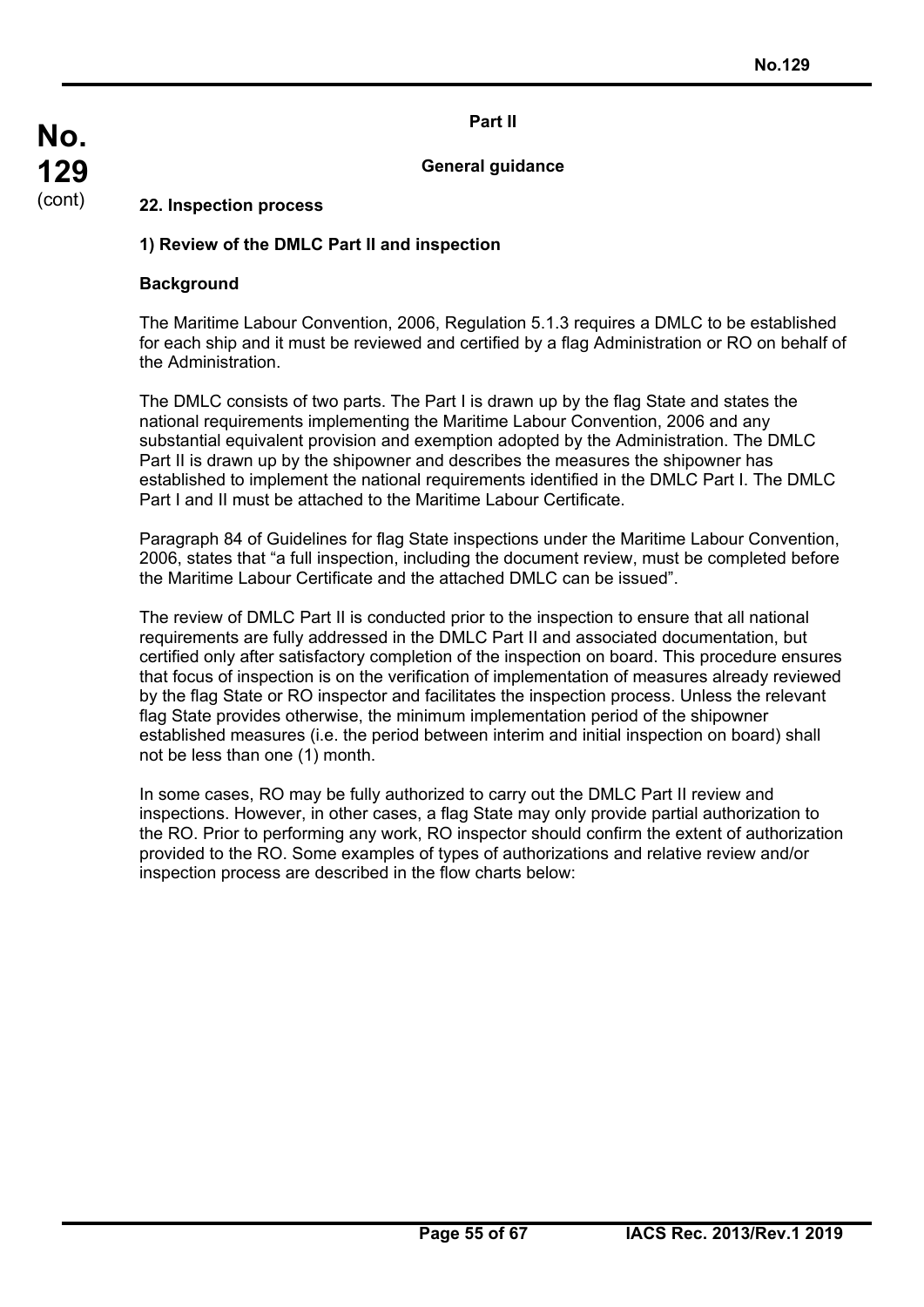## Part II

## General guidance

### 22. Inspection process

#### 1) Review of the DMLC Part II and inspection

**Background**

The Maritime Labour Convention, 2006, Regulation 5.1.3 requires a DMLC to be established for each ship and it must be reviewed and certified by a flag Administration or RO on behalf of the Administration.

The DMLC consists of two parts. The Part I is drawn up by the flag State and states the national requirements implementing the Maritime Labour Convention, 2006 and any substantial equivalent provision and exemption adopted by the Administration. The DMLC Part II is drawn up by the shipowner and describes the measures the shipowner has established to implement the national requirements identified in the DMLC Part I. The DMLC Part I and II must be attached to the Maritime Labour Certificate.

Paragraph 84 of Guidelines for flag State inspections under the Maritime Labour Convention, 2006, states that "a full inspection, including the document review, must be completed before the Maritime Labour Certificate and the attached DMLC can be issued".

The review of DMLC Part II is conducted prior to the inspection to ensure that all national requirements are fully addressed in the DMLC Part II and associated documentation, but certified only after satisfactory completion of the inspection on board. This procedure ensures that focus of inspection is on the verification of implementation of measures already reviewed by the flag State or RO inspector and facilitates the inspection process. Unless the relevant flag State provides otherwise, the minimum implementation period of the shipowner established measures (i.e. the period between interim and initial inspection on board) shall not be less than one (1) month.

In some cases, RO may be fully authorized to carry out the DMLC Part II review and inspections. However, in other cases, a flag State may only provide partial authorization to the RO. Prior to performing any work, RO inspector should confirm the extent of authorization provided to the RO. Some examples of types of authorizations and relative review and/or inspection process are described in the flow charts below: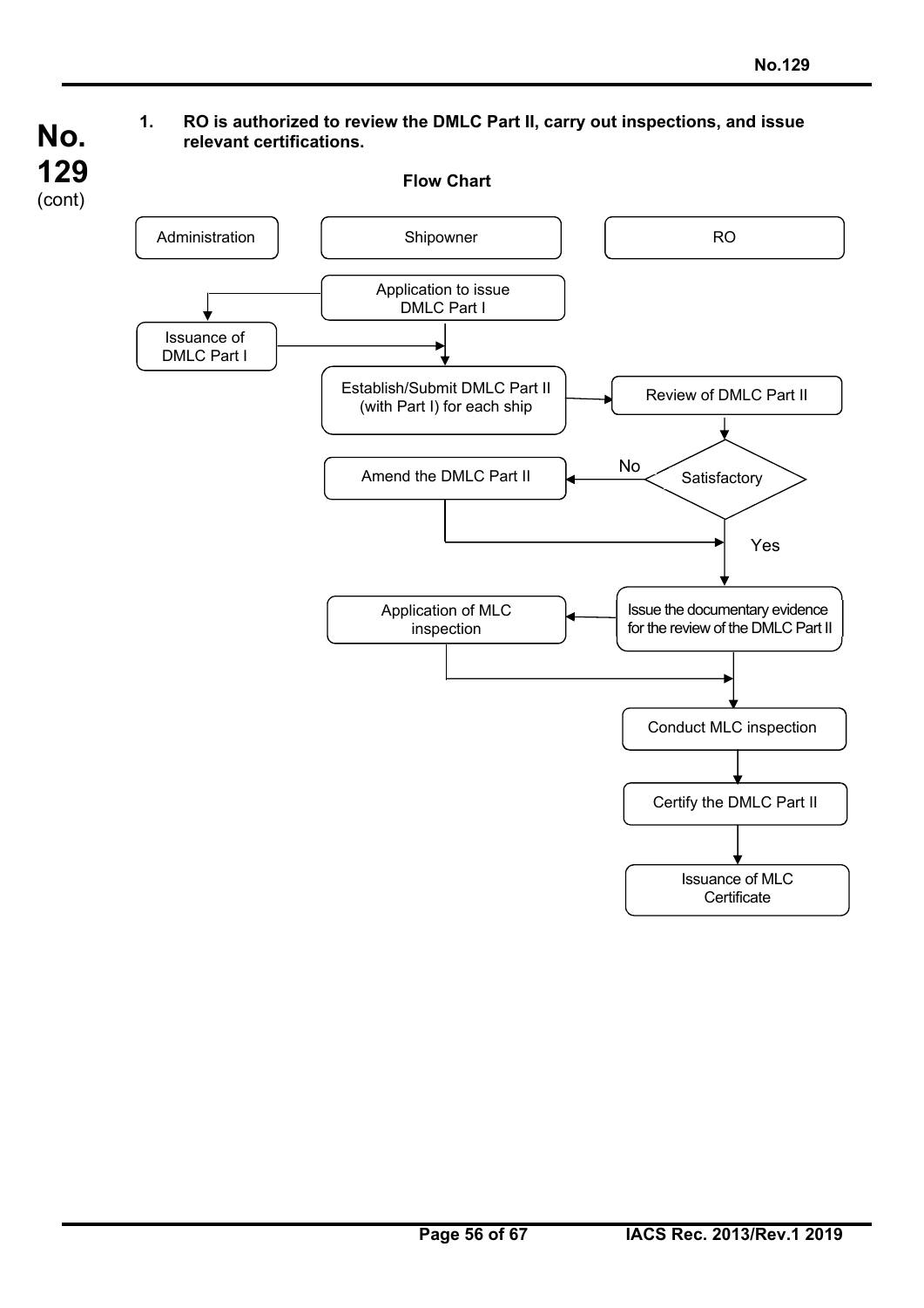**1. RO is authorized to review the DMLC Part II, carry out inspections, and issue relevant certifications.**

**Flow Chart**

| Administration | Shipowner | RO |
| --- | --- | --- |
| | Application to issue DMLC Part I | |
| Issuance of DMLC Part I | | |
| | Establish/Submit DMLC Part II (with Part I) for each ship | Review of DMLC Part II |
| | Amend the DMLC Part II | Satisfactory (No → Amend the DMLC Part II; Yes → Issue the documentary evidence for the review of the DMLC Part II) |
| | Application of MLC inspection | Issue the documentary evidence for the review of the DMLC Part II |
| | | Conduct MLC inspection |
| | | Certify the DMLC Part II |
| | | Issuance of MLC Certificate |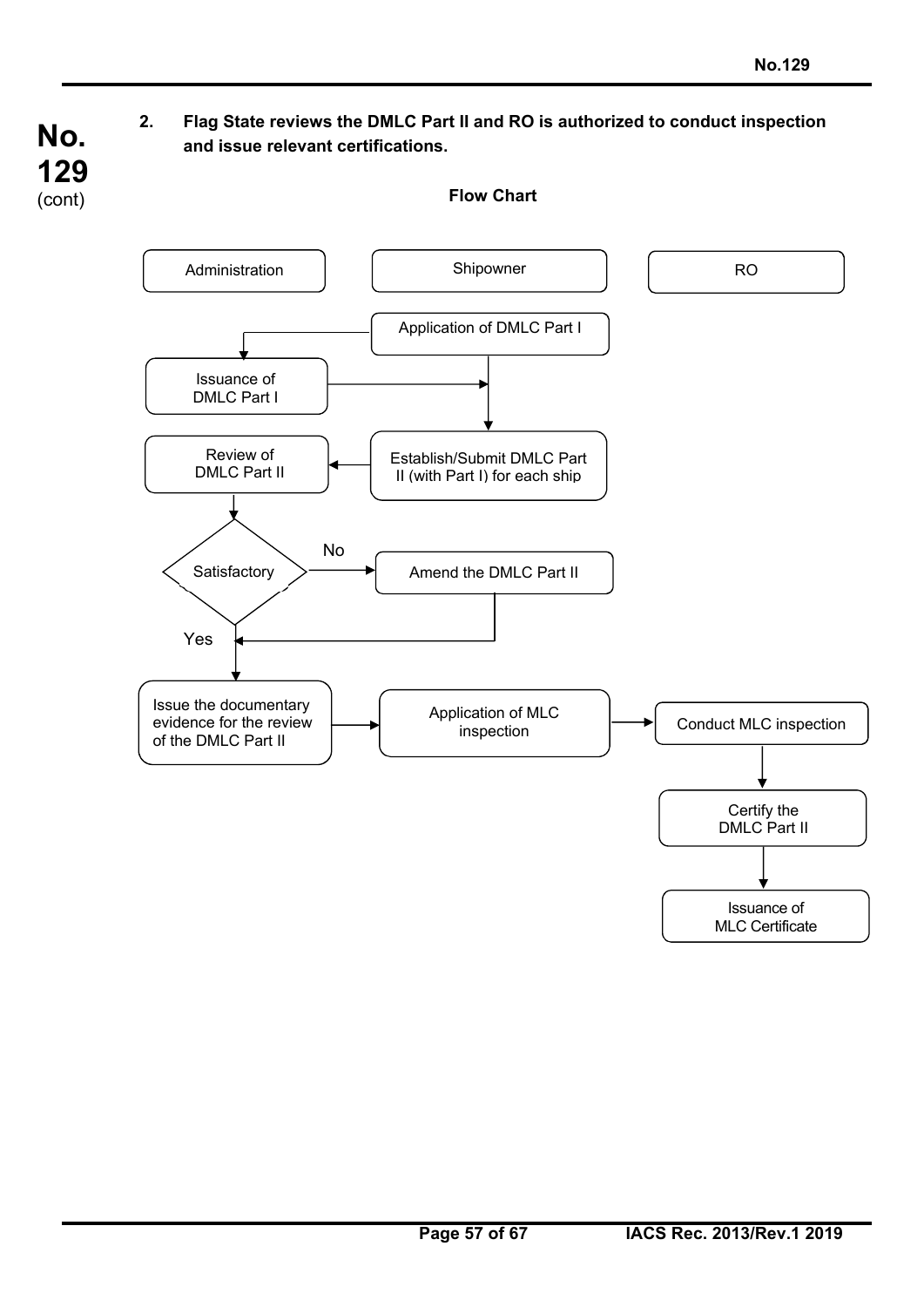2. **Flag State reviews the DMLC Part II and RO is authorized to conduct inspection and issue relevant certifications.**

**Flow Chart**

Administration

Shipowner

RO

Application of DMLC Part I

Issuance of DMLC Part I

Establish/Submit DMLC Part II (with Part I) for each ship

Review of DMLC Part II

Satisfactory

No

Amend the DMLC Part II

Yes

Issue the documentary evidence for the review of the DMLC Part II

Application of MLC inspection

Conduct MLC inspection

Certify the DMLC Part II

Issuance of MLC Certificate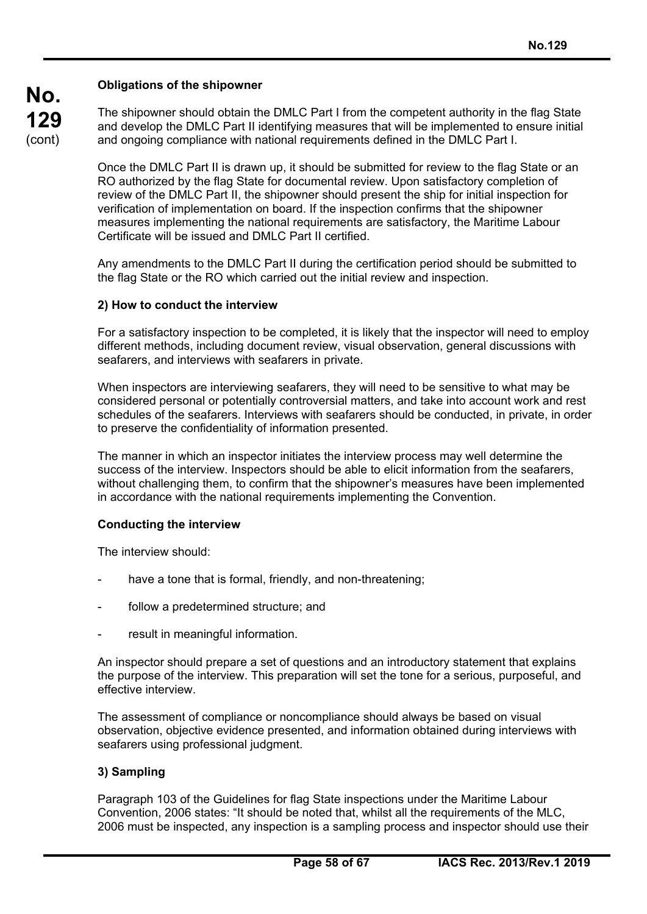**Obligations of the shipowner**

The shipowner should obtain the DMLC Part I from the competent authority in the flag State and develop the DMLC Part II identifying measures that will be implemented to ensure initial and ongoing compliance with national requirements defined in the DMLC Part I.

Once the DMLC Part II is drawn up, it should be submitted for review to the flag State or an RO authorized by the flag State for documental review. Upon satisfactory completion of review of the DMLC Part II, the shipowner should present the ship for initial inspection for verification of implementation on board. If the inspection confirms that the shipowner measures implementing the national requirements are satisfactory, the Maritime Labour Certificate will be issued and DMLC Part II certified.

Any amendments to the DMLC Part II during the certification period should be submitted to the flag State or the RO which carried out the initial review and inspection.

**2) How to conduct the interview**

For a satisfactory inspection to be completed, it is likely that the inspector will need to employ different methods, including document review, visual observation, general discussions with seafarers, and interviews with seafarers in private.

When inspectors are interviewing seafarers, they will need to be sensitive to what may be considered personal or potentially controversial matters, and take into account work and rest schedules of the seafarers. Interviews with seafarers should be conducted, in private, in order to preserve the confidentiality of information presented.

The manner in which an inspector initiates the interview process may well determine the success of the interview. Inspectors should be able to elicit information from the seafarers, without challenging them, to confirm that the shipowner's measures have been implemented in accordance with the national requirements implementing the Convention.

**Conducting the interview**

The interview should:

- have a tone that is formal, friendly, and non-threatening;
- follow a predetermined structure; and
- result in meaningful information.

An inspector should prepare a set of questions and an introductory statement that explains the purpose of the interview. This preparation will set the tone for a serious, purposeful, and effective interview.

The assessment of compliance or noncompliance should always be based on visual observation, objective evidence presented, and information obtained during interviews with seafarers using professional judgment.

**3) Sampling**

Paragraph 103 of the Guidelines for flag State inspections under the Maritime Labour Convention, 2006 states: "It should be noted that, whilst all the requirements of the MLC, 2006 must be inspected, any inspection is a sampling process and inspector should use their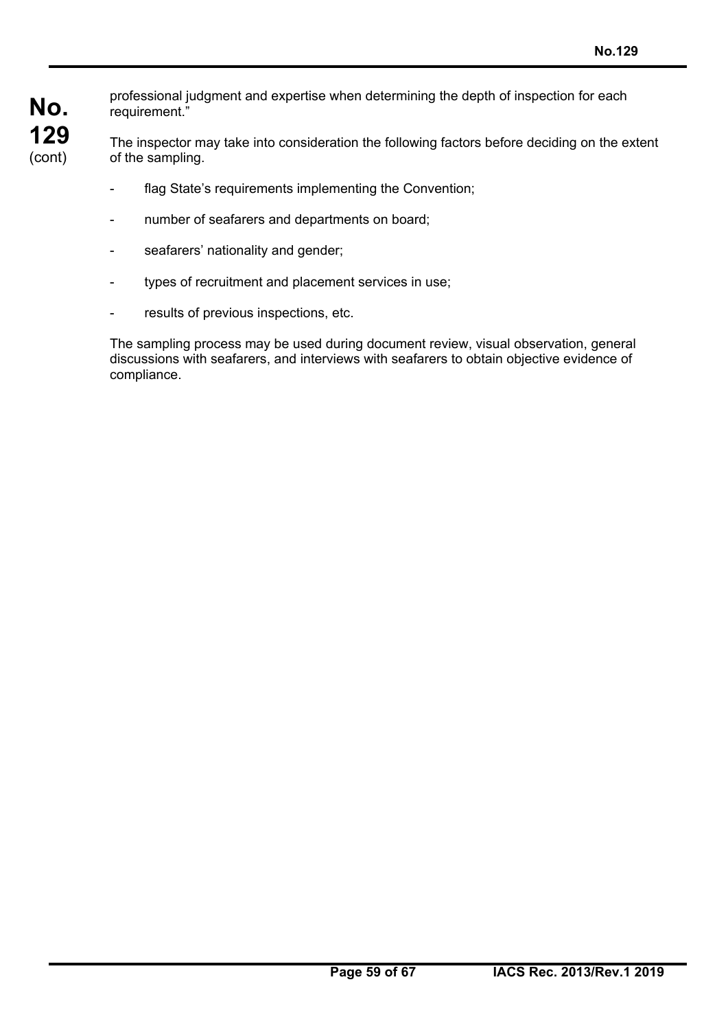professional judgment and expertise when determining the depth of inspection for each requirement."

The inspector may take into consideration the following factors before deciding on the extent of the sampling.

- flag State's requirements implementing the Convention;
- number of seafarers and departments on board;
- seafarers' nationality and gender;
- types of recruitment and placement services in use;
- results of previous inspections, etc.

The sampling process may be used during document review, visual observation, general discussions with seafarers, and interviews with seafarers to obtain objective evidence of compliance.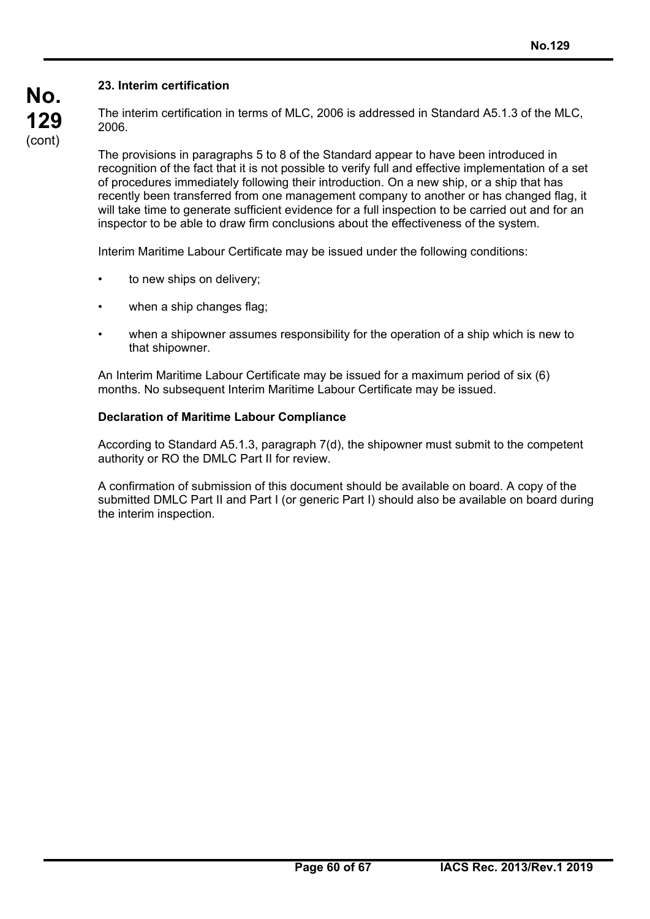## 23. Interim certification

The interim certification in terms of MLC, 2006 is addressed in Standard A5.1.3 of the MLC, 2006.

The provisions in paragraphs 5 to 8 of the Standard appear to have been introduced in recognition of the fact that it is not possible to verify full and effective implementation of a set of procedures immediately following their introduction. On a new ship, or a ship that has recently been transferred from one management company to another or has changed flag, it will take time to generate sufficient evidence for a full inspection to be carried out and for an inspector to be able to draw firm conclusions about the effectiveness of the system.

Interim Maritime Labour Certificate may be issued under the following conditions:

- to new ships on delivery;
- when a ship changes flag;
- when a shipowner assumes responsibility for the operation of a ship which is new to that shipowner.

An Interim Maritime Labour Certificate may be issued for a maximum period of six (6) months. No subsequent Interim Maritime Labour Certificate may be issued.

### Declaration of Maritime Labour Compliance

According to Standard A5.1.3, paragraph 7(d), the shipowner must submit to the competent authority or RO the DMLC Part II for review.

A confirmation of submission of this document should be available on board. A copy of the submitted DMLC Part II and Part I (or generic Part I) should also be available on board during the interim inspection.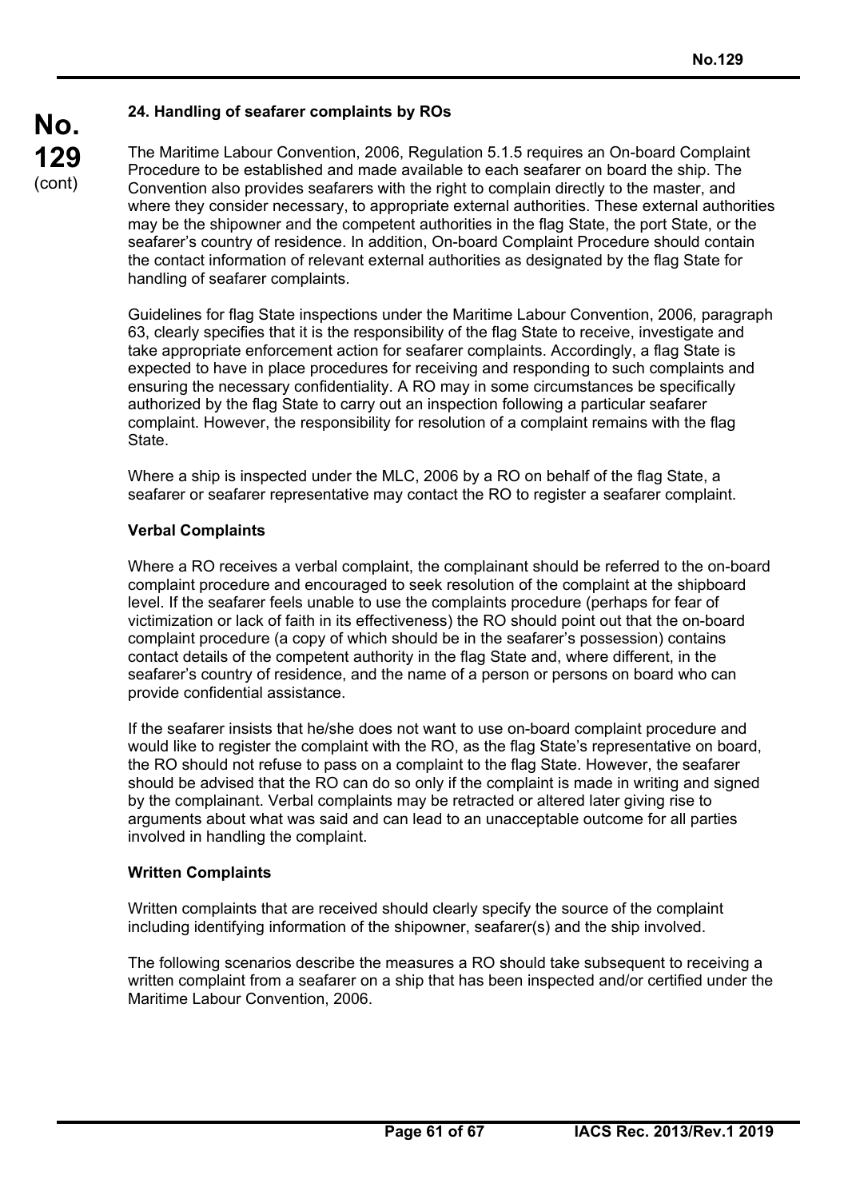### 24. Handling of seafarer complaints by ROs

The Maritime Labour Convention, 2006, Regulation 5.1.5 requires an On-board Complaint Procedure to be established and made available to each seafarer on board the ship. The Convention also provides seafarers with the right to complain directly to the master, and where they consider necessary, to appropriate external authorities. These external authorities may be the shipowner and the competent authorities in the flag State, the port State, or the seafarer's country of residence. In addition, On-board Complaint Procedure should contain the contact information of relevant external authorities as designated by the flag State for handling of seafarer complaints.

Guidelines for flag State inspections under the Maritime Labour Convention, 2006*,* paragraph 63, clearly specifies that it is the responsibility of the flag State to receive, investigate and take appropriate enforcement action for seafarer complaints. Accordingly, a flag State is expected to have in place procedures for receiving and responding to such complaints and ensuring the necessary confidentiality. A RO may in some circumstances be specifically authorized by the flag State to carry out an inspection following a particular seafarer complaint. However, the responsibility for resolution of a complaint remains with the flag State.

Where a ship is inspected under the MLC, 2006 by a RO on behalf of the flag State, a seafarer or seafarer representative may contact the RO to register a seafarer complaint.

**Verbal Complaints**

Where a RO receives a verbal complaint, the complainant should be referred to the on-board complaint procedure and encouraged to seek resolution of the complaint at the shipboard level. If the seafarer feels unable to use the complaints procedure (perhaps for fear of victimization or lack of faith in its effectiveness) the RO should point out that the on-board complaint procedure (a copy of which should be in the seafarer's possession) contains contact details of the competent authority in the flag State and, where different, in the seafarer's country of residence, and the name of a person or persons on board who can provide confidential assistance.

If the seafarer insists that he/she does not want to use on-board complaint procedure and would like to register the complaint with the RO, as the flag State's representative on board, the RO should not refuse to pass on a complaint to the flag State. However, the seafarer should be advised that the RO can do so only if the complaint is made in writing and signed by the complainant. Verbal complaints may be retracted or altered later giving rise to arguments about what was said and can lead to an unacceptable outcome for all parties involved in handling the complaint.

**Written Complaints**

Written complaints that are received should clearly specify the source of the complaint including identifying information of the shipowner, seafarer(s) and the ship involved.

The following scenarios describe the measures a RO should take subsequent to receiving a written complaint from a seafarer on a ship that has been inspected and/or certified under the Maritime Labour Convention, 2006.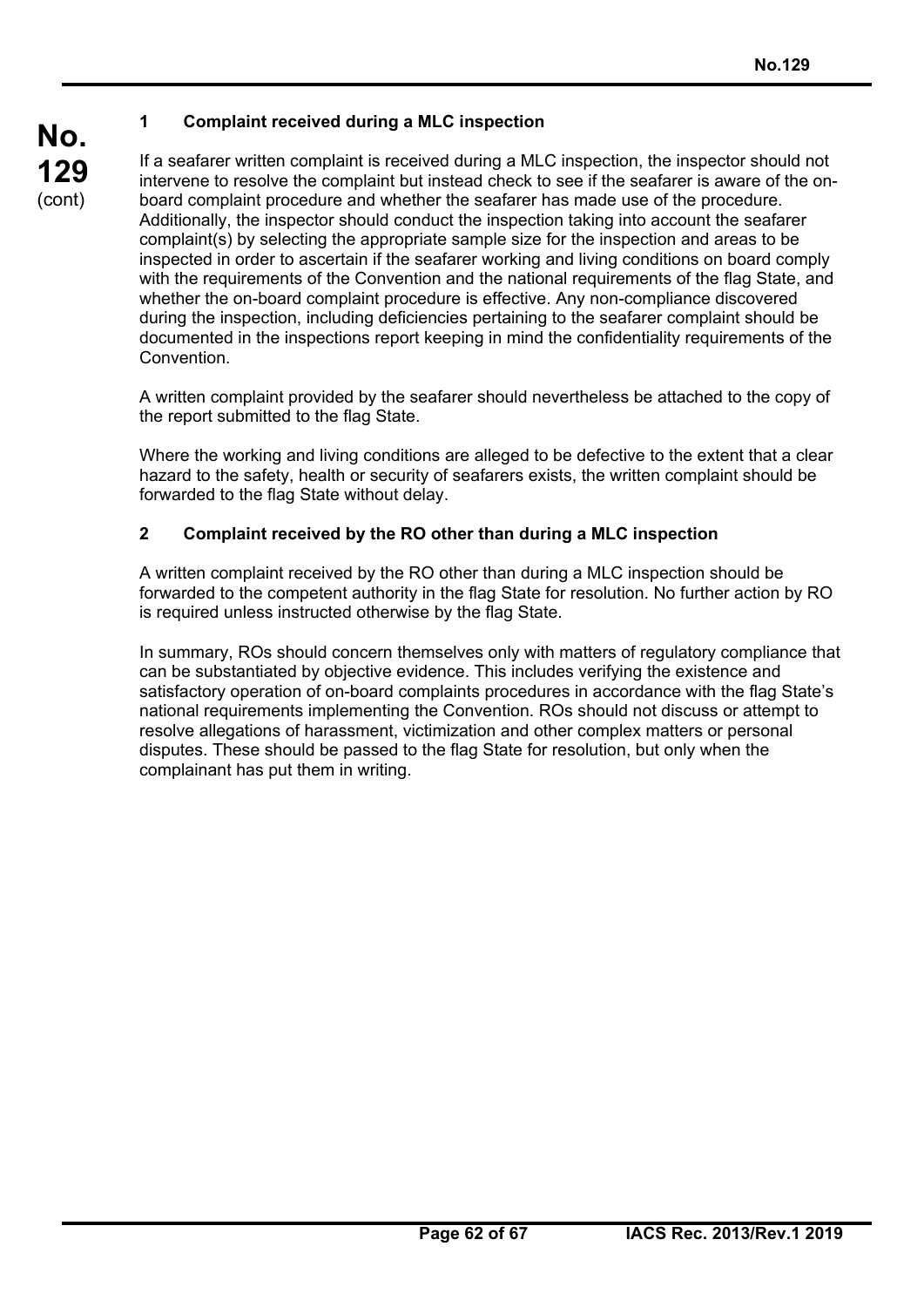### 1 Complaint received during a MLC inspection

If a seafarer written complaint is received during a MLC inspection, the inspector should not intervene to resolve the complaint but instead check to see if the seafarer is aware of the on-board complaint procedure and whether the seafarer has made use of the procedure. Additionally, the inspector should conduct the inspection taking into account the seafarer complaint(s) by selecting the appropriate sample size for the inspection and areas to be inspected in order to ascertain if the seafarer working and living conditions on board comply with the requirements of the Convention and the national requirements of the flag State, and whether the on-board complaint procedure is effective. Any non-compliance discovered during the inspection, including deficiencies pertaining to the seafarer complaint should be documented in the inspections report keeping in mind the confidentiality requirements of the Convention.

A written complaint provided by the seafarer should nevertheless be attached to the copy of the report submitted to the flag State.

Where the working and living conditions are alleged to be defective to the extent that a clear hazard to the safety, health or security of seafarers exists, the written complaint should be forwarded to the flag State without delay.

### 2 Complaint received by the RO other than during a MLC inspection

A written complaint received by the RO other than during a MLC inspection should be forwarded to the competent authority in the flag State for resolution. No further action by RO is required unless instructed otherwise by the flag State.

In summary, ROs should concern themselves only with matters of regulatory compliance that can be substantiated by objective evidence. This includes verifying the existence and satisfactory operation of on-board complaints procedures in accordance with the flag State's national requirements implementing the Convention. ROs should not discuss or attempt to resolve allegations of harassment, victimization and other complex matters or personal disputes. These should be passed to the flag State for resolution, but only when the complainant has put them in writing.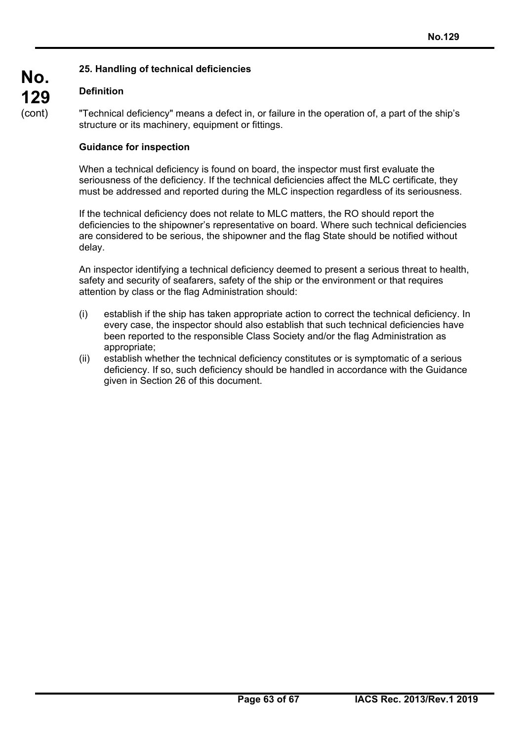## 25. Handling of technical deficiencies

### Definition

"Technical deficiency" means a defect in, or failure in the operation of, a part of the ship's structure or its machinery, equipment or fittings.

### Guidance for inspection

When a technical deficiency is found on board, the inspector must first evaluate the seriousness of the deficiency. If the technical deficiencies affect the MLC certificate, they must be addressed and reported during the MLC inspection regardless of its seriousness.

If the technical deficiency does not relate to MLC matters, the RO should report the deficiencies to the shipowner's representative on board. Where such technical deficiencies are considered to be serious, the shipowner and the flag State should be notified without delay.

An inspector identifying a technical deficiency deemed to present a serious threat to health, safety and security of seafarers, safety of the ship or the environment or that requires attention by class or the flag Administration should:

(i) establish if the ship has taken appropriate action to correct the technical deficiency. In every case, the inspector should also establish that such technical deficiencies have been reported to the responsible Class Society and/or the flag Administration as appropriate;

(ii) establish whether the technical deficiency constitutes or is symptomatic of a serious deficiency. If so, such deficiency should be handled in accordance with the Guidance given in Section 26 of this document.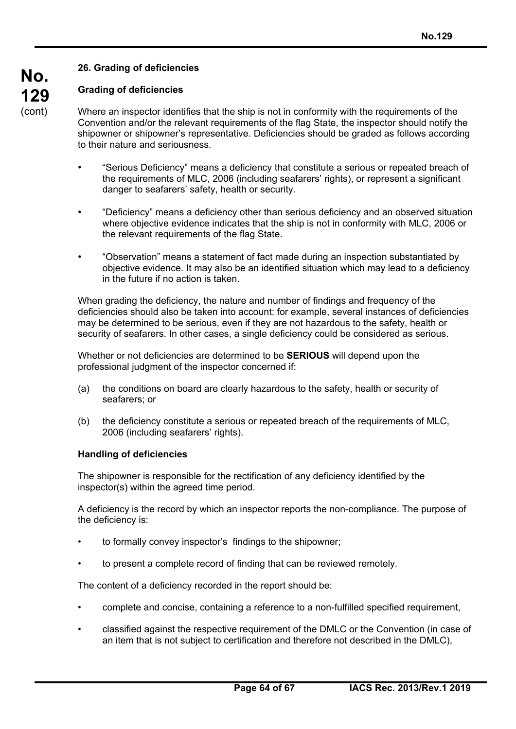## 26. Grading of deficiencies

### Grading of deficiencies

Where an inspector identifies that the ship is not in conformity with the requirements of the Convention and/or the relevant requirements of the flag State, the inspector should notify the shipowner or shipowner's representative. Deficiencies should be graded as follows according to their nature and seriousness.

- "Serious Deficiency" means a deficiency that constitute a serious or repeated breach of the requirements of MLC, 2006 (including seafarers' rights), or represent a significant danger to seafarers' safety, health or security.
- "Deficiency" means a deficiency other than serious deficiency and an observed situation where objective evidence indicates that the ship is not in conformity with MLC, 2006 or the relevant requirements of the flag State.
- "Observation" means a statement of fact made during an inspection substantiated by objective evidence. It may also be an identified situation which may lead to a deficiency in the future if no action is taken.

When grading the deficiency, the nature and number of findings and frequency of the deficiencies should also be taken into account: for example, several instances of deficiencies may be determined to be serious, even if they are not hazardous to the safety, health or security of seafarers. In other cases, a single deficiency could be considered as serious.

Whether or not deficiencies are determined to be **SERIOUS** will depend upon the professional judgment of the inspector concerned if:

(a) the conditions on board are clearly hazardous to the safety, health or security of seafarers; or

(b) the deficiency constitute a serious or repeated breach of the requirements of MLC, 2006 (including seafarers' rights).

### Handling of deficiencies

The shipowner is responsible for the rectification of any deficiency identified by the inspector(s) within the agreed time period.

A deficiency is the record by which an inspector reports the non-compliance. The purpose of the deficiency is:

- to formally convey inspector's findings to the shipowner;
- to present a complete record of finding that can be reviewed remotely.

The content of a deficiency recorded in the report should be:

- complete and concise, containing a reference to a non-fulfilled specified requirement,
- classified against the respective requirement of the DMLC or the Convention (in case of an item that is not subject to certification and therefore not described in the DMLC),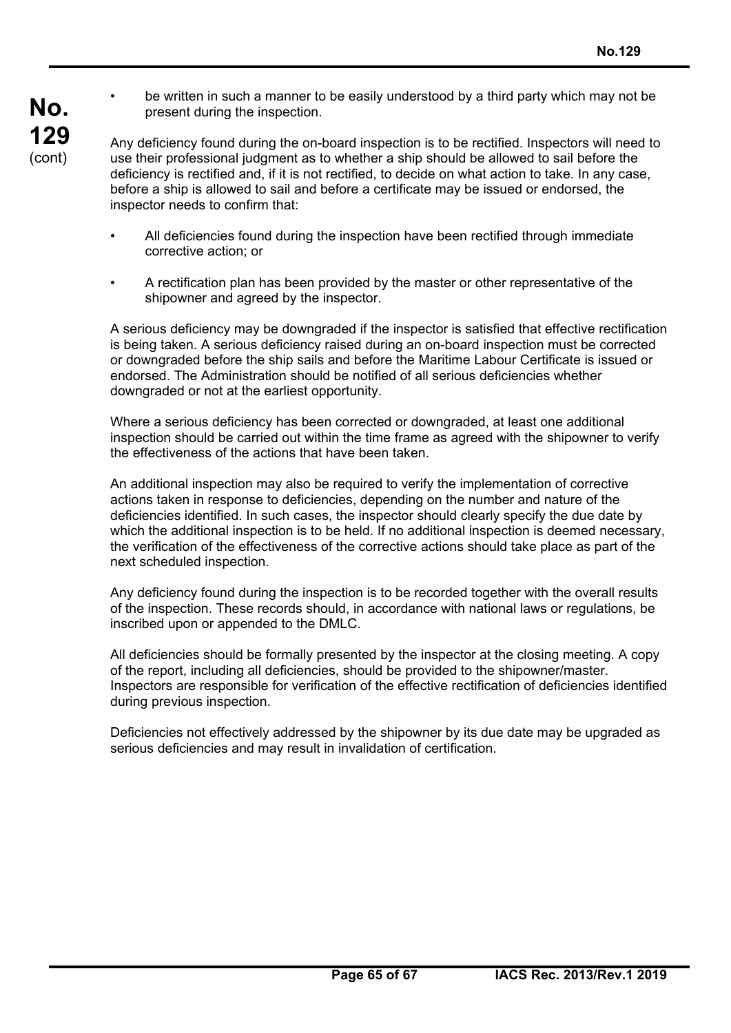- be written in such a manner to be easily understood by a third party which may not be present during the inspection.

Any deficiency found during the on-board inspection is to be rectified. Inspectors will need to use their professional judgment as to whether a ship should be allowed to sail before the deficiency is rectified and, if it is not rectified, to decide on what action to take. In any case, before a ship is allowed to sail and before a certificate may be issued or endorsed, the inspector needs to confirm that:

- All deficiencies found during the inspection have been rectified through immediate corrective action; or
- A rectification plan has been provided by the master or other representative of the shipowner and agreed by the inspector.

A serious deficiency may be downgraded if the inspector is satisfied that effective rectification is being taken. A serious deficiency raised during an on-board inspection must be corrected or downgraded before the ship sails and before the Maritime Labour Certificate is issued or endorsed. The Administration should be notified of all serious deficiencies whether downgraded or not at the earliest opportunity.

Where a serious deficiency has been corrected or downgraded, at least one additional inspection should be carried out within the time frame as agreed with the shipowner to verify the effectiveness of the actions that have been taken.

An additional inspection may also be required to verify the implementation of corrective actions taken in response to deficiencies, depending on the number and nature of the deficiencies identified. In such cases, the inspector should clearly specify the due date by which the additional inspection is to be held. If no additional inspection is deemed necessary, the verification of the effectiveness of the corrective actions should take place as part of the next scheduled inspection.

Any deficiency found during the inspection is to be recorded together with the overall results of the inspection. These records should, in accordance with national laws or regulations, be inscribed upon or appended to the DMLC.

All deficiencies should be formally presented by the inspector at the closing meeting. A copy of the report, including all deficiencies, should be provided to the shipowner/master. Inspectors are responsible for verification of the effective rectification of deficiencies identified during previous inspection.

Deficiencies not effectively addressed by the shipowner by its due date may be upgraded as serious deficiencies and may result in invalidation of certification.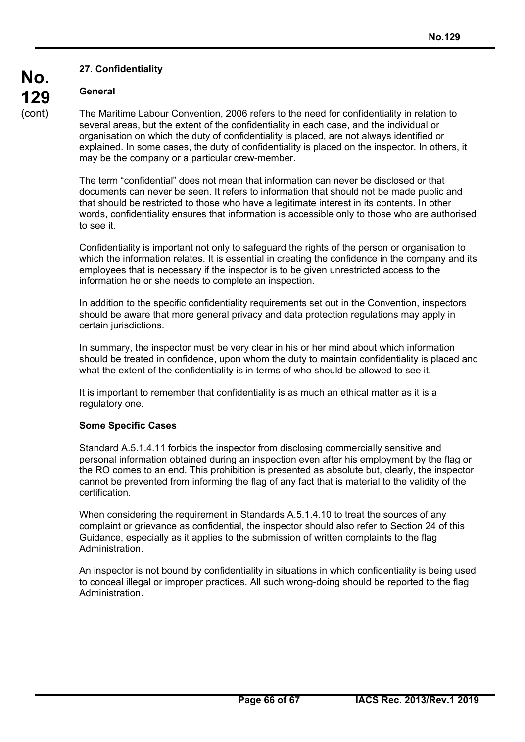## 27. Confidentiality

### General

The Maritime Labour Convention, 2006 refers to the need for confidentiality in relation to several areas, but the extent of the confidentiality in each case, and the individual or organisation on which the duty of confidentiality is placed, are not always identified or explained. In some cases, the duty of confidentiality is placed on the inspector. In others, it may be the company or a particular crew-member.

The term "confidential" does not mean that information can never be disclosed or that documents can never be seen. It refers to information that should not be made public and that should be restricted to those who have a legitimate interest in its contents. In other words, confidentiality ensures that information is accessible only to those who are authorised to see it.

Confidentiality is important not only to safeguard the rights of the person or organisation to which the information relates. It is essential in creating the confidence in the company and its employees that is necessary if the inspector is to be given unrestricted access to the information he or she needs to complete an inspection.

In addition to the specific confidentiality requirements set out in the Convention, inspectors should be aware that more general privacy and data protection regulations may apply in certain jurisdictions.

In summary, the inspector must be very clear in his or her mind about which information should be treated in confidence, upon whom the duty to maintain confidentiality is placed and what the extent of the confidentiality is in terms of who should be allowed to see it.

It is important to remember that confidentiality is as much an ethical matter as it is a regulatory one.

### Some Specific Cases

Standard A.5.1.4.11 forbids the inspector from disclosing commercially sensitive and personal information obtained during an inspection even after his employment by the flag or the RO comes to an end. This prohibition is presented as absolute but, clearly, the inspector cannot be prevented from informing the flag of any fact that is material to the validity of the certification.

When considering the requirement in Standards A.5.1.4.10 to treat the sources of any complaint or grievance as confidential, the inspector should also refer to Section 24 of this Guidance, especially as it applies to the submission of written complaints to the flag Administration.

An inspector is not bound by confidentiality in situations in which confidentiality is being used to conceal illegal or improper practices. All such wrong-doing should be reported to the flag Administration.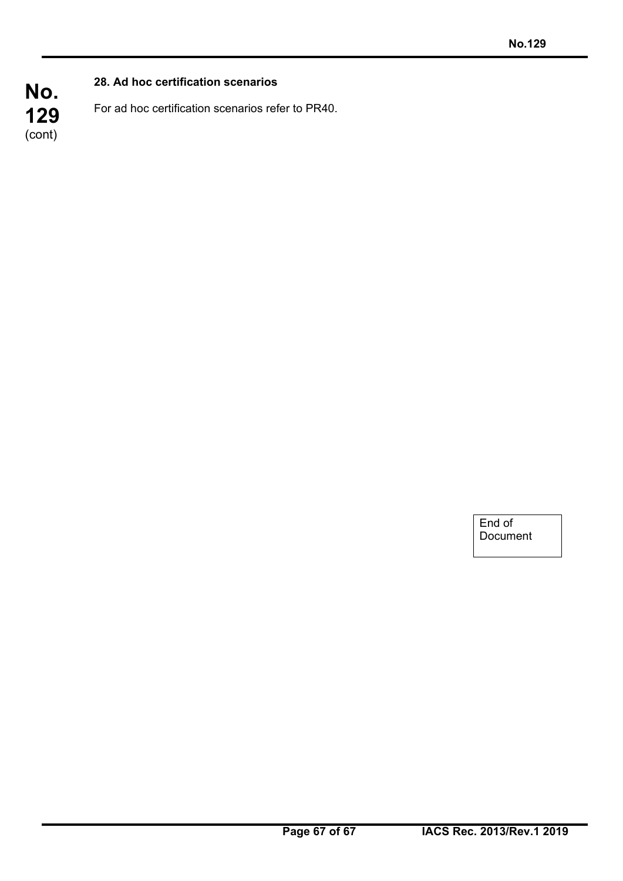## 28. Ad hoc certification scenarios

For ad hoc certification scenarios refer to PR40.

End of Document